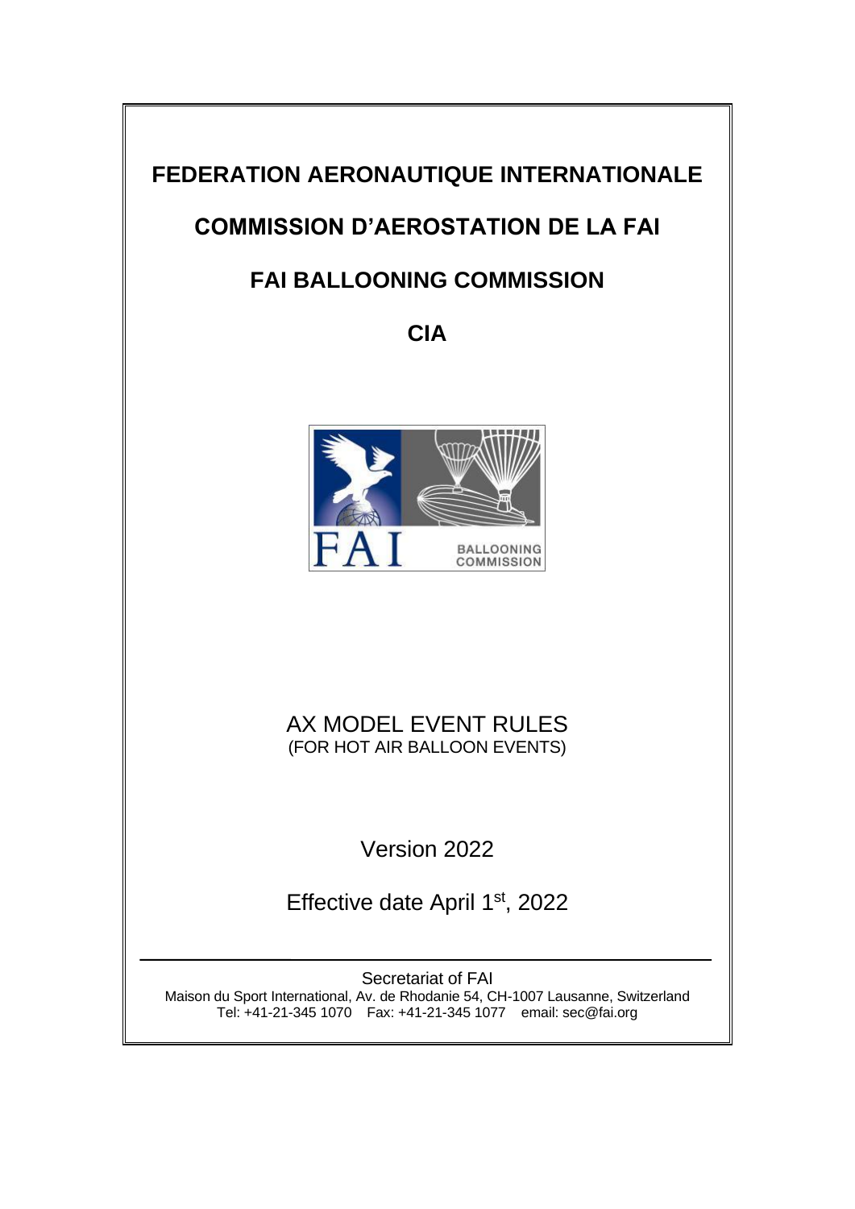# FEDERATION AERONAUTIQUE INTERNATIONALE

# COMMISSION D'AEROSTATION DE LA FAI

# FAI BALLOONING COMMISSION

# CIA

AX MODEL EVENT RULES
(FOR HOT AIR BALLOON EVENTS)

Version 2022

Effective date April 1st, 2022

---

Secretariat of FAI
Maison du Sport International, Av. de Rhodanie 54, CH-1007 Lausanne, Switzerland
Tel: +41-21-345 1070 Fax: +41-21-345 1077 email: sec@fai.org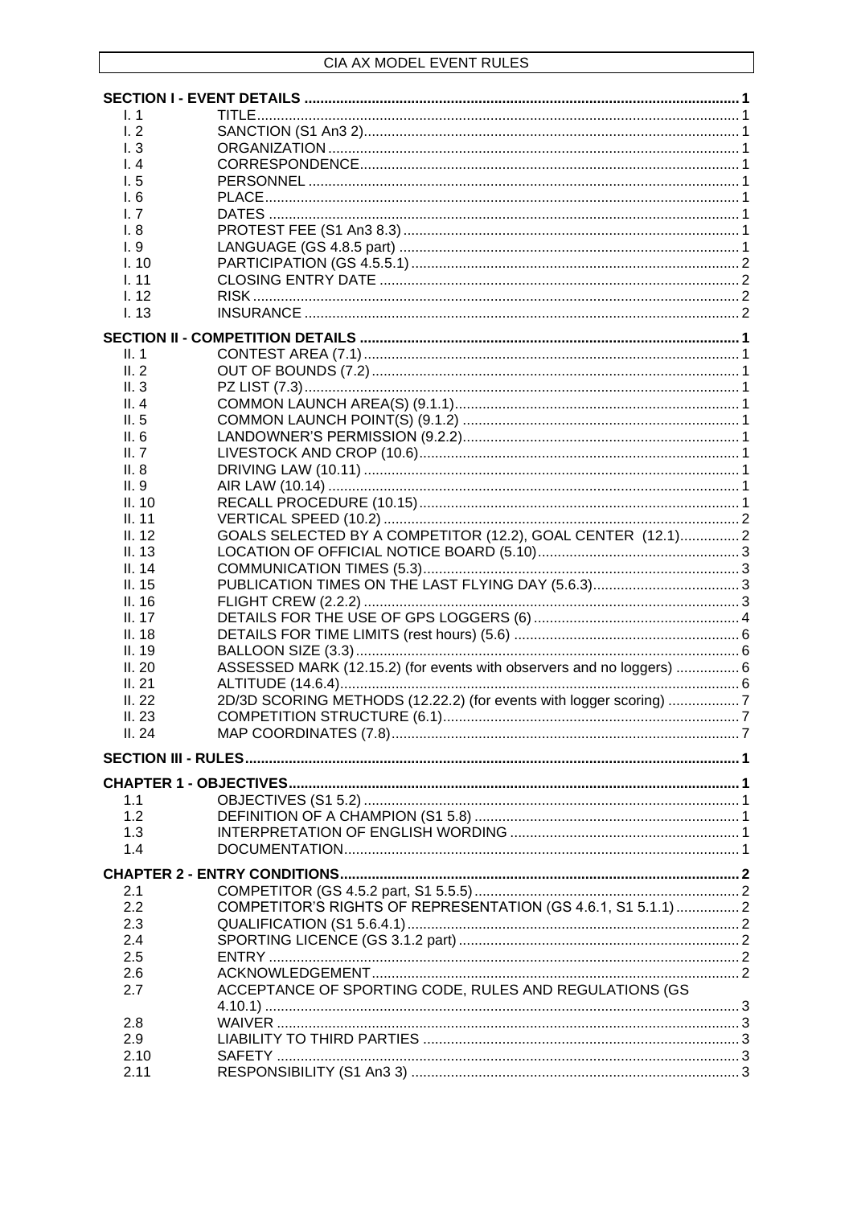**SECTION I - EVENT DETAILS** .......... 1

| | | |
|---|---|---|
| I. 1 | TITLE | 1 |
| I. 2 | SANCTION (S1 An3 2) | 1 |
| I. 3 | ORGANIZATION | 1 |
| I. 4 | CORRESPONDENCE | 1 |
| I. 5 | PERSONNEL | 1 |
| I. 6 | PLACE | 1 |
| I. 7 | DATES | 1 |
| I. 8 | PROTEST FEE (S1 An3 8.3) | 1 |
| I. 9 | LANGUAGE (GS 4.8.5 part) | 1 |
| I. 10 | PARTICIPATION (GS 4.5.5.1) | 2 |
| I. 11 | CLOSING ENTRY DATE | 2 |
| I. 12 | RISK | 2 |
| I. 13 | INSURANCE | 2 |

**SECTION II - COMPETITION DETAILS** .......... 1

| | | |
|---|---|---|
| II. 1 | CONTEST AREA (7.1) | 1 |
| II. 2 | OUT OF BOUNDS (7.2) | 1 |
| II. 3 | PZ LIST (7.3) | 1 |
| II. 4 | COMMON LAUNCH AREA(S) (9.1.1) | 1 |
| II. 5 | COMMON LAUNCH POINT(S) (9.1.2) | 1 |
| II. 6 | LANDOWNER'S PERMISSION (9.2.2) | 1 |
| II. 7 | LIVESTOCK AND CROP (10.6) | 1 |
| II. 8 | DRIVING LAW (10.11) | 1 |
| II. 9 | AIR LAW (10.14) | 1 |
| II. 10 | RECALL PROCEDURE (10.15) | 1 |
| II. 11 | VERTICAL SPEED (10.2) | 2 |
| II. 12 | GOALS SELECTED BY A COMPETITOR (12.2), GOAL CENTER (12.1) | 2 |
| II. 13 | LOCATION OF OFFICIAL NOTICE BOARD (5.10) | 3 |
| II. 14 | COMMUNICATION TIMES (5.3) | 3 |
| II. 15 | PUBLICATION TIMES ON THE LAST FLYING DAY (5.6.3) | 3 |
| II. 16 | FLIGHT CREW (2.2.2) | 3 |
| II. 17 | DETAILS FOR THE USE OF GPS LOGGERS (6) | 4 |
| II. 18 | DETAILS FOR TIME LIMITS (rest hours) (5.6) | 6 |
| II. 19 | BALLOON SIZE (3.3) | 6 |
| II. 20 | ASSESSED MARK (12.15.2) (for events with observers and no loggers) | 6 |
| II. 21 | ALTITUDE (14.6.4) | 6 |
| II. 22 | 2D/3D SCORING METHODS (12.22.2) (for events with logger scoring) | 7 |
| II. 23 | COMPETITION STRUCTURE (6.1) | 7 |
| II. 24 | MAP COORDINATES (7.8) | 7 |

**SECTION III - RULES** .......... 1

**CHAPTER 1 - OBJECTIVES** .......... 1

| | | |
|---|---|---|
| 1.1 | OBJECTIVES (S1 5.2) | 1 |
| 1.2 | DEFINITION OF A CHAMPION (S1 5.8) | 1 |
| 1.3 | INTERPRETATION OF ENGLISH WORDING | 1 |
| 1.4 | DOCUMENTATION | 1 |

**CHAPTER 2 - ENTRY CONDITIONS** .......... 2

| | | |
|---|---|---|
| 2.1 | COMPETITOR (GS 4.5.2 part, S1 5.5.5) | 2 |
| 2.2 | COMPETITOR'S RIGHTS OF REPRESENTATION (GS 4.6.1, S1 5.1.1) | 2 |
| 2.3 | QUALIFICATION (S1 5.6.4.1) | 2 |
| 2.4 | SPORTING LICENCE (GS 3.1.2 part) | 2 |
| 2.5 | ENTRY | 2 |
| 2.6 | ACKNOWLEDGEMENT | 2 |
| 2.7 | ACCEPTANCE OF SPORTING CODE, RULES AND REGULATIONS (GS 4.10.1) | 3 |
| 2.8 | WAIVER | 3 |
| 2.9 | LIABILITY TO THIRD PARTIES | 3 |
| 2.10 | SAFETY | 3 |
| 2.11 | RESPONSIBILITY (S1 An3 3) | 3 |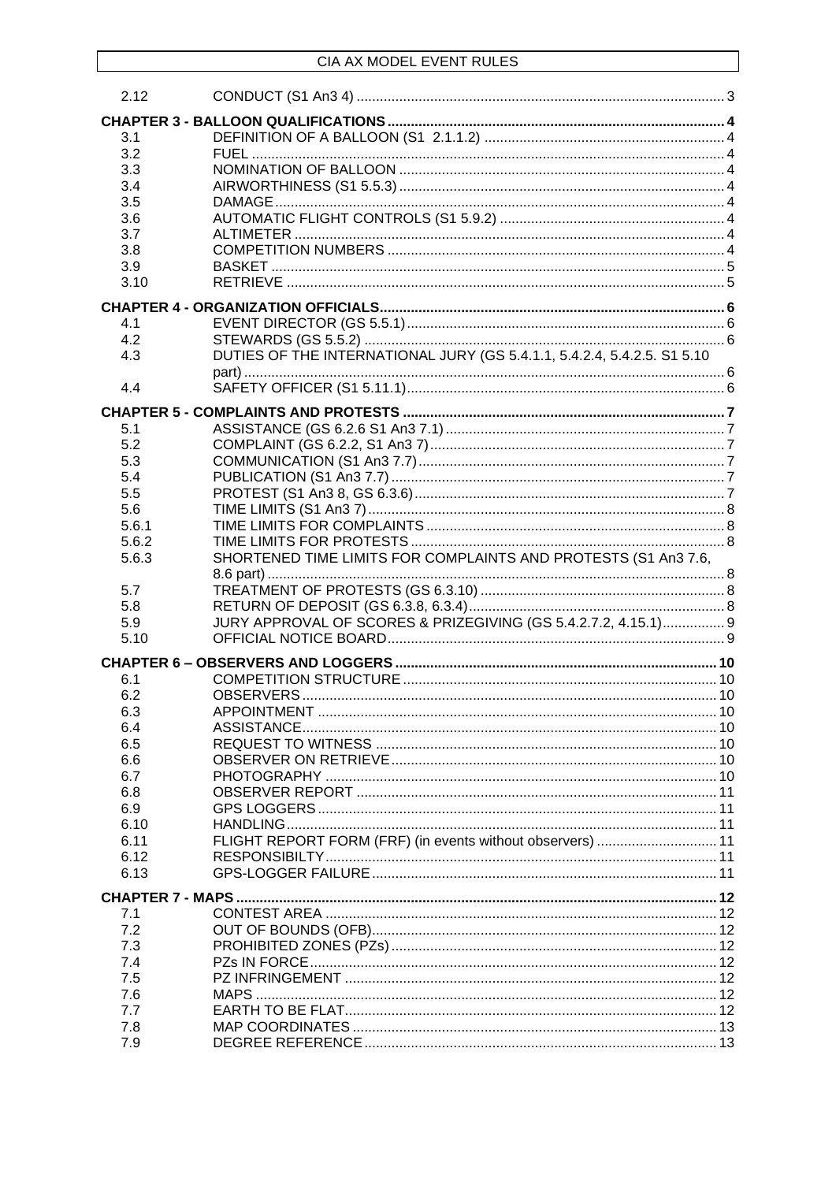| | | |
|---|---|---|
| 2.12 | CONDUCT (S1 An3 4) | 3 |
| **CHAPTER 3 - BALLOON QUALIFICATIONS** | | **4** |
| 3.1 | DEFINITION OF A BALLOON (S1 2.1.1.2) | 4 |
| 3.2 | FUEL | 4 |
| 3.3 | NOMINATION OF BALLOON | 4 |
| 3.4 | AIRWORTHINESS (S1 5.5.3) | 4 |
| 3.5 | DAMAGE | 4 |
| 3.6 | AUTOMATIC FLIGHT CONTROLS (S1 5.9.2) | 4 |
| 3.7 | ALTIMETER | 4 |
| 3.8 | COMPETITION NUMBERS | 4 |
| 3.9 | BASKET | 5 |
| 3.10 | RETRIEVE | 5 |
| **CHAPTER 4 - ORGANIZATION OFFICIALS** | | **6** |
| 4.1 | EVENT DIRECTOR (GS 5.5.1) | 6 |
| 4.2 | STEWARDS (GS 5.5.2) | 6 |
| 4.3 | DUTIES OF THE INTERNATIONAL JURY (GS 5.4.1.1, 5.4.2.4, 5.4.2.5. S1 5.10 part) | 6 |
| 4.4 | SAFETY OFFICER (S1 5.11.1) | 6 |
| **CHAPTER 5 - COMPLAINTS AND PROTESTS** | | **7** |
| 5.1 | ASSISTANCE (GS 6.2.6 S1 An3 7.1) | 7 |
| 5.2 | COMPLAINT (GS 6.2.2, S1 An3 7) | 7 |
| 5.3 | COMMUNICATION (S1 An3 7.7) | 7 |
| 5.4 | PUBLICATION (S1 An3 7.7) | 7 |
| 5.5 | PROTEST (S1 An3 8, GS 6.3.6) | 7 |
| 5.6 | TIME LIMITS (S1 An3 7) | 8 |
| 5.6.1 | TIME LIMITS FOR COMPLAINTS | 8 |
| 5.6.2 | TIME LIMITS FOR PROTESTS | 8 |
| 5.6.3 | SHORTENED TIME LIMITS FOR COMPLAINTS AND PROTESTS (S1 An3 7.6, 8.6 part) | 8 |
| 5.7 | TREATMENT OF PROTESTS (GS 6.3.10) | 8 |
| 5.8 | RETURN OF DEPOSIT (GS 6.3.8, 6.3.4) | 8 |
| 5.9 | JURY APPROVAL OF SCORES & PRIZEGIVING (GS 5.4.2.7.2, 4.15.1) | 9 |
| 5.10 | OFFICIAL NOTICE BOARD | 9 |
| **CHAPTER 6 – OBSERVERS AND LOGGERS** | | **10** |
| 6.1 | COMPETITION STRUCTURE | 10 |
| 6.2 | OBSERVERS | 10 |
| 6.3 | APPOINTMENT | 10 |
| 6.4 | ASSISTANCE | 10 |
| 6.5 | REQUEST TO WITNESS | 10 |
| 6.6 | OBSERVER ON RETRIEVE | 10 |
| 6.7 | PHOTOGRAPHY | 10 |
| 6.8 | OBSERVER REPORT | 11 |
| 6.9 | GPS LOGGERS | 11 |
| 6.10 | HANDLING | 11 |
| 6.11 | FLIGHT REPORT FORM (FRF) (in events without observers) | 11 |
| 6.12 | RESPONSIBILTY | 11 |
| 6.13 | GPS-LOGGER FAILURE | 11 |
| **CHAPTER 7 - MAPS** | | **12** |
| 7.1 | CONTEST AREA | 12 |
| 7.2 | OUT OF BOUNDS (OFB) | 12 |
| 7.3 | PROHIBITED ZONES (PZs) | 12 |
| 7.4 | PZs IN FORCE | 12 |
| 7.5 | PZ INFRINGEMENT | 12 |
| 7.6 | MAPS | 12 |
| 7.7 | EARTH TO BE FLAT | 12 |
| 7.8 | MAP COORDINATES | 13 |
| 7.9 | DEGREE REFERENCE | 13 |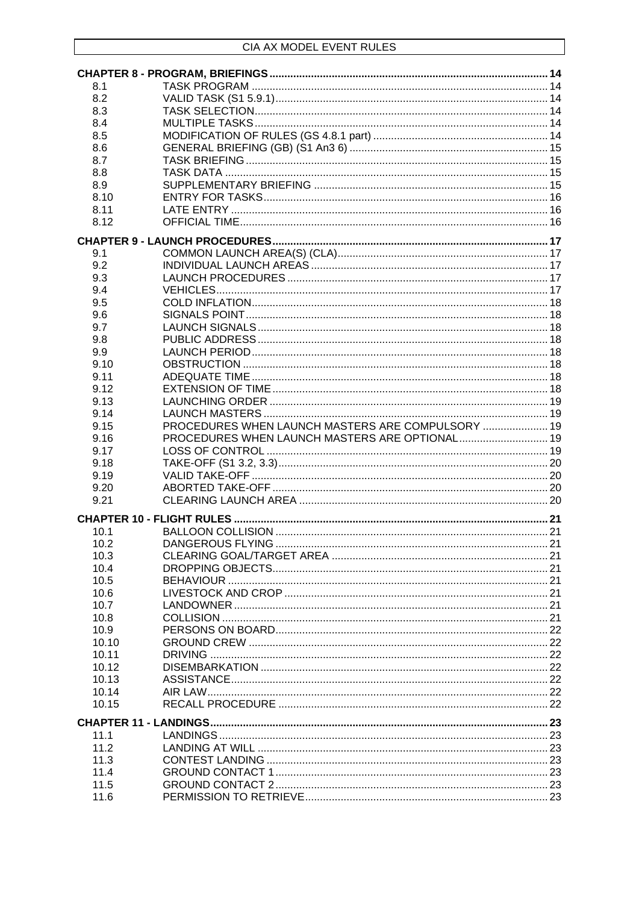| | | |
|---|---|---|
| **CHAPTER 8 - PROGRAM, BRIEFINGS** | | **14** |
| 8.1 | TASK PROGRAM | 14 |
| 8.2 | VALID TASK (S1 5.9.1) | 14 |
| 8.3 | TASK SELECTION | 14 |
| 8.4 | MULTIPLE TASKS | 14 |
| 8.5 | MODIFICATION OF RULES (GS 4.8.1 part) | 14 |
| 8.6 | GENERAL BRIEFING (GB) (S1 An3 6) | 15 |
| 8.7 | TASK BRIEFING | 15 |
| 8.8 | TASK DATA | 15 |
| 8.9 | SUPPLEMENTARY BRIEFING | 15 |
| 8.10 | ENTRY FOR TASKS | 16 |
| 8.11 | LATE ENTRY | 16 |
| 8.12 | OFFICIAL TIME | 16 |
| **CHAPTER 9 - LAUNCH PROCEDURES** | | **17** |
| 9.1 | COMMON LAUNCH AREA(S) (CLA) | 17 |
| 9.2 | INDIVIDUAL LAUNCH AREAS | 17 |
| 9.3 | LAUNCH PROCEDURES | 17 |
| 9.4 | VEHICLES | 17 |
| 9.5 | COLD INFLATION | 18 |
| 9.6 | SIGNALS POINT | 18 |
| 9.7 | LAUNCH SIGNALS | 18 |
| 9.8 | PUBLIC ADDRESS | 18 |
| 9.9 | LAUNCH PERIOD | 18 |
| 9.10 | OBSTRUCTION | 18 |
| 9.11 | ADEQUATE TIME | 18 |
| 9.12 | EXTENSION OF TIME | 18 |
| 9.13 | LAUNCHING ORDER | 19 |
| 9.14 | LAUNCH MASTERS | 19 |
| 9.15 | PROCEDURES WHEN LAUNCH MASTERS ARE COMPULSORY | 19 |
| 9.16 | PROCEDURES WHEN LAUNCH MASTERS ARE OPTIONAL | 19 |
| 9.17 | LOSS OF CONTROL | 19 |
| 9.18 | TAKE-OFF (S1 3.2, 3.3) | 20 |
| 9.19 | VALID TAKE-OFF | 20 |
| 9.20 | ABORTED TAKE-OFF | 20 |
| 9.21 | CLEARING LAUNCH AREA | 20 |
| **CHAPTER 10 - FLIGHT RULES** | | **21** |
| 10.1 | BALLOON COLLISION | 21 |
| 10.2 | DANGEROUS FLYING | 21 |
| 10.3 | CLEARING GOAL/TARGET AREA | 21 |
| 10.4 | DROPPING OBJECTS | 21 |
| 10.5 | BEHAVIOUR | 21 |
| 10.6 | LIVESTOCK AND CROP | 21 |
| 10.7 | LANDOWNER | 21 |
| 10.8 | COLLISION | 21 |
| 10.9 | PERSONS ON BOARD | 22 |
| 10.10 | GROUND CREW | 22 |
| 10.11 | DRIVING | 22 |
| 10.12 | DISEMBARKATION | 22 |
| 10.13 | ASSISTANCE | 22 |
| 10.14 | AIR LAW | 22 |
| 10.15 | RECALL PROCEDURE | 22 |
| **CHAPTER 11 - LANDINGS** | | **23** |
| 11.1 | LANDINGS | 23 |
| 11.2 | LANDING AT WILL | 23 |
| 11.3 | CONTEST LANDING | 23 |
| 11.4 | GROUND CONTACT 1 | 23 |
| 11.5 | GROUND CONTACT 2 | 23 |
| 11.6 | PERMISSION TO RETRIEVE | 23 |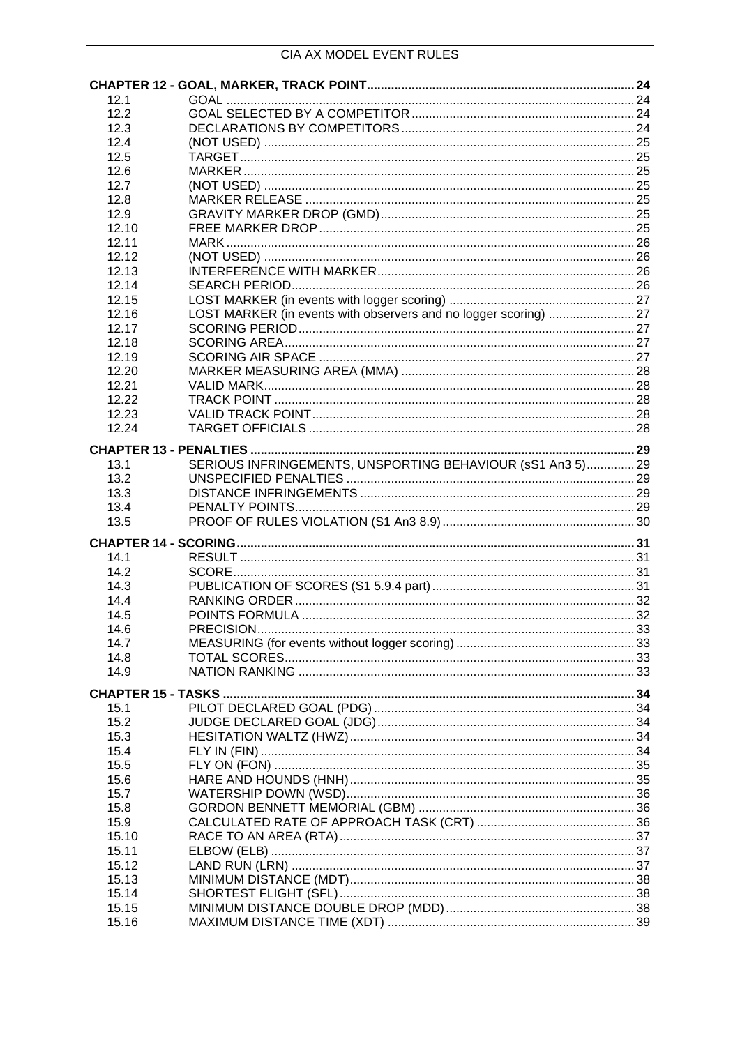**CHAPTER 12 - GOAL, MARKER, TRACK POINT** ........ 24

| | | |
|---|---|---|
| 12.1 | GOAL | 24 |
| 12.2 | GOAL SELECTED BY A COMPETITOR | 24 |
| 12.3 | DECLARATIONS BY COMPETITORS | 24 |
| 12.4 | (NOT USED) | 25 |
| 12.5 | TARGET | 25 |
| 12.6 | MARKER | 25 |
| 12.7 | (NOT USED) | 25 |
| 12.8 | MARKER RELEASE | 25 |
| 12.9 | GRAVITY MARKER DROP (GMD) | 25 |
| 12.10 | FREE MARKER DROP | 25 |
| 12.11 | MARK | 26 |
| 12.12 | (NOT USED) | 26 |
| 12.13 | INTERFERENCE WITH MARKER | 26 |
| 12.14 | SEARCH PERIOD | 26 |
| 12.15 | LOST MARKER (in events with logger scoring) | 27 |
| 12.16 | LOST MARKER (in events with observers and no logger scoring) | 27 |
| 12.17 | SCORING PERIOD | 27 |
| 12.18 | SCORING AREA | 27 |
| 12.19 | SCORING AIR SPACE | 27 |
| 12.20 | MARKER MEASURING AREA (MMA) | 28 |
| 12.21 | VALID MARK | 28 |
| 12.22 | TRACK POINT | 28 |
| 12.23 | VALID TRACK POINT | 28 |
| 12.24 | TARGET OFFICIALS | 28 |

**CHAPTER 13 - PENALTIES** ........ 29

| | | |
|---|---|---|
| 13.1 | SERIOUS INFRINGEMENTS, UNSPORTING BEHAVIOUR (sS1 An3 5) | 29 |
| 13.2 | UNSPECIFIED PENALTIES | 29 |
| 13.3 | DISTANCE INFRINGEMENTS | 29 |
| 13.4 | PENALTY POINTS | 29 |
| 13.5 | PROOF OF RULES VIOLATION (S1 An3 8.9) | 30 |

**CHAPTER 14 - SCORING** ........ 31

| | | |
|---|---|---|
| 14.1 | RESULT | 31 |
| 14.2 | SCORE | 31 |
| 14.3 | PUBLICATION OF SCORES (S1 5.9.4 part) | 31 |
| 14.4 | RANKING ORDER | 32 |
| 14.5 | POINTS FORMULA | 32 |
| 14.6 | PRECISION | 33 |
| 14.7 | MEASURING (for events without logger scoring) | 33 |
| 14.8 | TOTAL SCORES | 33 |
| 14.9 | NATION RANKING | 33 |

**CHAPTER 15 - TASKS** ........ 34

| | | |
|---|---|---|
| 15.1 | PILOT DECLARED GOAL (PDG) | 34 |
| 15.2 | JUDGE DECLARED GOAL (JDG) | 34 |
| 15.3 | HESITATION WALTZ (HWZ) | 34 |
| 15.4 | FLY IN (FIN) | 34 |
| 15.5 | FLY ON (FON) | 35 |
| 15.6 | HARE AND HOUNDS (HNH) | 35 |
| 15.7 | WATERSHIP DOWN (WSD) | 36 |
| 15.8 | GORDON BENNETT MEMORIAL (GBM) | 36 |
| 15.9 | CALCULATED RATE OF APPROACH TASK (CRT) | 36 |
| 15.10 | RACE TO AN AREA (RTA) | 37 |
| 15.11 | ELBOW (ELB) | 37 |
| 15.12 | LAND RUN (LRN) | 37 |
| 15.13 | MINIMUM DISTANCE (MDT) | 38 |
| 15.14 | SHORTEST FLIGHT (SFL) | 38 |
| 15.15 | MINIMUM DISTANCE DOUBLE DROP (MDD) | 38 |
| 15.16 | MAXIMUM DISTANCE TIME (XDT) | 39 |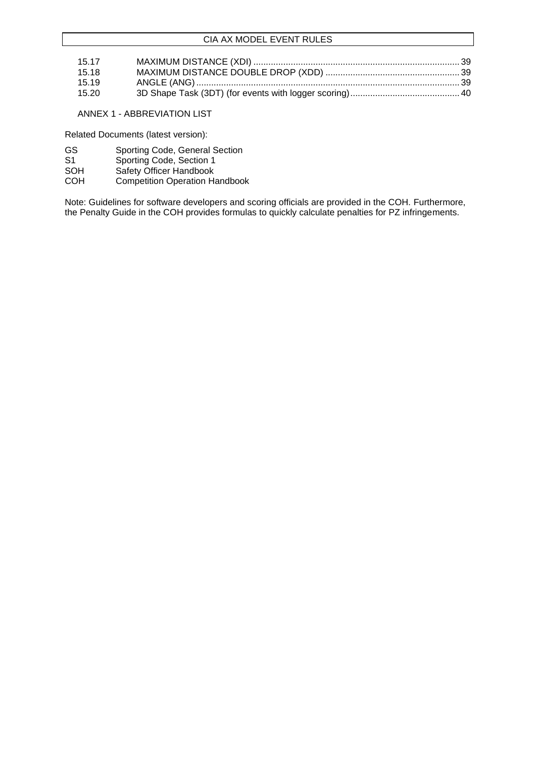| | | |
|---|---|---|
| 15.17 | MAXIMUM DISTANCE (XDI) | 39 |
| 15.18 | MAXIMUM DISTANCE DOUBLE DROP (XDD) | 39 |
| 15.19 | ANGLE (ANG) | 39 |
| 15.20 | 3D Shape Task (3DT) (for events with logger scoring) | 40 |

ANNEX 1 - ABBREVIATION LIST

Related Documents (latest version):

| | |
|---|---|
| GS | Sporting Code, General Section |
| S1 | Sporting Code, Section 1 |
| SOH | Safety Officer Handbook |
| COH | Competition Operation Handbook |

Note: Guidelines for software developers and scoring officials are provided in the COH. Furthermore, the Penalty Guide in the COH provides formulas to quickly calculate penalties for PZ infringements.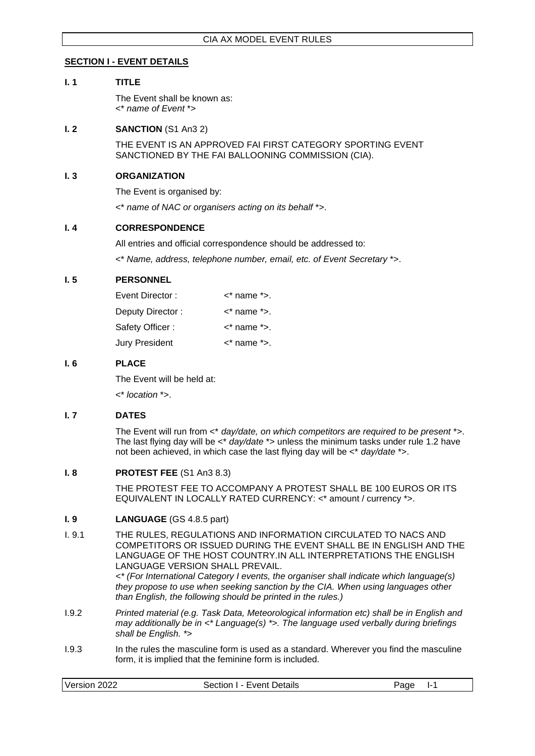## SECTION I - EVENT DETAILS

### I. 1 TITLE

The Event shall be known as:
<* *name of Event* *>

### I. 2 SANCTION (S1 An3 2)

THE EVENT IS AN APPROVED FAI FIRST CATEGORY SPORTING EVENT SANCTIONED BY THE FAI BALLOONING COMMISSION (CIA).

### I. 3 ORGANIZATION

The Event is organised by:

<* *name of NAC or organisers acting on its behalf* *>.

### I. 4 CORRESPONDENCE

All entries and official correspondence should be addressed to:

<* *Name, address, telephone number, email, etc. of Event Secretary* *>.

### I. 5 PERSONNEL

| | |
|---|---|
| Event Director : | <* name *>. |
| Deputy Director : | <* name *>. |
| Safety Officer : | <* name *>. |
| Jury President | <* name *>. |

### I. 6 PLACE

The Event will be held at:

<* *location* *>.

### I. 7 DATES

The Event will run from <* *day/date, on which competitors are required to be present* *>. The last flying day will be <* *day/date* *> unless the minimum tasks under rule 1.2 have not been achieved, in which case the last flying day will be <* *day/date* *>.

### I. 8 PROTEST FEE (S1 An3 8.3)

THE PROTEST FEE TO ACCOMPANY A PROTEST SHALL BE 100 EUROS OR ITS EQUIVALENT IN LOCALLY RATED CURRENCY: <* amount / currency *>.

### I. 9 LANGUAGE (GS 4.8.5 part)

I. 9.1 THE RULES, REGULATIONS AND INFORMATION CIRCULATED TO NACS AND COMPETITORS OR ISSUED DURING THE EVENT SHALL BE IN ENGLISH AND THE LANGUAGE OF THE HOST COUNTRY.IN ALL INTERPRETATIONS THE ENGLISH LANGUAGE VERSION SHALL PREVAIL.
<* *(For International Category I events, the organiser shall indicate which language(s) they propose to use when seeking sanction by the CIA. When using languages other than English, the following should be printed in the rules.)*

I.9.2 *Printed material (e.g. Task Data, Meteorological information etc) shall be in English and may additionally be in <* Language(s) *>. The language used verbally during briefings shall be English.* *>

I.9.3 In the rules the masculine form is used as a standard. Wherever you find the masculine form, it is implied that the feminine form is included.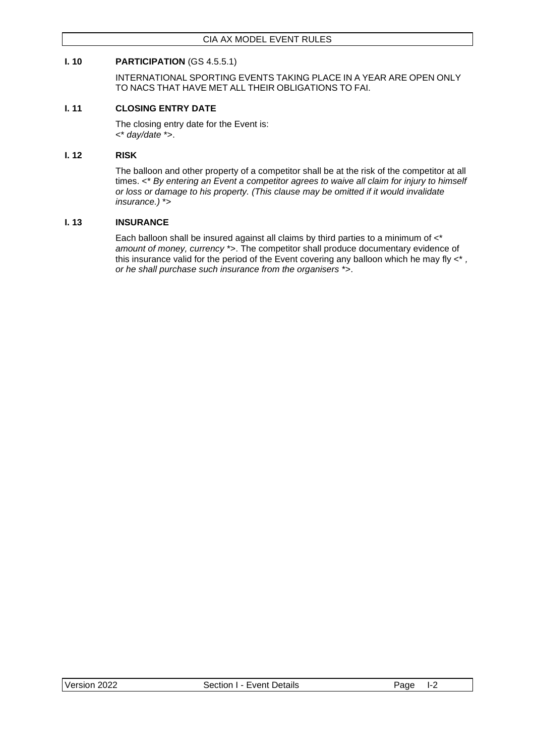## I. 10 **PARTICIPATION** (GS 4.5.5.1)

INTERNATIONAL SPORTING EVENTS TAKING PLACE IN A YEAR ARE OPEN ONLY TO NACS THAT HAVE MET ALL THEIR OBLIGATIONS TO FAI.

## I. 11 **CLOSING ENTRY DATE**

The closing entry date for the Event is:
<* *day/date* *>.

## I. 12 **RISK**

The balloon and other property of a competitor shall be at the risk of the competitor at all times. <* *By entering an Event a competitor agrees to waive all claim for injury to himself or loss or damage to his property. (This clause may be omitted if it would invalidate insurance.)* *>

## I. 13 **INSURANCE**

Each balloon shall be insured against all claims by third parties to a minimum of <* *amount of money, currency* *>. The competitor shall produce documentary evidence of this insurance valid for the period of the Event covering any balloon which he may fly <* *, or he shall purchase such insurance from the organisers* *>.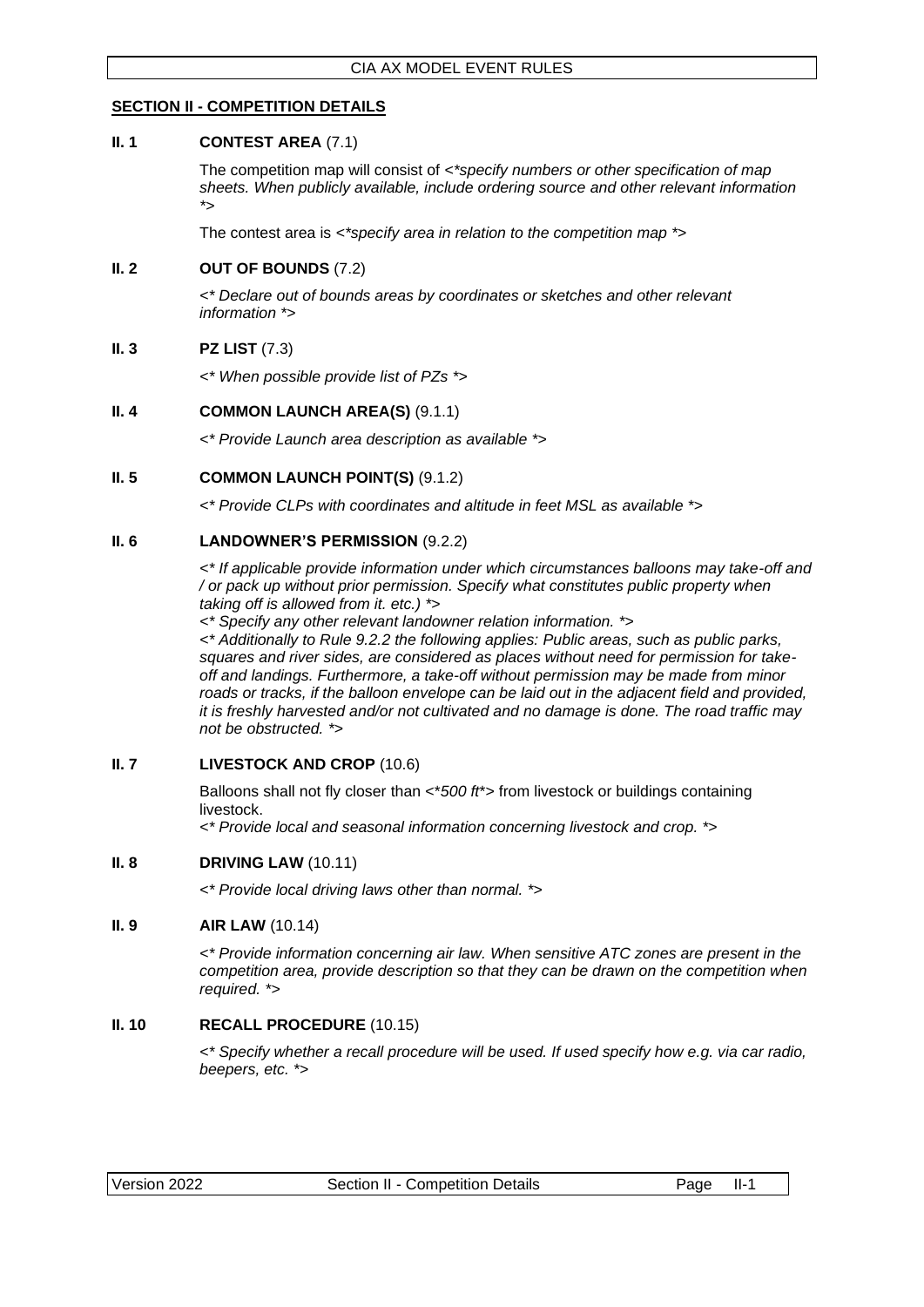## SECTION II - COMPETITION DETAILS

**II. 1 CONTEST AREA** (7.1)

The competition map will consist of <**specify numbers or other specification of map sheets. When publicly available, include ordering source and other relevant information* *>

The contest area is <**specify area in relation to the competition map* *>

**II. 2 OUT OF BOUNDS** (7.2)

<* *Declare out of bounds areas by coordinates or sketches and other relevant information* *>

**II. 3 PZ LIST** (7.3)

<* *When possible provide list of PZs* *>

**II. 4 COMMON LAUNCH AREA(S)** (9.1.1)

<* *Provide Launch area description as available* *>

**II. 5 COMMON LAUNCH POINT(S)** (9.1.2)

<* *Provide CLPs with coordinates and altitude in feet MSL as available* *>

**II. 6 LANDOWNER'S PERMISSION** (9.2.2)

<* *If applicable provide information under which circumstances balloons may take-off and / or pack up without prior permission. Specify what constitutes public property when taking off is allowed from it. etc.)* *>

<* *Specify any other relevant landowner relation information.* *>

<* *Additionally to Rule 9.2.2 the following applies: Public areas, such as public parks, squares and river sides, are considered as places without need for permission for take-off and landings. Furthermore, a take-off without permission may be made from minor roads or tracks, if the balloon envelope can be laid out in the adjacent field and provided, it is freshly harvested and/or not cultivated and no damage is done. The road traffic may not be obstructed.* *>

**II. 7 LIVESTOCK AND CROP** (10.6)

Balloons shall not fly closer than <**500 ft**> from livestock or buildings containing livestock.

<* *Provide local and seasonal information concerning livestock and crop.* *>

**II. 8 DRIVING LAW** (10.11)

<* *Provide local driving laws other than normal.* *>

**II. 9 AIR LAW** (10.14)

<* *Provide information concerning air law. When sensitive ATC zones are present in the competition area, provide description so that they can be drawn on the competition when required.* *>

**II. 10 RECALL PROCEDURE** (10.15)

<* *Specify whether a recall procedure will be used. If used specify how e.g. via car radio, beepers, etc.* *>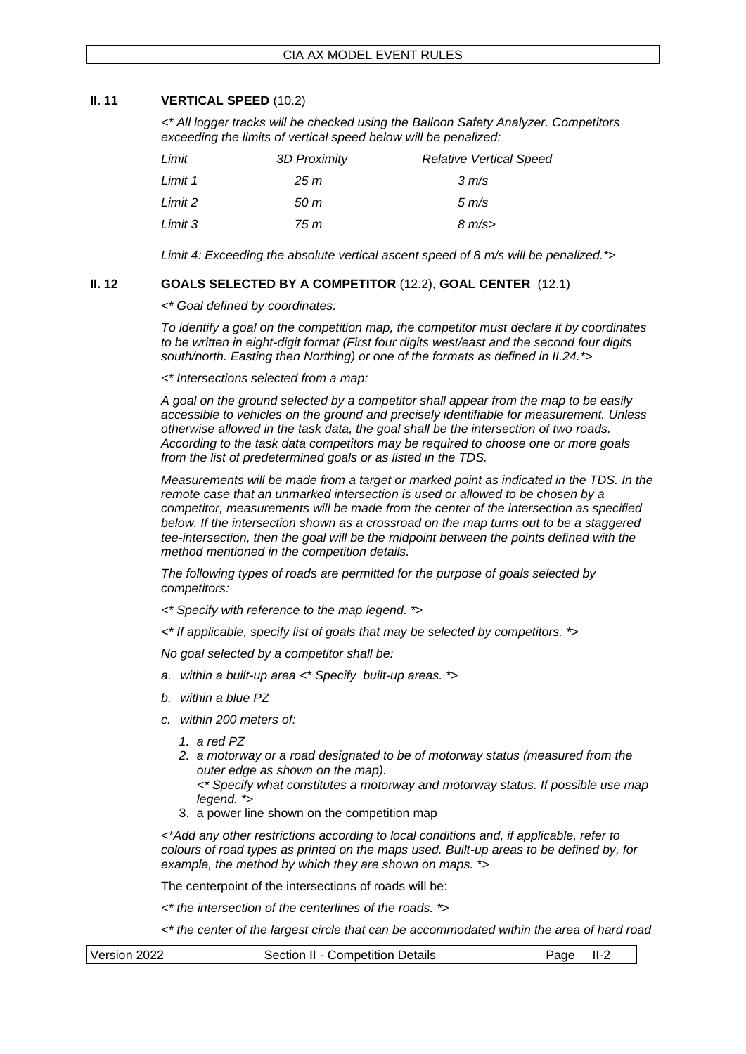## II. 11 VERTICAL SPEED (10.2)

*<\* All logger tracks will be checked using the Balloon Safety Analyzer. Competitors exceeding the limits of vertical speed below will be penalized:*

| *Limit* | *3D Proximity* | *Relative Vertical Speed* |
|---|---|---|
| *Limit 1* | *25 m* | *3 m/s* |
| *Limit 2* | *50 m* | *5 m/s* |
| *Limit 3* | *75 m* | *8 m/s>* |

*Limit 4: Exceeding the absolute vertical ascent speed of 8 m/s will be penalized.\*>*

## II. 12 GOALS SELECTED BY A COMPETITOR (12.2), GOAL CENTER (12.1)

*<\* Goal defined by coordinates:*

*To identify a goal on the competition map, the competitor must declare it by coordinates to be written in eight-digit format (First four digits west/east and the second four digits south/north. Easting then Northing) or one of the formats as defined in II.24.\*>*

*<\* Intersections selected from a map:*

*A goal on the ground selected by a competitor shall appear from the map to be easily accessible to vehicles on the ground and precisely identifiable for measurement. Unless otherwise allowed in the task data, the goal shall be the intersection of two roads. According to the task data competitors may be required to choose one or more goals from the list of predetermined goals or as listed in the TDS.*

*Measurements will be made from a target or marked point as indicated in the TDS. In the remote case that an unmarked intersection is used or allowed to be chosen by a competitor, measurements will be made from the center of the intersection as specified below. If the intersection shown as a crossroad on the map turns out to be a staggered tee-intersection, then the goal will be the midpoint between the points defined with the method mentioned in the competition details.*

*The following types of roads are permitted for the purpose of goals selected by competitors:*

*<\* Specify with reference to the map legend. \*>*

*<\* If applicable, specify list of goals that may be selected by competitors. \*>*

*No goal selected by a competitor shall be:*

*a. within a built-up area <\* Specify built-up areas. \*>*

*b. within a blue PZ*

*c. within 200 meters of:*

1. *a red PZ*
2. *a motorway or a road designated to be of motorway status (measured from the outer edge as shown on the map).*
   *<\* Specify what constitutes a motorway and motorway status. If possible use map legend. \*>*
3. a power line shown on the competition map

*<\*Add any other restrictions according to local conditions and, if applicable, refer to colours of road types as printed on the maps used. Built-up areas to be defined by, for example, the method by which they are shown on maps. \*>*

The centerpoint of the intersections of roads will be:

*<\* the intersection of the centerlines of the roads. \*>*

*<\* the center of the largest circle that can be accommodated within the area of hard road*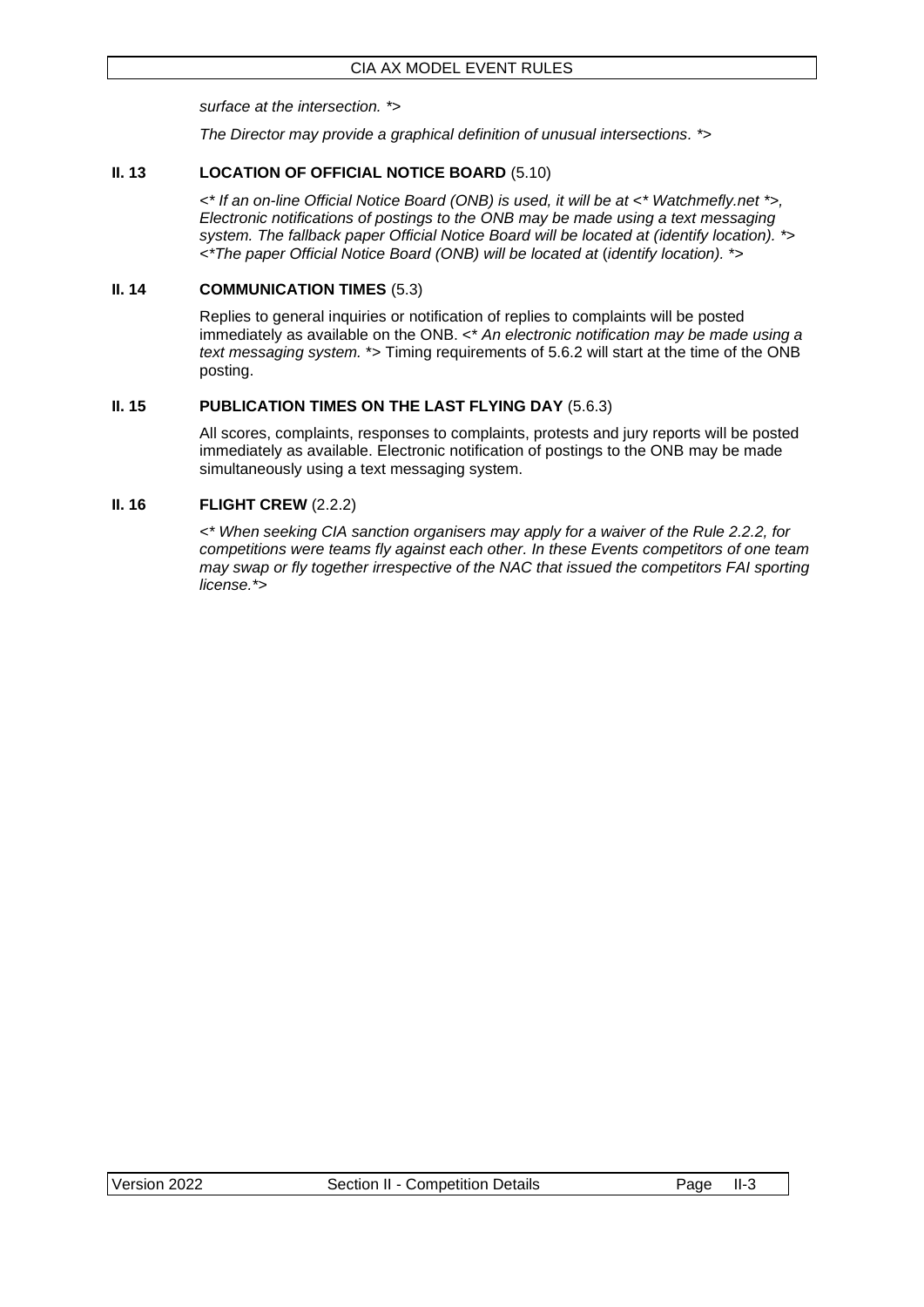*surface at the intersection. *>*

*The Director may provide a graphical definition of unusual intersections. *>*

### II. 13 LOCATION OF OFFICIAL NOTICE BOARD (5.10)

<* *If an on-line Official Notice Board (ONB) is used, it will be at <* Watchmefly.net *>, Electronic notifications of postings to the ONB may be made using a text messaging system. The fallback paper Official Notice Board will be located at (identify location). *>*
*<*The paper Official Notice Board (ONB) will be located at (identify location). *>*

### II. 14 COMMUNICATION TIMES (5.3)

Replies to general inquiries or notification of replies to complaints will be posted immediately as available on the ONB. <* *An electronic notification may be made using a text messaging system.* *> Timing requirements of 5.6.2 will start at the time of the ONB posting.

### II. 15 PUBLICATION TIMES ON THE LAST FLYING DAY (5.6.3)

All scores, complaints, responses to complaints, protests and jury reports will be posted immediately as available. Electronic notification of postings to the ONB may be made simultaneously using a text messaging system.

### II. 16 FLIGHT CREW (2.2.2)

<* *When seeking CIA sanction organisers may apply for a waiver of the Rule 2.2.2, for competitions were teams fly against each other. In these Events competitors of one team may swap or fly together irrespective of the NAC that issued the competitors FAI sporting license.*>*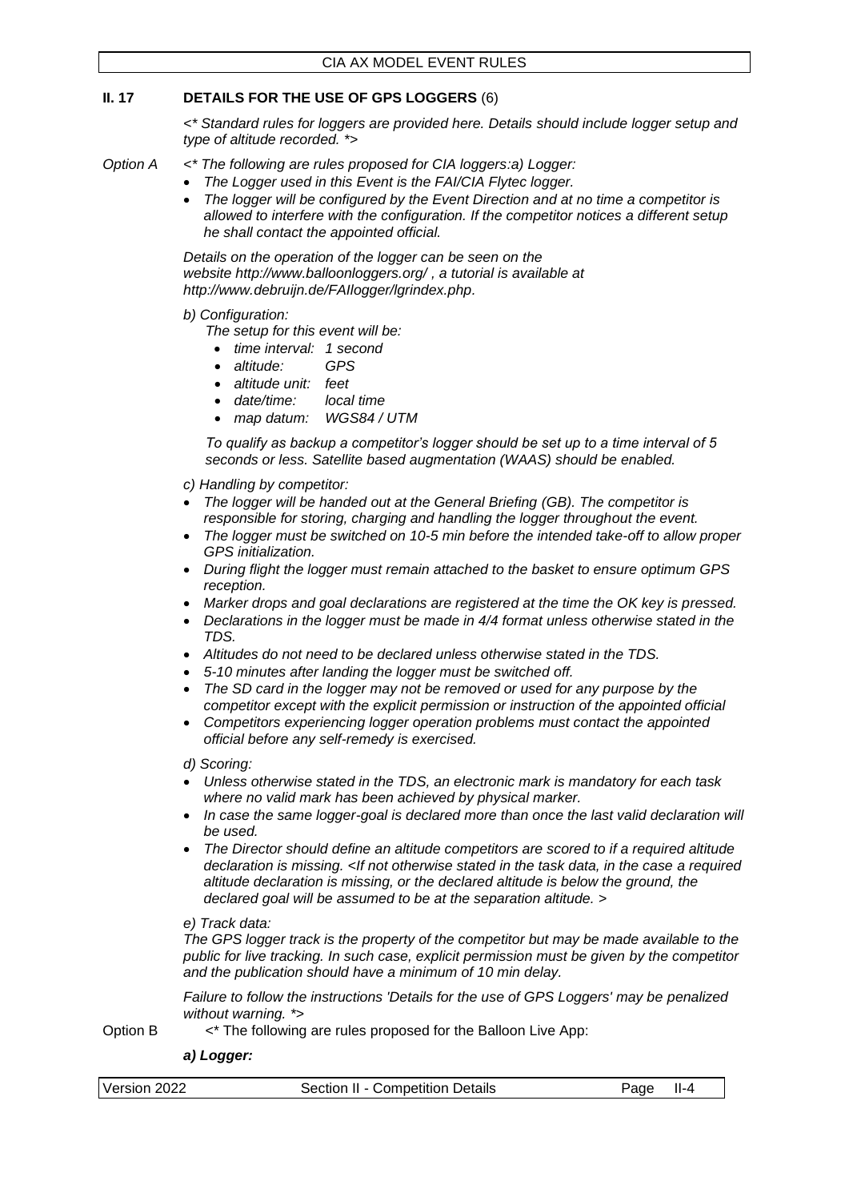## II. 17 DETAILS FOR THE USE OF GPS LOGGERS (6)

*<* Standard rules for loggers are provided here. Details should include logger setup and type of altitude recorded. *>*

*Option A* *<* The following are rules proposed for CIA loggers:a) Logger:*

- *The Logger used in this Event is the FAI/CIA Flytec logger.*
- *The logger will be configured by the Event Direction and at no time a competitor is allowed to interfere with the configuration. If the competitor notices a different setup he shall contact the appointed official.*

*Details on the operation of the logger can be seen on the website http://www.balloonloggers.org/ , a tutorial is available at http://www.debruijn.de/FAIlogger/lgrindex.php.*

*b) Configuration:*

*The setup for this event will be:*

- *time interval: 1 second*
- *altitude: GPS*
- *altitude unit: feet*
- *date/time: local time*
- *map datum: WGS84 / UTM*

*To qualify as backup a competitor's logger should be set up to a time interval of 5 seconds or less. Satellite based augmentation (WAAS) should be enabled.*

*c) Handling by competitor:*

- *The logger will be handed out at the General Briefing (GB). The competitor is responsible for storing, charging and handling the logger throughout the event.*
- *The logger must be switched on 10-5 min before the intended take-off to allow proper GPS initialization.*
- *During flight the logger must remain attached to the basket to ensure optimum GPS reception.*
- *Marker drops and goal declarations are registered at the time the OK key is pressed.*
- *Declarations in the logger must be made in 4/4 format unless otherwise stated in the TDS.*
- *Altitudes do not need to be declared unless otherwise stated in the TDS.*
- *5-10 minutes after landing the logger must be switched off.*
- *The SD card in the logger may not be removed or used for any purpose by the competitor except with the explicit permission or instruction of the appointed official*
- *Competitors experiencing logger operation problems must contact the appointed official before any self-remedy is exercised.*

*d) Scoring:*

- *Unless otherwise stated in the TDS, an electronic mark is mandatory for each task where no valid mark has been achieved by physical marker.*
- *In case the same logger-goal is declared more than once the last valid declaration will be used.*
- *The Director should define an altitude competitors are scored to if a required altitude declaration is missing. <If not otherwise stated in the task data, in the case a required altitude declaration is missing, or the declared altitude is below the ground, the declared goal will be assumed to be at the separation altitude. >*

*e) Track data:*

*The GPS logger track is the property of the competitor but may be made available to the public for live tracking. In such case, explicit permission must be given by the competitor and the publication should have a minimum of 10 min delay.*

*Failure to follow the instructions 'Details for the use of GPS Loggers' may be penalized without warning. *>*

Option B <* The following are rules proposed for the Balloon Live App:

***a) Logger:***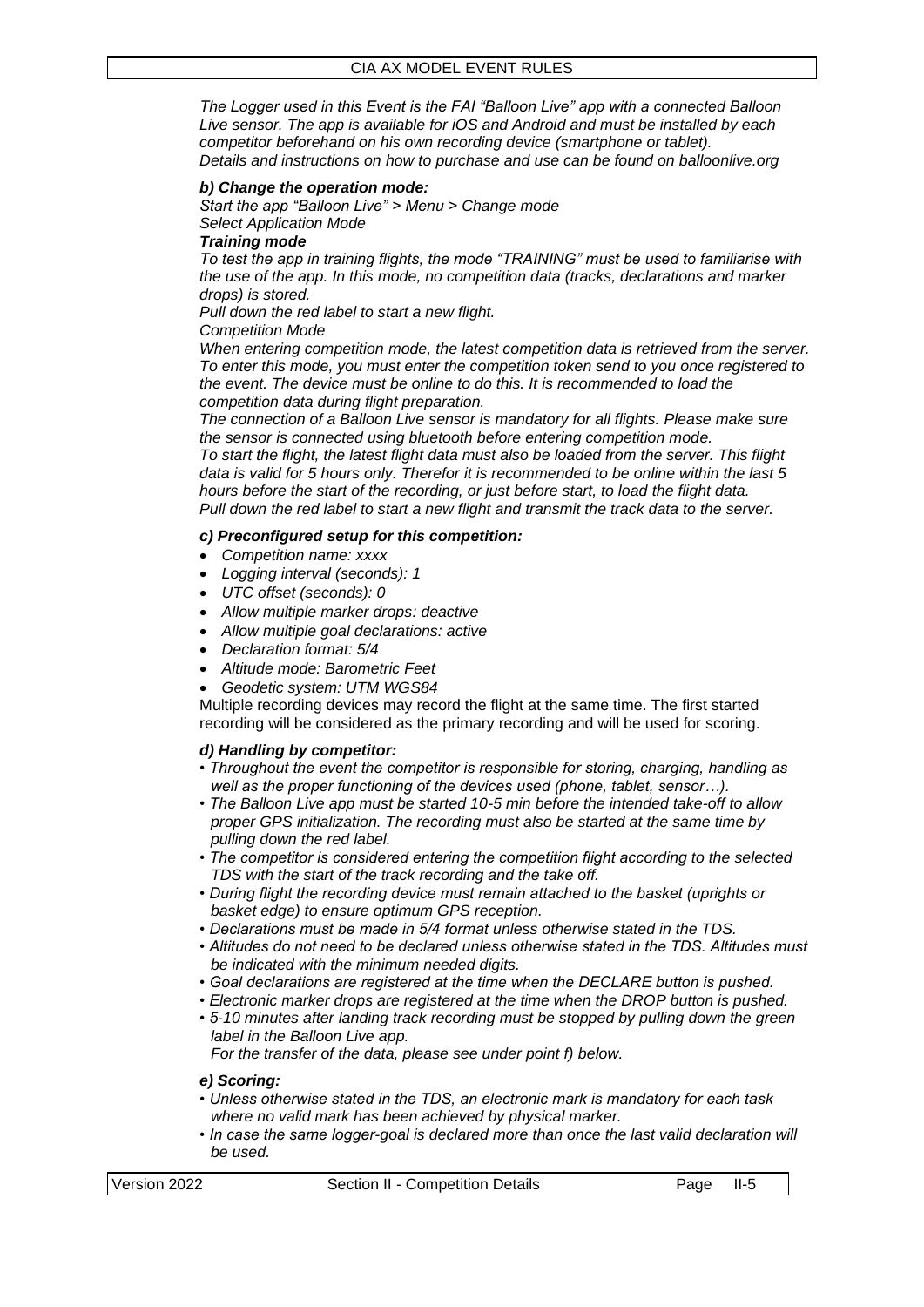*The Logger used in this Event is the FAI "Balloon Live" app with a connected Balloon Live sensor. The app is available for iOS and Android and must be installed by each competitor beforehand on his own recording device (smartphone or tablet). Details and instructions on how to purchase and use can be found on balloonlive.org*

***b) Change the operation mode:***

*Start the app "Balloon Live" > Menu > Change mode*
*Select Application Mode*

***Training mode***

*To test the app in training flights, the mode "TRAINING" must be used to familiarise with the use of the app. In this mode, no competition data (tracks, declarations and marker drops) is stored.*

*Pull down the red label to start a new flight.*

*Competition Mode*

*When entering competition mode, the latest competition data is retrieved from the server. To enter this mode, you must enter the competition token send to you once registered to the event. The device must be online to do this. It is recommended to load the competition data during flight preparation.*

*The connection of a Balloon Live sensor is mandatory for all flights. Please make sure the sensor is connected using bluetooth before entering competition mode.*

*To start the flight, the latest flight data must also be loaded from the server. This flight data is valid for 5 hours only. Therefor it is recommended to be online within the last 5 hours before the start of the recording, or just before start, to load the flight data. Pull down the red label to start a new flight and transmit the track data to the server.*

***c) Preconfigured setup for this competition:***

- *Competition name: xxxx*
- *Logging interval (seconds): 1*
- *UTC offset (seconds): 0*
- *Allow multiple marker drops: deactive*
- *Allow multiple goal declarations: active*
- *Declaration format: 5/4*
- *Altitude mode: Barometric Feet*
- *Geodetic system: UTM WGS84*

Multiple recording devices may record the flight at the same time. The first started recording will be considered as the primary recording and will be used for scoring.

***d) Handling by competitor:***

- *Throughout the event the competitor is responsible for storing, charging, handling as well as the proper functioning of the devices used (phone, tablet, sensor…).*
- *The Balloon Live app must be started 10-5 min before the intended take-off to allow proper GPS initialization. The recording must also be started at the same time by pulling down the red label.*
- *The competitor is considered entering the competition flight according to the selected TDS with the start of the track recording and the take off.*
- *During flight the recording device must remain attached to the basket (uprights or basket edge) to ensure optimum GPS reception.*
- *Declarations must be made in 5/4 format unless otherwise stated in the TDS.*
- *Altitudes do not need to be declared unless otherwise stated in the TDS. Altitudes must be indicated with the minimum needed digits.*
- *Goal declarations are registered at the time when the DECLARE button is pushed.*
- *Electronic marker drops are registered at the time when the DROP button is pushed.*
- *5-10 minutes after landing track recording must be stopped by pulling down the green label in the Balloon Live app.*
  *For the transfer of the data, please see under point f) below.*

***e) Scoring:***

- *Unless otherwise stated in the TDS, an electronic mark is mandatory for each task where no valid mark has been achieved by physical marker.*
- *In case the same logger-goal is declared more than once the last valid declaration will be used.*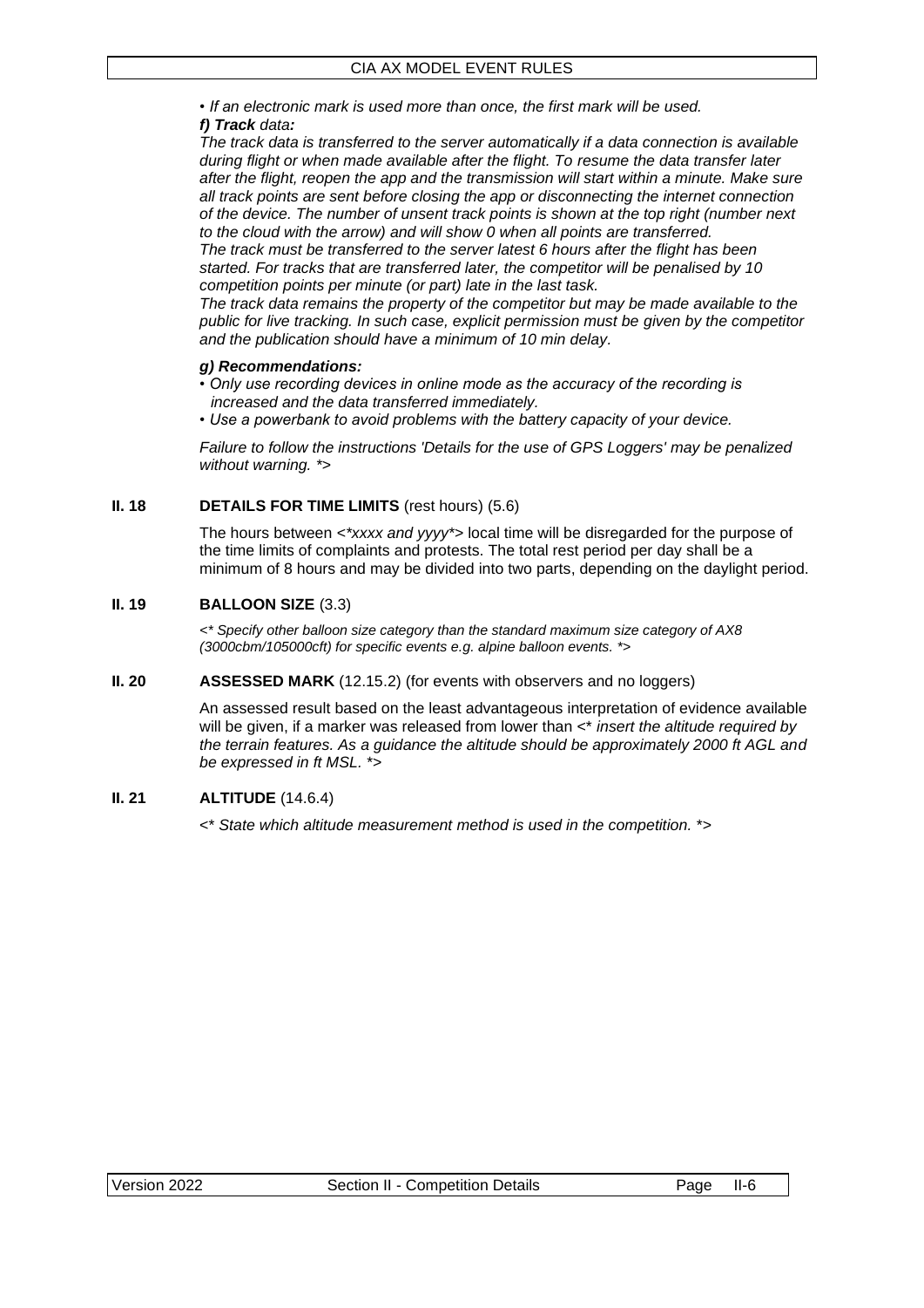*• If an electronic mark is used more than once, the first mark will be used.*

***f) Track** data:*

*The track data is transferred to the server automatically if a data connection is available during flight or when made available after the flight. To resume the data transfer later after the flight, reopen the app and the transmission will start within a minute. Make sure all track points are sent before closing the app or disconnecting the internet connection of the device. The number of unsent track points is shown at the top right (number next to the cloud with the arrow) and will show 0 when all points are transferred.*

*The track must be transferred to the server latest 6 hours after the flight has been started. For tracks that are transferred later, the competitor will be penalised by 10 competition points per minute (or part) late in the last task.*

*The track data remains the property of the competitor but may be made available to the public for live tracking. In such case, explicit permission must be given by the competitor and the publication should have a minimum of 10 min delay.*

***g) Recommendations:***

- *Only use recording devices in online mode as the accuracy of the recording is increased and the data transferred immediately.*
- *Use a powerbank to avoid problems with the battery capacity of your device.*

*Failure to follow the instructions 'Details for the use of GPS Loggers' may be penalized without warning. *>*

## II. 18 DETAILS FOR TIME LIMITS (rest hours) (5.6)

The hours between *<*xxxx and yyyy*>* local time will be disregarded for the purpose of the time limits of complaints and protests. The total rest period per day shall be a minimum of 8 hours and may be divided into two parts, depending on the daylight period.

## II. 19 BALLOON SIZE (3.3)

*<* Specify other balloon size category than the standard maximum size category of AX8 (3000cbm/105000cft) for specific events e.g. alpine balloon events. *>*

## II. 20 ASSESSED MARK (12.15.2) (for events with observers and no loggers)

An assessed result based on the least advantageous interpretation of evidence available will be given, if a marker was released from lower than *<* insert the altitude required by the terrain features. As a guidance the altitude should be approximately 2000 ft AGL and be expressed in ft MSL. *>*

## II. 21 ALTITUDE (14.6.4)

*<* State which altitude measurement method is used in the competition. *>*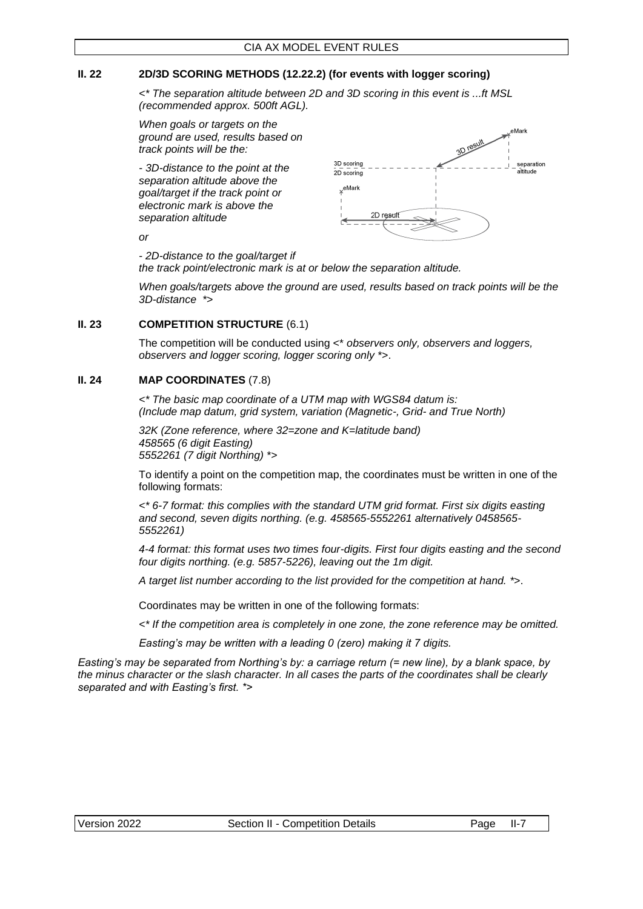## II. 22 2D/3D SCORING METHODS (12.22.2) (for events with logger scoring)

*<\* The separation altitude between 2D and 3D scoring in this event is ...ft MSL (recommended approx. 500ft AGL).*

*When goals or targets on the ground are used, results based on track points will be the:*

*- 3D-distance to the point at the separation altitude above the goal/target if the track point or electronic mark is above the separation altitude*

*or*

*- 2D-distance to the goal/target if the track point/electronic mark is at or below the separation altitude.*

*When goals/targets above the ground are used, results based on track points will be the 3D-distance \*>*

## II. 23 COMPETITION STRUCTURE (6.1)

The competition will be conducted using <\* *observers only, observers and loggers, observers and logger scoring, logger scoring only \*>*.

## II. 24 MAP COORDINATES (7.8)

*<\* The basic map coordinate of a UTM map with WGS84 datum is: (Include map datum, grid system, variation (Magnetic-, Grid- and True North)*

*32K (Zone reference, where 32=zone and K=latitude band)*
*458565 (6 digit Easting)*
*5552261 (7 digit Northing) \*>*

To identify a point on the competition map, the coordinates must be written in one of the following formats:

*<\* 6-7 format: this complies with the standard UTM grid format. First six digits easting and second, seven digits northing. (e.g. 458565-5552261 alternatively 0458565-5552261)*

*4-4 format: this format uses two times four-digits. First four digits easting and the second four digits northing. (e.g. 5857-5226), leaving out the 1m digit.*

*A target list number according to the list provided for the competition at hand. \*>.*

Coordinates may be written in one of the following formats:

*<\* If the competition area is completely in one zone, the zone reference may be omitted.*

*Easting's may be written with a leading 0 (zero) making it 7 digits.*

*Easting's may be separated from Northing's by: a carriage return (= new line), by a blank space, by the minus character or the slash character. In all cases the parts of the coordinates shall be clearly separated and with Easting's first. \*>*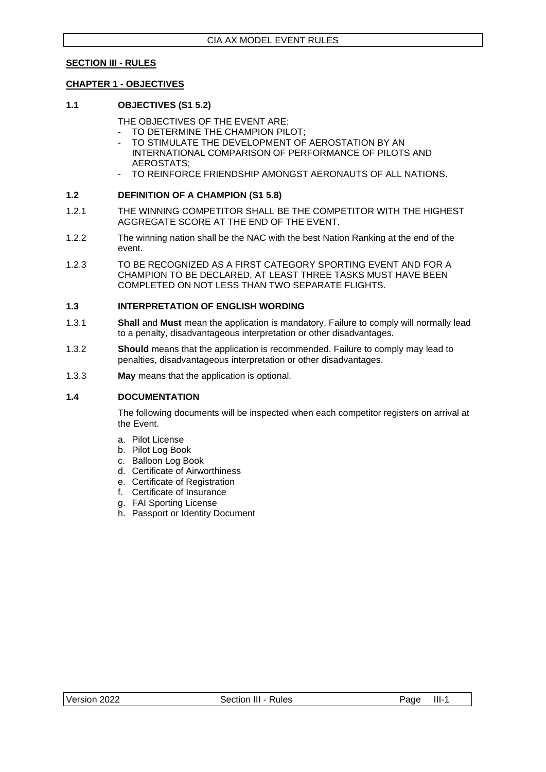## SECTION III - RULES

### CHAPTER 1 - OBJECTIVES

#### 1.1 OBJECTIVES (S1 5.2)

THE OBJECTIVES OF THE EVENT ARE:

- TO DETERMINE THE CHAMPION PILOT;
- TO STIMULATE THE DEVELOPMENT OF AEROSTATION BY AN INTERNATIONAL COMPARISON OF PERFORMANCE OF PILOTS AND AEROSTATS;
- TO REINFORCE FRIENDSHIP AMONGST AERONAUTS OF ALL NATIONS.

#### 1.2 DEFINITION OF A CHAMPION (S1 5.8)

1.2.1 THE WINNING COMPETITOR SHALL BE THE COMPETITOR WITH THE HIGHEST AGGREGATE SCORE AT THE END OF THE EVENT.

1.2.2 The winning nation shall be the NAC with the best Nation Ranking at the end of the event.

1.2.3 TO BE RECOGNIZED AS A FIRST CATEGORY SPORTING EVENT AND FOR A CHAMPION TO BE DECLARED, AT LEAST THREE TASKS MUST HAVE BEEN COMPLETED ON NOT LESS THAN TWO SEPARATE FLIGHTS.

#### 1.3 INTERPRETATION OF ENGLISH WORDING

1.3.1 **Shall** and **Must** mean the application is mandatory. Failure to comply will normally lead to a penalty, disadvantageous interpretation or other disadvantages.

1.3.2 **Should** means that the application is recommended. Failure to comply may lead to penalties, disadvantageous interpretation or other disadvantages.

1.3.3 **May** means that the application is optional.

#### 1.4 DOCUMENTATION

The following documents will be inspected when each competitor registers on arrival at the Event.

a. Pilot License
b. Pilot Log Book
c. Balloon Log Book
d. Certificate of Airworthiness
e. Certificate of Registration
f. Certificate of Insurance
g. FAI Sporting License
h. Passport or Identity Document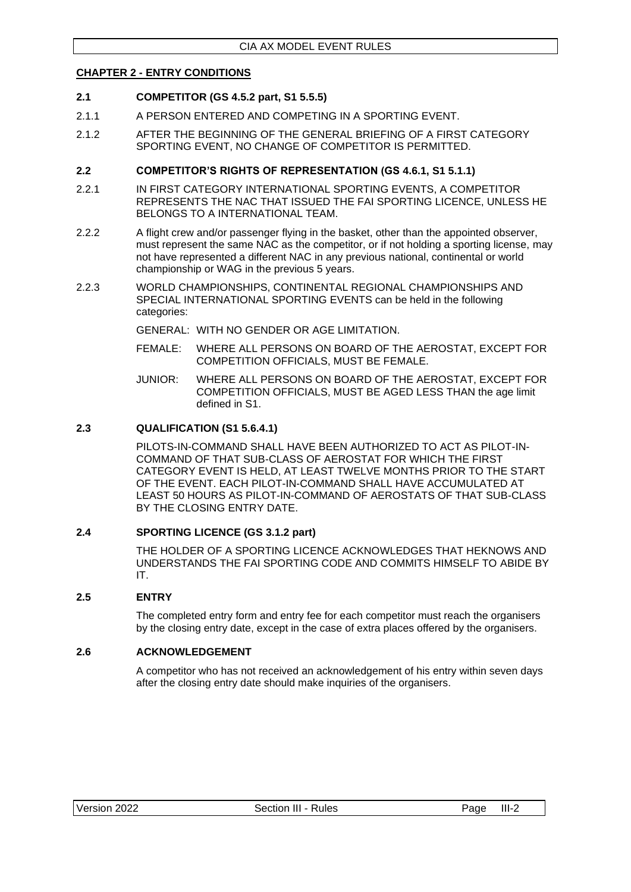## CHAPTER 2 - ENTRY CONDITIONS

### 2.1 COMPETITOR (GS 4.5.2 part, S1 5.5.5)

2.1.1 A PERSON ENTERED AND COMPETING IN A SPORTING EVENT.

2.1.2 AFTER THE BEGINNING OF THE GENERAL BRIEFING OF A FIRST CATEGORY SPORTING EVENT, NO CHANGE OF COMPETITOR IS PERMITTED.

### 2.2 COMPETITOR'S RIGHTS OF REPRESENTATION (GS 4.6.1, S1 5.1.1)

2.2.1 IN FIRST CATEGORY INTERNATIONAL SPORTING EVENTS, A COMPETITOR REPRESENTS THE NAC THAT ISSUED THE FAI SPORTING LICENCE, UNLESS HE BELONGS TO A INTERNATIONAL TEAM.

2.2.2 A flight crew and/or passenger flying in the basket, other than the appointed observer, must represent the same NAC as the competitor, or if not holding a sporting license, may not have represented a different NAC in any previous national, continental or world championship or WAG in the previous 5 years.

2.2.3 WORLD CHAMPIONSHIPS, CONTINENTAL REGIONAL CHAMPIONSHIPS AND SPECIAL INTERNATIONAL SPORTING EVENTS can be held in the following categories:

GENERAL: WITH NO GENDER OR AGE LIMITATION.

FEMALE: WHERE ALL PERSONS ON BOARD OF THE AEROSTAT, EXCEPT FOR COMPETITION OFFICIALS, MUST BE FEMALE.

JUNIOR: WHERE ALL PERSONS ON BOARD OF THE AEROSTAT, EXCEPT FOR COMPETITION OFFICIALS, MUST BE AGED LESS THAN the age limit defined in S1.

### 2.3 QUALIFICATION (S1 5.6.4.1)

PILOTS-IN-COMMAND SHALL HAVE BEEN AUTHORIZED TO ACT AS PILOT-IN-COMMAND OF THAT SUB-CLASS OF AEROSTAT FOR WHICH THE FIRST CATEGORY EVENT IS HELD, AT LEAST TWELVE MONTHS PRIOR TO THE START OF THE EVENT. EACH PILOT-IN-COMMAND SHALL HAVE ACCUMULATED AT LEAST 50 HOURS AS PILOT-IN-COMMAND OF AEROSTATS OF THAT SUB-CLASS BY THE CLOSING ENTRY DATE.

### 2.4 SPORTING LICENCE (GS 3.1.2 part)

THE HOLDER OF A SPORTING LICENCE ACKNOWLEDGES THAT HEKNOWS AND UNDERSTANDS THE FAI SPORTING CODE AND COMMITS HIMSELF TO ABIDE BY IT.

### 2.5 ENTRY

The completed entry form and entry fee for each competitor must reach the organisers by the closing entry date, except in the case of extra places offered by the organisers.

### 2.6 ACKNOWLEDGEMENT

A competitor who has not received an acknowledgement of his entry within seven days after the closing entry date should make inquiries of the organisers.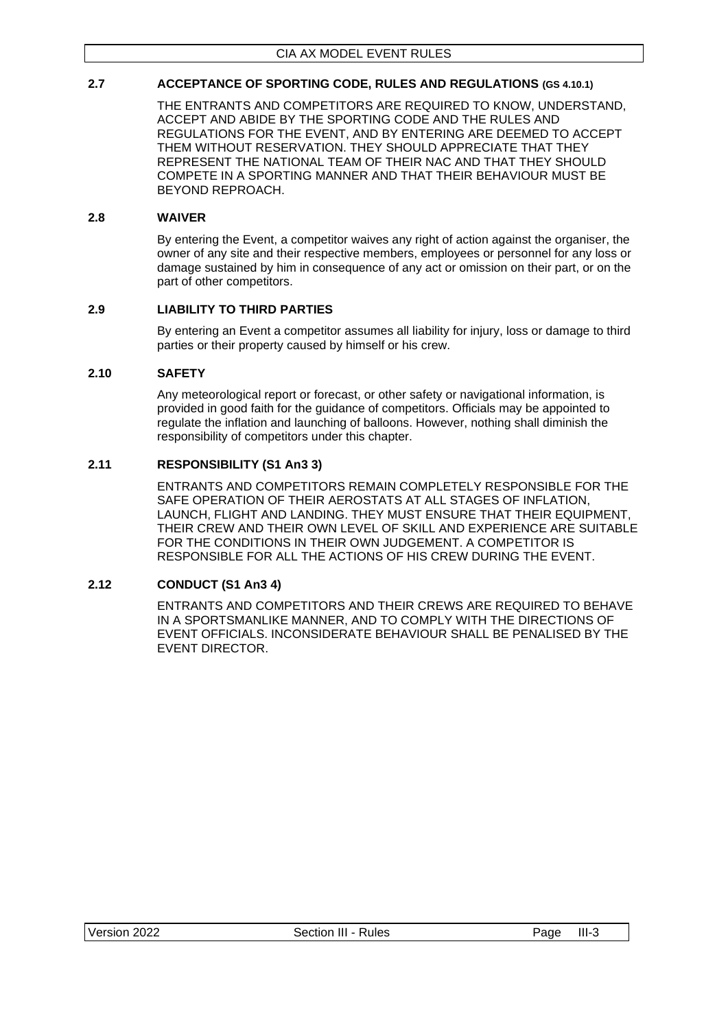### 2.7 ACCEPTANCE OF SPORTING CODE, RULES AND REGULATIONS (GS 4.10.1)

THE ENTRANTS AND COMPETITORS ARE REQUIRED TO KNOW, UNDERSTAND, ACCEPT AND ABIDE BY THE SPORTING CODE AND THE RULES AND REGULATIONS FOR THE EVENT, AND BY ENTERING ARE DEEMED TO ACCEPT THEM WITHOUT RESERVATION. THEY SHOULD APPRECIATE THAT THEY REPRESENT THE NATIONAL TEAM OF THEIR NAC AND THAT THEY SHOULD COMPETE IN A SPORTING MANNER AND THAT THEIR BEHAVIOUR MUST BE BEYOND REPROACH.

### 2.8 WAIVER

By entering the Event, a competitor waives any right of action against the organiser, the owner of any site and their respective members, employees or personnel for any loss or damage sustained by him in consequence of any act or omission on their part, or on the part of other competitors.

### 2.9 LIABILITY TO THIRD PARTIES

By entering an Event a competitor assumes all liability for injury, loss or damage to third parties or their property caused by himself or his crew.

### 2.10 SAFETY

Any meteorological report or forecast, or other safety or navigational information, is provided in good faith for the guidance of competitors. Officials may be appointed to regulate the inflation and launching of balloons. However, nothing shall diminish the responsibility of competitors under this chapter.

### 2.11 RESPONSIBILITY (S1 An3 3)

ENTRANTS AND COMPETITORS REMAIN COMPLETELY RESPONSIBLE FOR THE SAFE OPERATION OF THEIR AEROSTATS AT ALL STAGES OF INFLATION, LAUNCH, FLIGHT AND LANDING. THEY MUST ENSURE THAT THEIR EQUIPMENT, THEIR CREW AND THEIR OWN LEVEL OF SKILL AND EXPERIENCE ARE SUITABLE FOR THE CONDITIONS IN THEIR OWN JUDGEMENT. A COMPETITOR IS RESPONSIBLE FOR ALL THE ACTIONS OF HIS CREW DURING THE EVENT.

### 2.12 CONDUCT (S1 An3 4)

ENTRANTS AND COMPETITORS AND THEIR CREWS ARE REQUIRED TO BEHAVE IN A SPORTSMANLIKE MANNER, AND TO COMPLY WITH THE DIRECTIONS OF EVENT OFFICIALS. INCONSIDERATE BEHAVIOUR SHALL BE PENALISED BY THE EVENT DIRECTOR.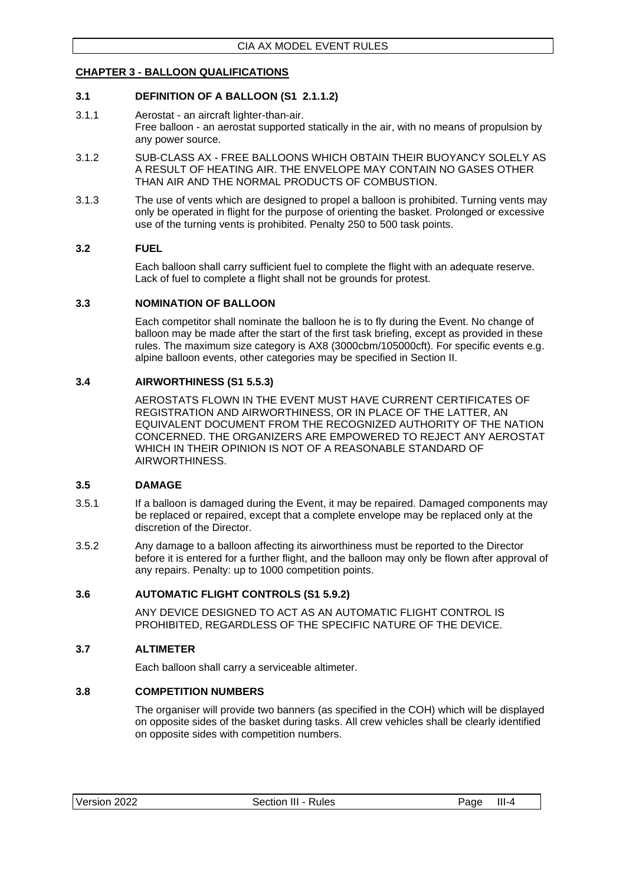## CHAPTER 3 - BALLOON QUALIFICATIONS

### 3.1 DEFINITION OF A BALLOON (S1 2.1.1.2)

3.1.1 Aerostat - an aircraft lighter-than-air.
Free balloon - an aerostat supported statically in the air, with no means of propulsion by any power source.

3.1.2 SUB-CLASS AX - FREE BALLOONS WHICH OBTAIN THEIR BUOYANCY SOLELY AS A RESULT OF HEATING AIR. THE ENVELOPE MAY CONTAIN NO GASES OTHER THAN AIR AND THE NORMAL PRODUCTS OF COMBUSTION.

3.1.3 The use of vents which are designed to propel a balloon is prohibited. Turning vents may only be operated in flight for the purpose of orienting the basket. Prolonged or excessive use of the turning vents is prohibited. Penalty 250 to 500 task points.

### 3.2 FUEL

Each balloon shall carry sufficient fuel to complete the flight with an adequate reserve. Lack of fuel to complete a flight shall not be grounds for protest.

### 3.3 NOMINATION OF BALLOON

Each competitor shall nominate the balloon he is to fly during the Event. No change of balloon may be made after the start of the first task briefing, except as provided in these rules. The maximum size category is AX8 (3000cbm/105000cft). For specific events e.g. alpine balloon events, other categories may be specified in Section II.

### 3.4 AIRWORTHINESS (S1 5.5.3)

AEROSTATS FLOWN IN THE EVENT MUST HAVE CURRENT CERTIFICATES OF REGISTRATION AND AIRWORTHINESS, OR IN PLACE OF THE LATTER, AN EQUIVALENT DOCUMENT FROM THE RECOGNIZED AUTHORITY OF THE NATION CONCERNED. THE ORGANIZERS ARE EMPOWERED TO REJECT ANY AEROSTAT WHICH IN THEIR OPINION IS NOT OF A REASONABLE STANDARD OF AIRWORTHINESS.

### 3.5 DAMAGE

3.5.1 If a balloon is damaged during the Event, it may be repaired. Damaged components may be replaced or repaired, except that a complete envelope may be replaced only at the discretion of the Director.

3.5.2 Any damage to a balloon affecting its airworthiness must be reported to the Director before it is entered for a further flight, and the balloon may only be flown after approval of any repairs. Penalty: up to 1000 competition points.

### 3.6 AUTOMATIC FLIGHT CONTROLS (S1 5.9.2)

ANY DEVICE DESIGNED TO ACT AS AN AUTOMATIC FLIGHT CONTROL IS PROHIBITED, REGARDLESS OF THE SPECIFIC NATURE OF THE DEVICE.

### 3.7 ALTIMETER

Each balloon shall carry a serviceable altimeter.

### 3.8 COMPETITION NUMBERS

The organiser will provide two banners (as specified in the COH) which will be displayed on opposite sides of the basket during tasks. All crew vehicles shall be clearly identified on opposite sides with competition numbers.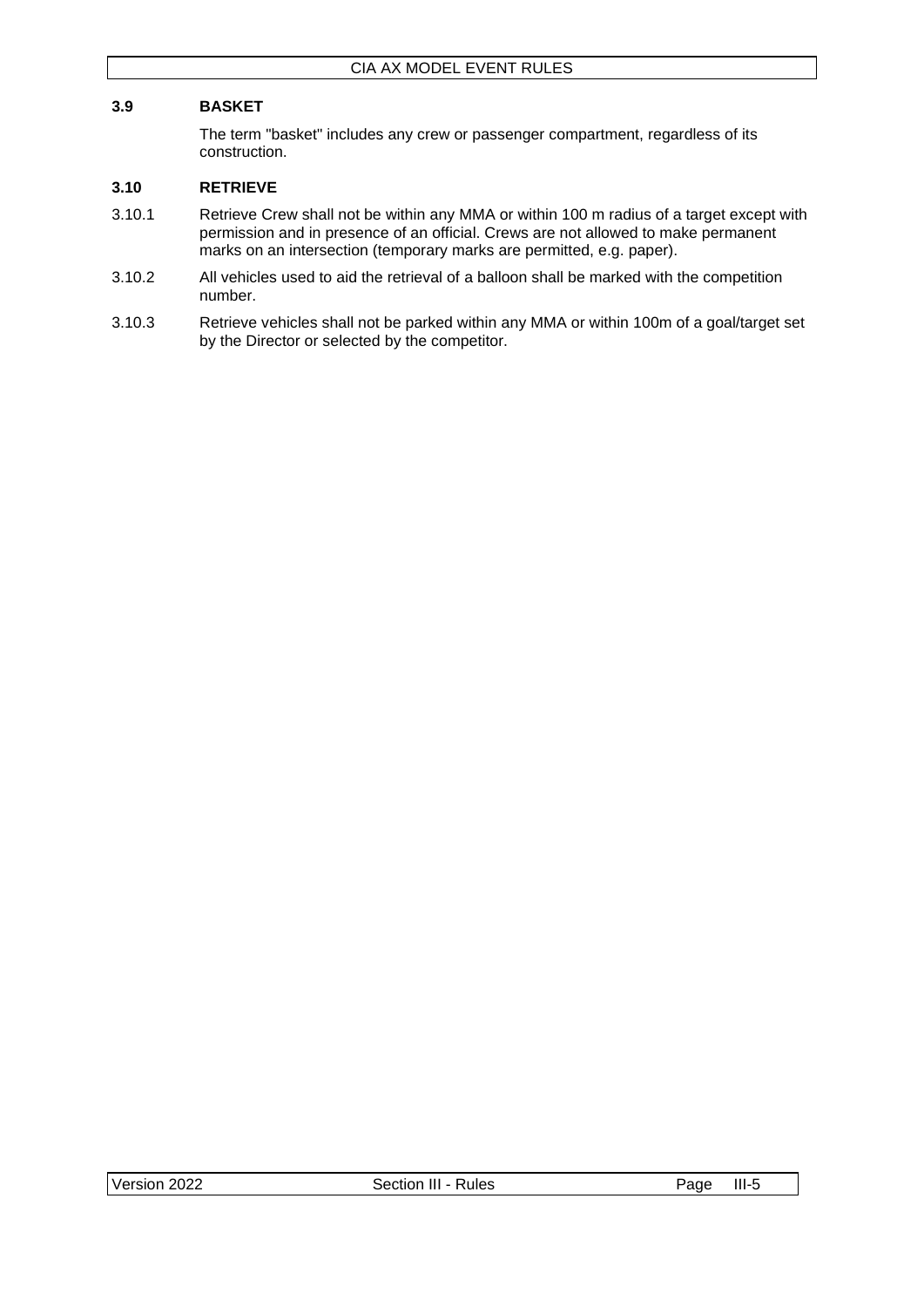### 3.9 BASKET

The term "basket" includes any crew or passenger compartment, regardless of its construction.

### 3.10 RETRIEVE

3.10.1 Retrieve Crew shall not be within any MMA or within 100 m radius of a target except with permission and in presence of an official. Crews are not allowed to make permanent marks on an intersection (temporary marks are permitted, e.g. paper).

3.10.2 All vehicles used to aid the retrieval of a balloon shall be marked with the competition number.

3.10.3 Retrieve vehicles shall not be parked within any MMA or within 100m of a goal/target set by the Director or selected by the competitor.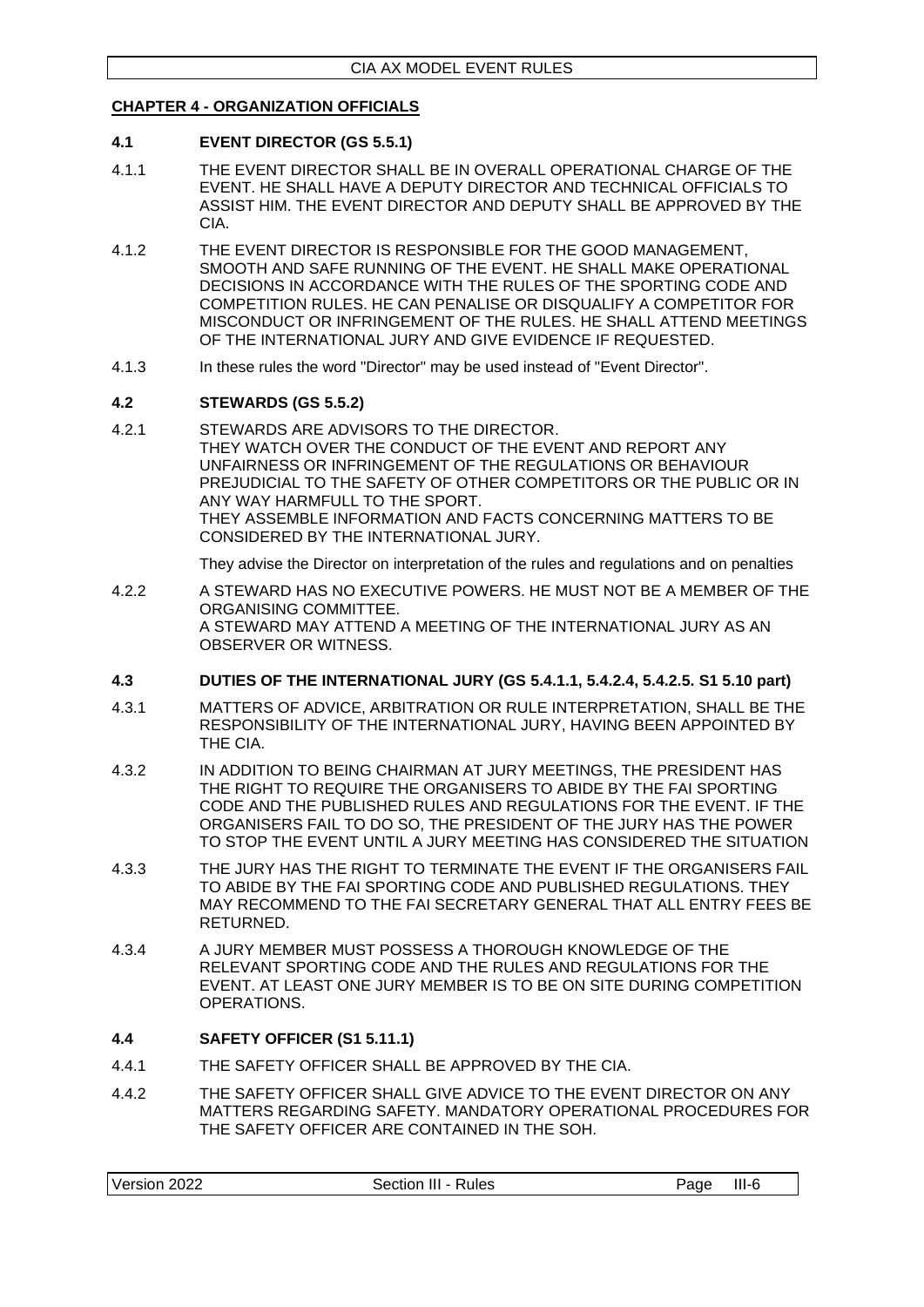## CHAPTER 4 - ORGANIZATION OFFICIALS

### 4.1 EVENT DIRECTOR (GS 5.5.1)

4.1.1 THE EVENT DIRECTOR SHALL BE IN OVERALL OPERATIONAL CHARGE OF THE EVENT. HE SHALL HAVE A DEPUTY DIRECTOR AND TECHNICAL OFFICIALS TO ASSIST HIM. THE EVENT DIRECTOR AND DEPUTY SHALL BE APPROVED BY THE CIA.

4.1.2 THE EVENT DIRECTOR IS RESPONSIBLE FOR THE GOOD MANAGEMENT, SMOOTH AND SAFE RUNNING OF THE EVENT. HE SHALL MAKE OPERATIONAL DECISIONS IN ACCORDANCE WITH THE RULES OF THE SPORTING CODE AND COMPETITION RULES. HE CAN PENALISE OR DISQUALIFY A COMPETITOR FOR MISCONDUCT OR INFRINGEMENT OF THE RULES. HE SHALL ATTEND MEETINGS OF THE INTERNATIONAL JURY AND GIVE EVIDENCE IF REQUESTED.

4.1.3 In these rules the word "Director" may be used instead of "Event Director".

### 4.2 STEWARDS (GS 5.5.2)

4.2.1 STEWARDS ARE ADVISORS TO THE DIRECTOR.
THEY WATCH OVER THE CONDUCT OF THE EVENT AND REPORT ANY UNFAIRNESS OR INFRINGEMENT OF THE REGULATIONS OR BEHAVIOUR PREJUDICIAL TO THE SAFETY OF OTHER COMPETITORS OR THE PUBLIC OR IN ANY WAY HARMFULL TO THE SPORT.
THEY ASSEMBLE INFORMATION AND FACTS CONCERNING MATTERS TO BE CONSIDERED BY THE INTERNATIONAL JURY.

They advise the Director on interpretation of the rules and regulations and on penalties

4.2.2 A STEWARD HAS NO EXECUTIVE POWERS. HE MUST NOT BE A MEMBER OF THE ORGANISING COMMITTEE.
A STEWARD MAY ATTEND A MEETING OF THE INTERNATIONAL JURY AS AN OBSERVER OR WITNESS.

### 4.3 DUTIES OF THE INTERNATIONAL JURY (GS 5.4.1.1, 5.4.2.4, 5.4.2.5. S1 5.10 part)

4.3.1 MATTERS OF ADVICE, ARBITRATION OR RULE INTERPRETATION, SHALL BE THE RESPONSIBILITY OF THE INTERNATIONAL JURY, HAVING BEEN APPOINTED BY THE CIA.

4.3.2 IN ADDITION TO BEING CHAIRMAN AT JURY MEETINGS, THE PRESIDENT HAS THE RIGHT TO REQUIRE THE ORGANISERS TO ABIDE BY THE FAI SPORTING CODE AND THE PUBLISHED RULES AND REGULATIONS FOR THE EVENT. IF THE ORGANISERS FAIL TO DO SO, THE PRESIDENT OF THE JURY HAS THE POWER TO STOP THE EVENT UNTIL A JURY MEETING HAS CONSIDERED THE SITUATION

4.3.3 THE JURY HAS THE RIGHT TO TERMINATE THE EVENT IF THE ORGANISERS FAIL TO ABIDE BY THE FAI SPORTING CODE AND PUBLISHED REGULATIONS. THEY MAY RECOMMEND TO THE FAI SECRETARY GENERAL THAT ALL ENTRY FEES BE RETURNED.

4.3.4 A JURY MEMBER MUST POSSESS A THOROUGH KNOWLEDGE OF THE RELEVANT SPORTING CODE AND THE RULES AND REGULATIONS FOR THE EVENT. AT LEAST ONE JURY MEMBER IS TO BE ON SITE DURING COMPETITION OPERATIONS.

### 4.4 SAFETY OFFICER (S1 5.11.1)

4.4.1 THE SAFETY OFFICER SHALL BE APPROVED BY THE CIA.

4.4.2 THE SAFETY OFFICER SHALL GIVE ADVICE TO THE EVENT DIRECTOR ON ANY MATTERS REGARDING SAFETY. MANDATORY OPERATIONAL PROCEDURES FOR THE SAFETY OFFICER ARE CONTAINED IN THE SOH.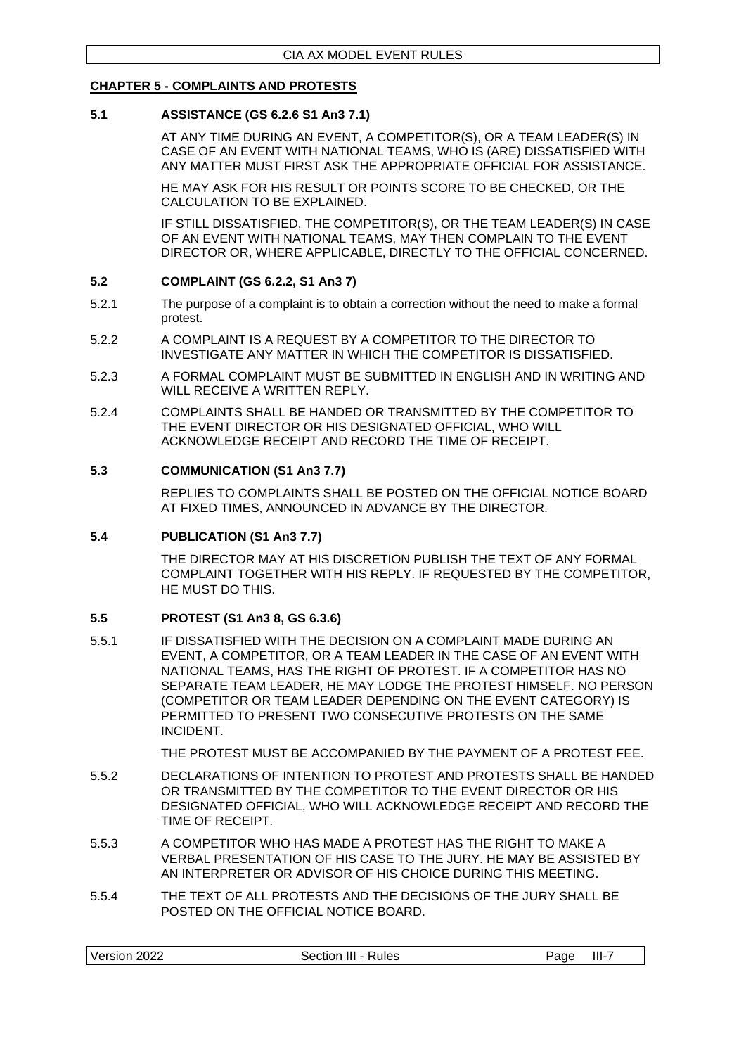## CHAPTER 5 - COMPLAINTS AND PROTESTS

### 5.1 ASSISTANCE (GS 6.2.6 S1 An3 7.1)

AT ANY TIME DURING AN EVENT, A COMPETITOR(S), OR A TEAM LEADER(S) IN CASE OF AN EVENT WITH NATIONAL TEAMS, WHO IS (ARE) DISSATISFIED WITH ANY MATTER MUST FIRST ASK THE APPROPRIATE OFFICIAL FOR ASSISTANCE.

HE MAY ASK FOR HIS RESULT OR POINTS SCORE TO BE CHECKED, OR THE CALCULATION TO BE EXPLAINED.

IF STILL DISSATISFIED, THE COMPETITOR(S), OR THE TEAM LEADER(S) IN CASE OF AN EVENT WITH NATIONAL TEAMS, MAY THEN COMPLAIN TO THE EVENT DIRECTOR OR, WHERE APPLICABLE, DIRECTLY TO THE OFFICIAL CONCERNED.

### 5.2 COMPLAINT (GS 6.2.2, S1 An3 7)

5.2.1 The purpose of a complaint is to obtain a correction without the need to make a formal protest.

5.2.2 A COMPLAINT IS A REQUEST BY A COMPETITOR TO THE DIRECTOR TO INVESTIGATE ANY MATTER IN WHICH THE COMPETITOR IS DISSATISFIED.

5.2.3 A FORMAL COMPLAINT MUST BE SUBMITTED IN ENGLISH AND IN WRITING AND WILL RECEIVE A WRITTEN REPLY.

5.2.4 COMPLAINTS SHALL BE HANDED OR TRANSMITTED BY THE COMPETITOR TO THE EVENT DIRECTOR OR HIS DESIGNATED OFFICIAL, WHO WILL ACKNOWLEDGE RECEIPT AND RECORD THE TIME OF RECEIPT.

### 5.3 COMMUNICATION (S1 An3 7.7)

REPLIES TO COMPLAINTS SHALL BE POSTED ON THE OFFICIAL NOTICE BOARD AT FIXED TIMES, ANNOUNCED IN ADVANCE BY THE DIRECTOR.

### 5.4 PUBLICATION (S1 An3 7.7)

THE DIRECTOR MAY AT HIS DISCRETION PUBLISH THE TEXT OF ANY FORMAL COMPLAINT TOGETHER WITH HIS REPLY. IF REQUESTED BY THE COMPETITOR, HE MUST DO THIS.

### 5.5 PROTEST (S1 An3 8, GS 6.3.6)

5.5.1 IF DISSATISFIED WITH THE DECISION ON A COMPLAINT MADE DURING AN EVENT, A COMPETITOR, OR A TEAM LEADER IN THE CASE OF AN EVENT WITH NATIONAL TEAMS, HAS THE RIGHT OF PROTEST. IF A COMPETITOR HAS NO SEPARATE TEAM LEADER, HE MAY LODGE THE PROTEST HIMSELF. NO PERSON (COMPETITOR OR TEAM LEADER DEPENDING ON THE EVENT CATEGORY) IS PERMITTED TO PRESENT TWO CONSECUTIVE PROTESTS ON THE SAME INCIDENT.

THE PROTEST MUST BE ACCOMPANIED BY THE PAYMENT OF A PROTEST FEE.

5.5.2 DECLARATIONS OF INTENTION TO PROTEST AND PROTESTS SHALL BE HANDED OR TRANSMITTED BY THE COMPETITOR TO THE EVENT DIRECTOR OR HIS DESIGNATED OFFICIAL, WHO WILL ACKNOWLEDGE RECEIPT AND RECORD THE TIME OF RECEIPT.

5.5.3 A COMPETITOR WHO HAS MADE A PROTEST HAS THE RIGHT TO MAKE A VERBAL PRESENTATION OF HIS CASE TO THE JURY. HE MAY BE ASSISTED BY AN INTERPRETER OR ADVISOR OF HIS CHOICE DURING THIS MEETING.

5.5.4 THE TEXT OF ALL PROTESTS AND THE DECISIONS OF THE JURY SHALL BE POSTED ON THE OFFICIAL NOTICE BOARD.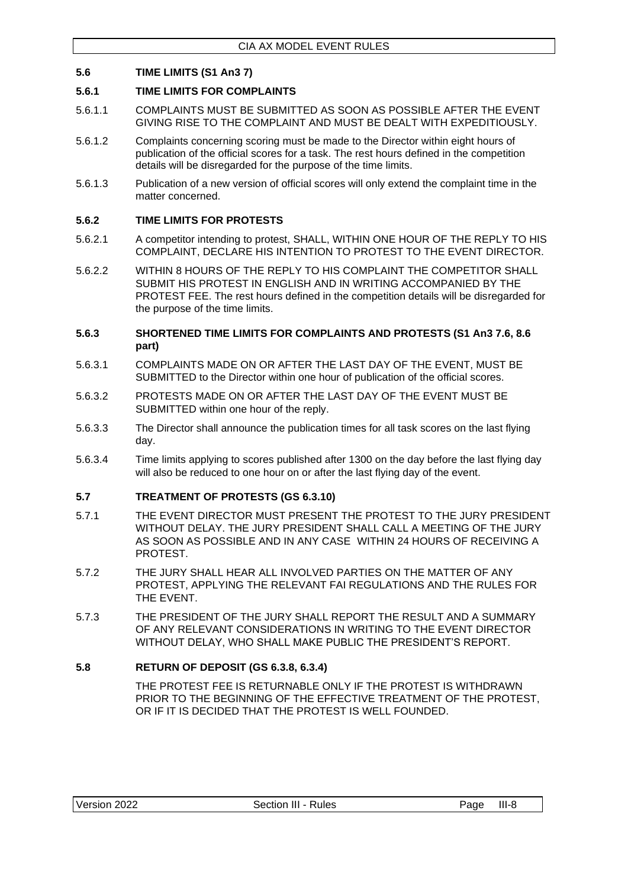## 5.6 TIME LIMITS (S1 An3 7)

### 5.6.1 TIME LIMITS FOR COMPLAINTS

5.6.1.1 COMPLAINTS MUST BE SUBMITTED AS SOON AS POSSIBLE AFTER THE EVENT GIVING RISE TO THE COMPLAINT AND MUST BE DEALT WITH EXPEDITIOUSLY.

5.6.1.2 Complaints concerning scoring must be made to the Director within eight hours of publication of the official scores for a task. The rest hours defined in the competition details will be disregarded for the purpose of the time limits.

5.6.1.3 Publication of a new version of official scores will only extend the complaint time in the matter concerned.

### 5.6.2 TIME LIMITS FOR PROTESTS

5.6.2.1 A competitor intending to protest, SHALL, WITHIN ONE HOUR OF THE REPLY TO HIS COMPLAINT, DECLARE HIS INTENTION TO PROTEST TO THE EVENT DIRECTOR.

5.6.2.2 WITHIN 8 HOURS OF THE REPLY TO HIS COMPLAINT THE COMPETITOR SHALL SUBMIT HIS PROTEST IN ENGLISH AND IN WRITING ACCOMPANIED BY THE PROTEST FEE. The rest hours defined in the competition details will be disregarded for the purpose of the time limits.

### 5.6.3 SHORTENED TIME LIMITS FOR COMPLAINTS AND PROTESTS (S1 An3 7.6, 8.6 part)

5.6.3.1 COMPLAINTS MADE ON OR AFTER THE LAST DAY OF THE EVENT, MUST BE SUBMITTED to the Director within one hour of publication of the official scores.

5.6.3.2 PROTESTS MADE ON OR AFTER THE LAST DAY OF THE EVENT MUST BE SUBMITTED within one hour of the reply.

5.6.3.3 The Director shall announce the publication times for all task scores on the last flying day.

5.6.3.4 Time limits applying to scores published after 1300 on the day before the last flying day will also be reduced to one hour on or after the last flying day of the event.

## 5.7 TREATMENT OF PROTESTS (GS 6.3.10)

5.7.1 THE EVENT DIRECTOR MUST PRESENT THE PROTEST TO THE JURY PRESIDENT WITHOUT DELAY. THE JURY PRESIDENT SHALL CALL A MEETING OF THE JURY AS SOON AS POSSIBLE AND IN ANY CASE WITHIN 24 HOURS OF RECEIVING A PROTEST.

5.7.2 THE JURY SHALL HEAR ALL INVOLVED PARTIES ON THE MATTER OF ANY PROTEST, APPLYING THE RELEVANT FAI REGULATIONS AND THE RULES FOR THE EVENT.

5.7.3 THE PRESIDENT OF THE JURY SHALL REPORT THE RESULT AND A SUMMARY OF ANY RELEVANT CONSIDERATIONS IN WRITING TO THE EVENT DIRECTOR WITHOUT DELAY, WHO SHALL MAKE PUBLIC THE PRESIDENT'S REPORT.

## 5.8 RETURN OF DEPOSIT (GS 6.3.8, 6.3.4)

THE PROTEST FEE IS RETURNABLE ONLY IF THE PROTEST IS WITHDRAWN PRIOR TO THE BEGINNING OF THE EFFECTIVE TREATMENT OF THE PROTEST, OR IF IT IS DECIDED THAT THE PROTEST IS WELL FOUNDED.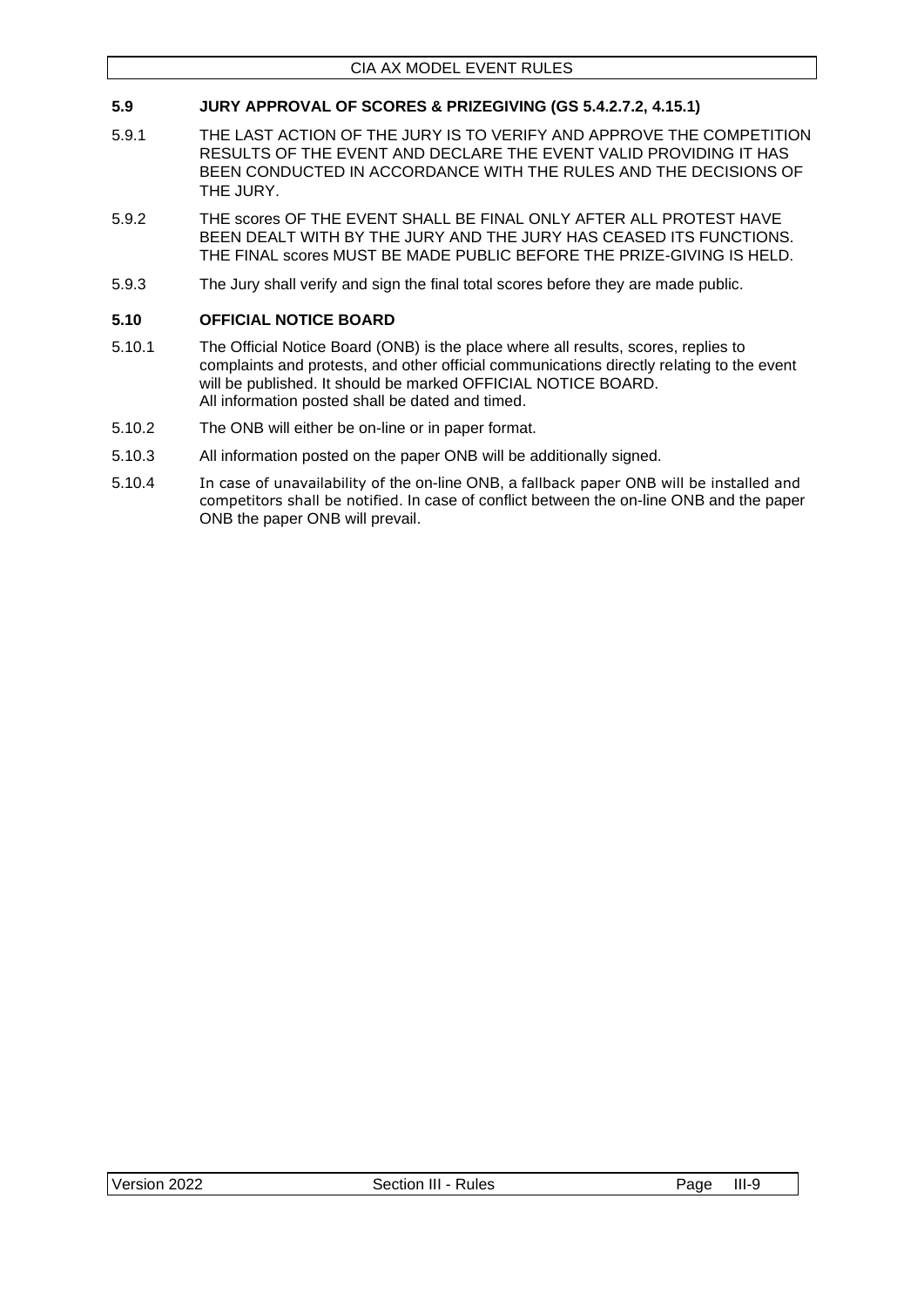### 5.9 JURY APPROVAL OF SCORES & PRIZEGIVING (GS 5.4.2.7.2, 4.15.1)

5.9.1 THE LAST ACTION OF THE JURY IS TO VERIFY AND APPROVE THE COMPETITION RESULTS OF THE EVENT AND DECLARE THE EVENT VALID PROVIDING IT HAS BEEN CONDUCTED IN ACCORDANCE WITH THE RULES AND THE DECISIONS OF THE JURY.

5.9.2 THE scores OF THE EVENT SHALL BE FINAL ONLY AFTER ALL PROTEST HAVE BEEN DEALT WITH BY THE JURY AND THE JURY HAS CEASED ITS FUNCTIONS. THE FINAL scores MUST BE MADE PUBLIC BEFORE THE PRIZE-GIVING IS HELD.

5.9.3 The Jury shall verify and sign the final total scores before they are made public.

### 5.10 OFFICIAL NOTICE BOARD

5.10.1 The Official Notice Board (ONB) is the place where all results, scores, replies to complaints and protests, and other official communications directly relating to the event will be published. It should be marked OFFICIAL NOTICE BOARD.
All information posted shall be dated and timed.

5.10.2 The ONB will either be on-line or in paper format.

5.10.3 All information posted on the paper ONB will be additionally signed.

5.10.4 In case of unavailability of the on-line ONB, a fallback paper ONB will be installed and competitors shall be notified. In case of conflict between the on-line ONB and the paper ONB the paper ONB will prevail.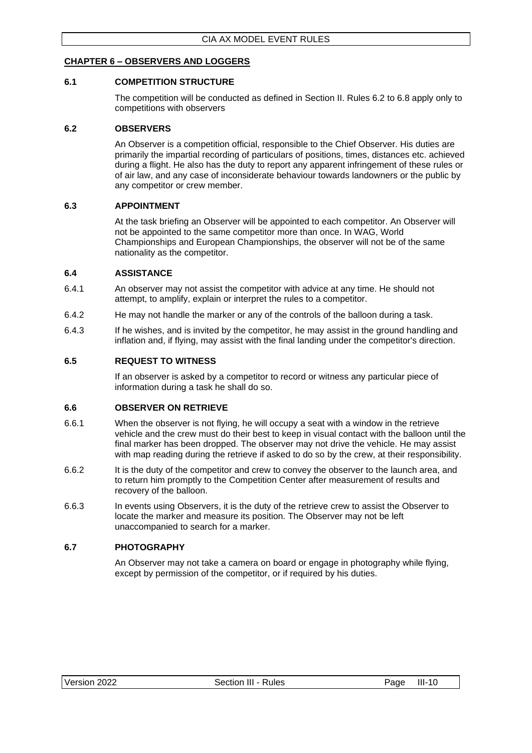## CHAPTER 6 – OBSERVERS AND LOGGERS

### 6.1 COMPETITION STRUCTURE

The competition will be conducted as defined in Section II. Rules 6.2 to 6.8 apply only to competitions with observers

### 6.2 OBSERVERS

An Observer is a competition official, responsible to the Chief Observer. His duties are primarily the impartial recording of particulars of positions, times, distances etc. achieved during a flight. He also has the duty to report any apparent infringement of these rules or of air law, and any case of inconsiderate behaviour towards landowners or the public by any competitor or crew member.

### 6.3 APPOINTMENT

At the task briefing an Observer will be appointed to each competitor. An Observer will not be appointed to the same competitor more than once. In WAG, World Championships and European Championships, the observer will not be of the same nationality as the competitor.

### 6.4 ASSISTANCE

6.4.1 An observer may not assist the competitor with advice at any time. He should not attempt, to amplify, explain or interpret the rules to a competitor.

6.4.2 He may not handle the marker or any of the controls of the balloon during a task.

6.4.3 If he wishes, and is invited by the competitor, he may assist in the ground handling and inflation and, if flying, may assist with the final landing under the competitor's direction.

### 6.5 REQUEST TO WITNESS

If an observer is asked by a competitor to record or witness any particular piece of information during a task he shall do so.

### 6.6 OBSERVER ON RETRIEVE

6.6.1 When the observer is not flying, he will occupy a seat with a window in the retrieve vehicle and the crew must do their best to keep in visual contact with the balloon until the final marker has been dropped. The observer may not drive the vehicle. He may assist with map reading during the retrieve if asked to do so by the crew, at their responsibility.

6.6.2 It is the duty of the competitor and crew to convey the observer to the launch area, and to return him promptly to the Competition Center after measurement of results and recovery of the balloon.

6.6.3 In events using Observers, it is the duty of the retrieve crew to assist the Observer to locate the marker and measure its position. The Observer may not be left unaccompanied to search for a marker.

### 6.7 PHOTOGRAPHY

An Observer may not take a camera on board or engage in photography while flying, except by permission of the competitor, or if required by his duties.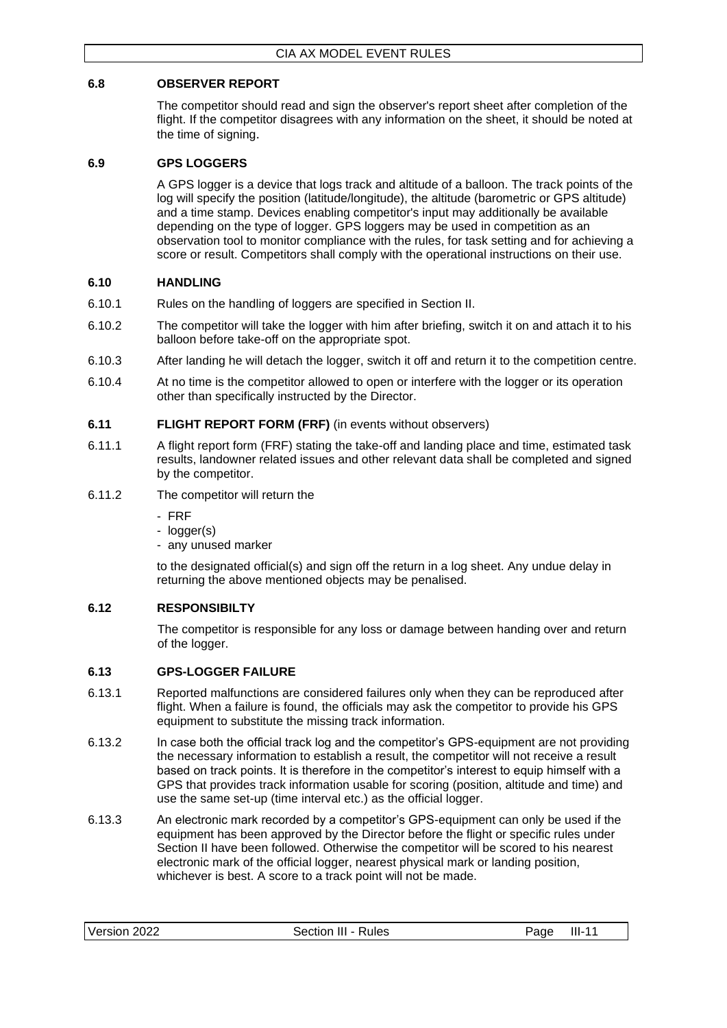### 6.8 OBSERVER REPORT

The competitor should read and sign the observer's report sheet after completion of the flight. If the competitor disagrees with any information on the sheet, it should be noted at the time of signing.

### 6.9 GPS LOGGERS

A GPS logger is a device that logs track and altitude of a balloon. The track points of the log will specify the position (latitude/longitude), the altitude (barometric or GPS altitude) and a time stamp. Devices enabling competitor's input may additionally be available depending on the type of logger. GPS loggers may be used in competition as an observation tool to monitor compliance with the rules, for task setting and for achieving a score or result. Competitors shall comply with the operational instructions on their use.

### 6.10 HANDLING

6.10.1 Rules on the handling of loggers are specified in Section II.

6.10.2 The competitor will take the logger with him after briefing, switch it on and attach it to his balloon before take-off on the appropriate spot.

6.10.3 After landing he will detach the logger, switch it off and return it to the competition centre.

6.10.4 At no time is the competitor allowed to open or interfere with the logger or its operation other than specifically instructed by the Director.

### 6.11 FLIGHT REPORT FORM (FRF) (in events without observers)

6.11.1 A flight report form (FRF) stating the take-off and landing place and time, estimated task results, landowner related issues and other relevant data shall be completed and signed by the competitor.

6.11.2 The competitor will return the

- FRF
- logger(s)
- any unused marker

to the designated official(s) and sign off the return in a log sheet. Any undue delay in returning the above mentioned objects may be penalised.

### 6.12 RESPONSIBILTY

The competitor is responsible for any loss or damage between handing over and return of the logger.

### 6.13 GPS-LOGGER FAILURE

6.13.1 Reported malfunctions are considered failures only when they can be reproduced after flight. When a failure is found, the officials may ask the competitor to provide his GPS equipment to substitute the missing track information.

6.13.2 In case both the official track log and the competitor's GPS-equipment are not providing the necessary information to establish a result, the competitor will not receive a result based on track points. It is therefore in the competitor's interest to equip himself with a GPS that provides track information usable for scoring (position, altitude and time) and use the same set-up (time interval etc.) as the official logger.

6.13.3 An electronic mark recorded by a competitor's GPS-equipment can only be used if the equipment has been approved by the Director before the flight or specific rules under Section II have been followed. Otherwise the competitor will be scored to his nearest electronic mark of the official logger, nearest physical mark or landing position, whichever is best. A score to a track point will not be made.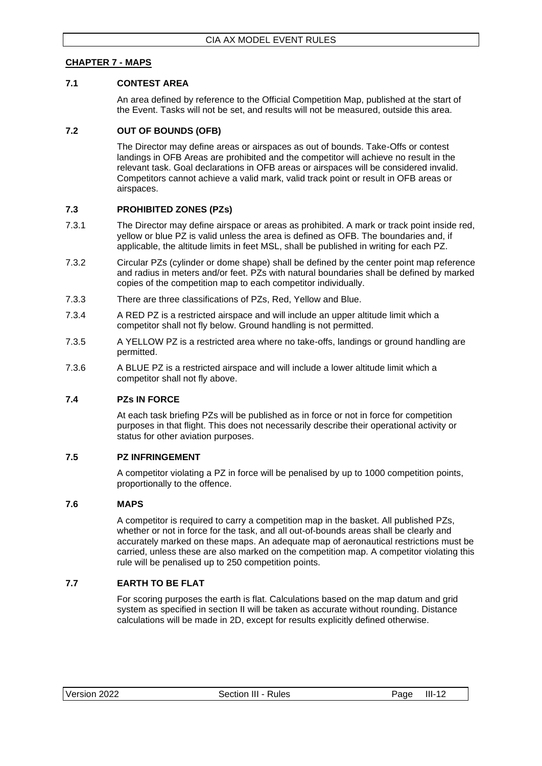## CHAPTER 7 - MAPS

### 7.1 CONTEST AREA

An area defined by reference to the Official Competition Map, published at the start of the Event. Tasks will not be set, and results will not be measured, outside this area.

### 7.2 OUT OF BOUNDS (OFB)

The Director may define areas or airspaces as out of bounds. Take-Offs or contest landings in OFB Areas are prohibited and the competitor will achieve no result in the relevant task. Goal declarations in OFB areas or airspaces will be considered invalid. Competitors cannot achieve a valid mark, valid track point or result in OFB areas or airspaces.

### 7.3 PROHIBITED ZONES (PZs)

7.3.1 The Director may define airspace or areas as prohibited. A mark or track point inside red, yellow or blue PZ is valid unless the area is defined as OFB. The boundaries and, if applicable, the altitude limits in feet MSL, shall be published in writing for each PZ.

7.3.2 Circular PZs (cylinder or dome shape) shall be defined by the center point map reference and radius in meters and/or feet. PZs with natural boundaries shall be defined by marked copies of the competition map to each competitor individually.

7.3.3 There are three classifications of PZs, Red, Yellow and Blue.

7.3.4 A RED PZ is a restricted airspace and will include an upper altitude limit which a competitor shall not fly below. Ground handling is not permitted.

7.3.5 A YELLOW PZ is a restricted area where no take-offs, landings or ground handling are permitted.

7.3.6 A BLUE PZ is a restricted airspace and will include a lower altitude limit which a competitor shall not fly above.

### 7.4 PZs IN FORCE

At each task briefing PZs will be published as in force or not in force for competition purposes in that flight. This does not necessarily describe their operational activity or status for other aviation purposes.

### 7.5 PZ INFRINGEMENT

A competitor violating a PZ in force will be penalised by up to 1000 competition points, proportionally to the offence.

### 7.6 MAPS

A competitor is required to carry a competition map in the basket. All published PZs, whether or not in force for the task, and all out-of-bounds areas shall be clearly and accurately marked on these maps. An adequate map of aeronautical restrictions must be carried, unless these are also marked on the competition map. A competitor violating this rule will be penalised up to 250 competition points.

### 7.7 EARTH TO BE FLAT

For scoring purposes the earth is flat. Calculations based on the map datum and grid system as specified in section II will be taken as accurate without rounding. Distance calculations will be made in 2D, except for results explicitly defined otherwise.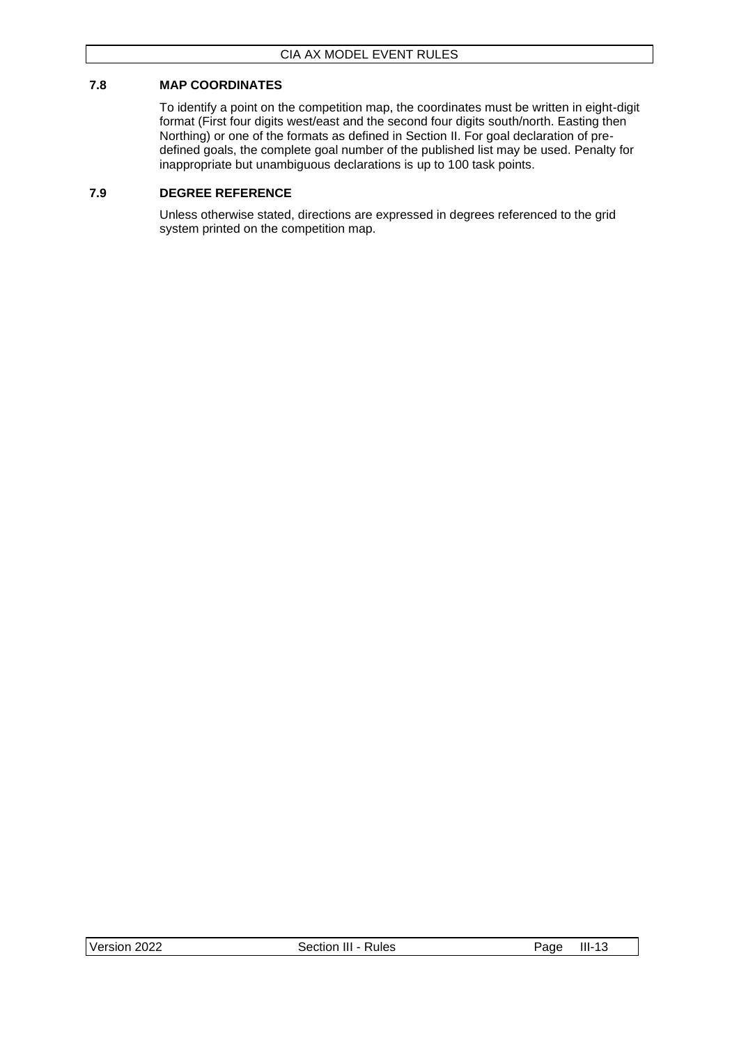### 7.8 MAP COORDINATES

To identify a point on the competition map, the coordinates must be written in eight-digit format (First four digits west/east and the second four digits south/north. Easting then Northing) or one of the formats as defined in Section II. For goal declaration of pre-defined goals, the complete goal number of the published list may be used. Penalty for inappropriate but unambiguous declarations is up to 100 task points.

### 7.9 DEGREE REFERENCE

Unless otherwise stated, directions are expressed in degrees referenced to the grid system printed on the competition map.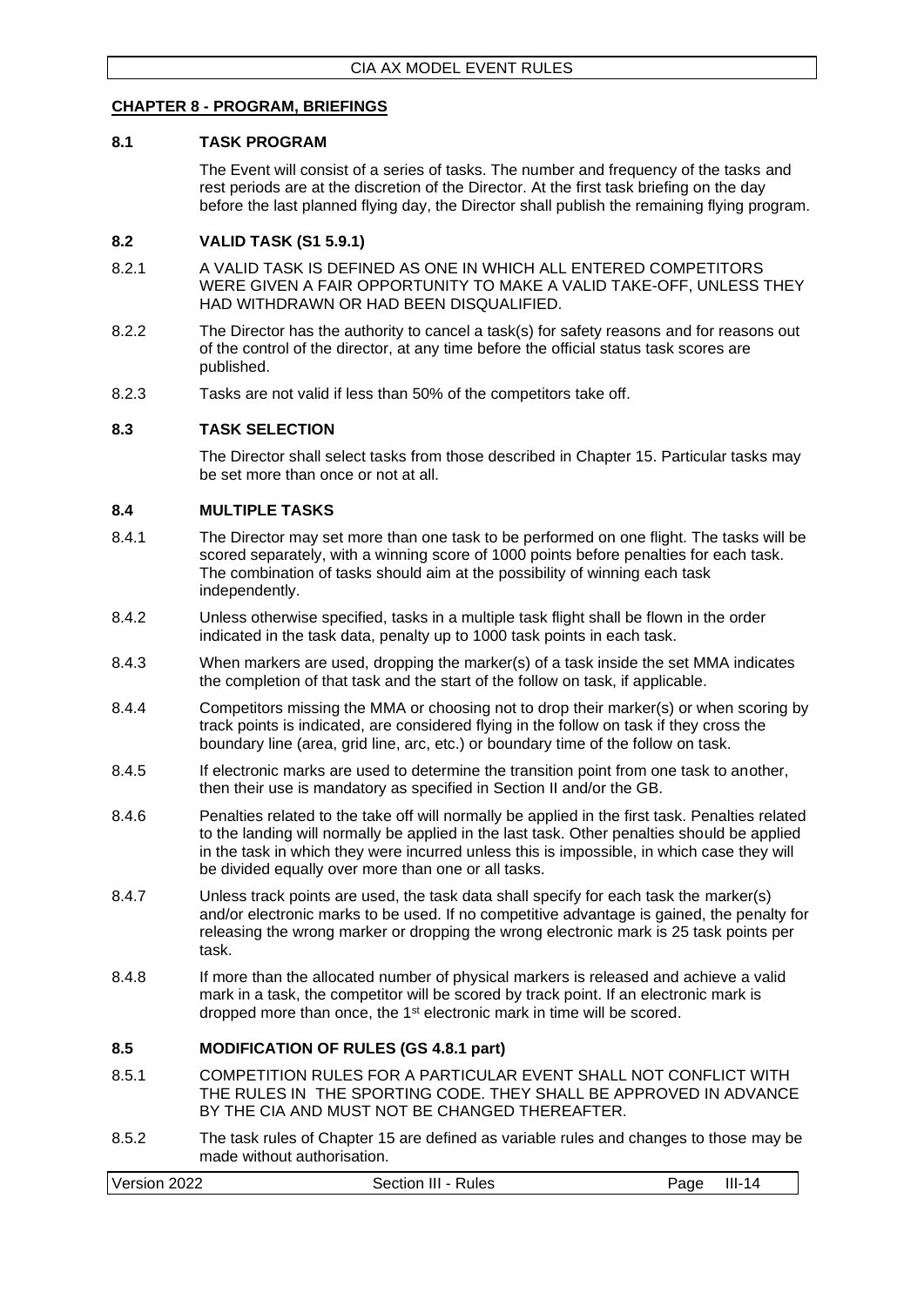## CHAPTER 8 - PROGRAM, BRIEFINGS

### 8.1 TASK PROGRAM

The Event will consist of a series of tasks. The number and frequency of the tasks and rest periods are at the discretion of the Director. At the first task briefing on the day before the last planned flying day, the Director shall publish the remaining flying program.

### 8.2 VALID TASK (S1 5.9.1)

8.2.1 A VALID TASK IS DEFINED AS ONE IN WHICH ALL ENTERED COMPETITORS WERE GIVEN A FAIR OPPORTUNITY TO MAKE A VALID TAKE-OFF, UNLESS THEY HAD WITHDRAWN OR HAD BEEN DISQUALIFIED.

8.2.2 The Director has the authority to cancel a task(s) for safety reasons and for reasons out of the control of the director, at any time before the official status task scores are published.

8.2.3 Tasks are not valid if less than 50% of the competitors take off.

### 8.3 TASK SELECTION

The Director shall select tasks from those described in Chapter 15. Particular tasks may be set more than once or not at all.

### 8.4 MULTIPLE TASKS

8.4.1 The Director may set more than one task to be performed on one flight. The tasks will be scored separately, with a winning score of 1000 points before penalties for each task. The combination of tasks should aim at the possibility of winning each task independently.

8.4.2 Unless otherwise specified, tasks in a multiple task flight shall be flown in the order indicated in the task data, penalty up to 1000 task points in each task.

8.4.3 When markers are used, dropping the marker(s) of a task inside the set MMA indicates the completion of that task and the start of the follow on task, if applicable.

8.4.4 Competitors missing the MMA or choosing not to drop their marker(s) or when scoring by track points is indicated, are considered flying in the follow on task if they cross the boundary line (area, grid line, arc, etc.) or boundary time of the follow on task.

8.4.5 If electronic marks are used to determine the transition point from one task to another, then their use is mandatory as specified in Section II and/or the GB.

8.4.6 Penalties related to the take off will normally be applied in the first task. Penalties related to the landing will normally be applied in the last task. Other penalties should be applied in the task in which they were incurred unless this is impossible, in which case they will be divided equally over more than one or all tasks.

8.4.7 Unless track points are used, the task data shall specify for each task the marker(s) and/or electronic marks to be used. If no competitive advantage is gained, the penalty for releasing the wrong marker or dropping the wrong electronic mark is 25 task points per task.

8.4.8 If more than the allocated number of physical markers is released and achieve a valid mark in a task, the competitor will be scored by track point. If an electronic mark is dropped more than once, the 1st electronic mark in time will be scored.

### 8.5 MODIFICATION OF RULES (GS 4.8.1 part)

8.5.1 COMPETITION RULES FOR A PARTICULAR EVENT SHALL NOT CONFLICT WITH THE RULES IN THE SPORTING CODE. THEY SHALL BE APPROVED IN ADVANCE BY THE CIA AND MUST NOT BE CHANGED THEREAFTER.

8.5.2 The task rules of Chapter 15 are defined as variable rules and changes to those may be made without authorisation.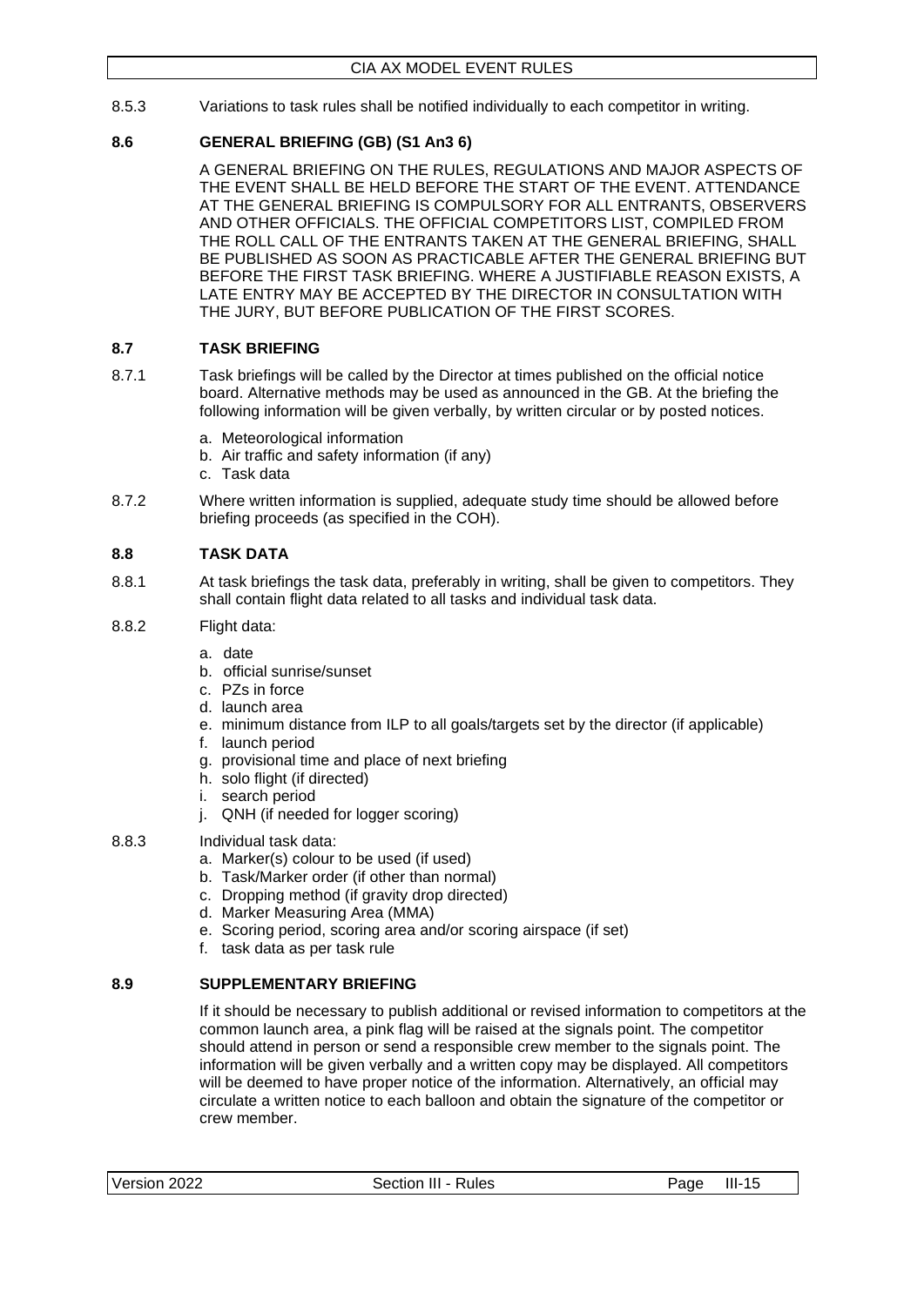8.5.3 Variations to task rules shall be notified individually to each competitor in writing.

### 8.6 GENERAL BRIEFING (GB) (S1 An3 6)

A GENERAL BRIEFING ON THE RULES, REGULATIONS AND MAJOR ASPECTS OF THE EVENT SHALL BE HELD BEFORE THE START OF THE EVENT. ATTENDANCE AT THE GENERAL BRIEFING IS COMPULSORY FOR ALL ENTRANTS, OBSERVERS AND OTHER OFFICIALS. THE OFFICIAL COMPETITORS LIST, COMPILED FROM THE ROLL CALL OF THE ENTRANTS TAKEN AT THE GENERAL BRIEFING, SHALL BE PUBLISHED AS SOON AS PRACTICABLE AFTER THE GENERAL BRIEFING BUT BEFORE THE FIRST TASK BRIEFING. WHERE A JUSTIFIABLE REASON EXISTS, A LATE ENTRY MAY BE ACCEPTED BY THE DIRECTOR IN CONSULTATION WITH THE JURY, BUT BEFORE PUBLICATION OF THE FIRST SCORES.

### 8.7 TASK BRIEFING

8.7.1 Task briefings will be called by the Director at times published on the official notice board. Alternative methods may be used as announced in the GB. At the briefing the following information will be given verbally, by written circular or by posted notices.

a. Meteorological information
b. Air traffic and safety information (if any)
c. Task data

8.7.2 Where written information is supplied, adequate study time should be allowed before briefing proceeds (as specified in the COH).

### 8.8 TASK DATA

8.8.1 At task briefings the task data, preferably in writing, shall be given to competitors. They shall contain flight data related to all tasks and individual task data.

8.8.2 Flight data:

a. date
b. official sunrise/sunset
c. PZs in force
d. launch area
e. minimum distance from ILP to all goals/targets set by the director (if applicable)
f. launch period
g. provisional time and place of next briefing
h. solo flight (if directed)
i. search period
j. QNH (if needed for logger scoring)

8.8.3 Individual task data:

a. Marker(s) colour to be used (if used)
b. Task/Marker order (if other than normal)
c. Dropping method (if gravity drop directed)
d. Marker Measuring Area (MMA)
e. Scoring period, scoring area and/or scoring airspace (if set)
f. task data as per task rule

### 8.9 SUPPLEMENTARY BRIEFING

If it should be necessary to publish additional or revised information to competitors at the common launch area, a pink flag will be raised at the signals point. The competitor should attend in person or send a responsible crew member to the signals point. The information will be given verbally and a written copy may be displayed. All competitors will be deemed to have proper notice of the information. Alternatively, an official may circulate a written notice to each balloon and obtain the signature of the competitor or crew member.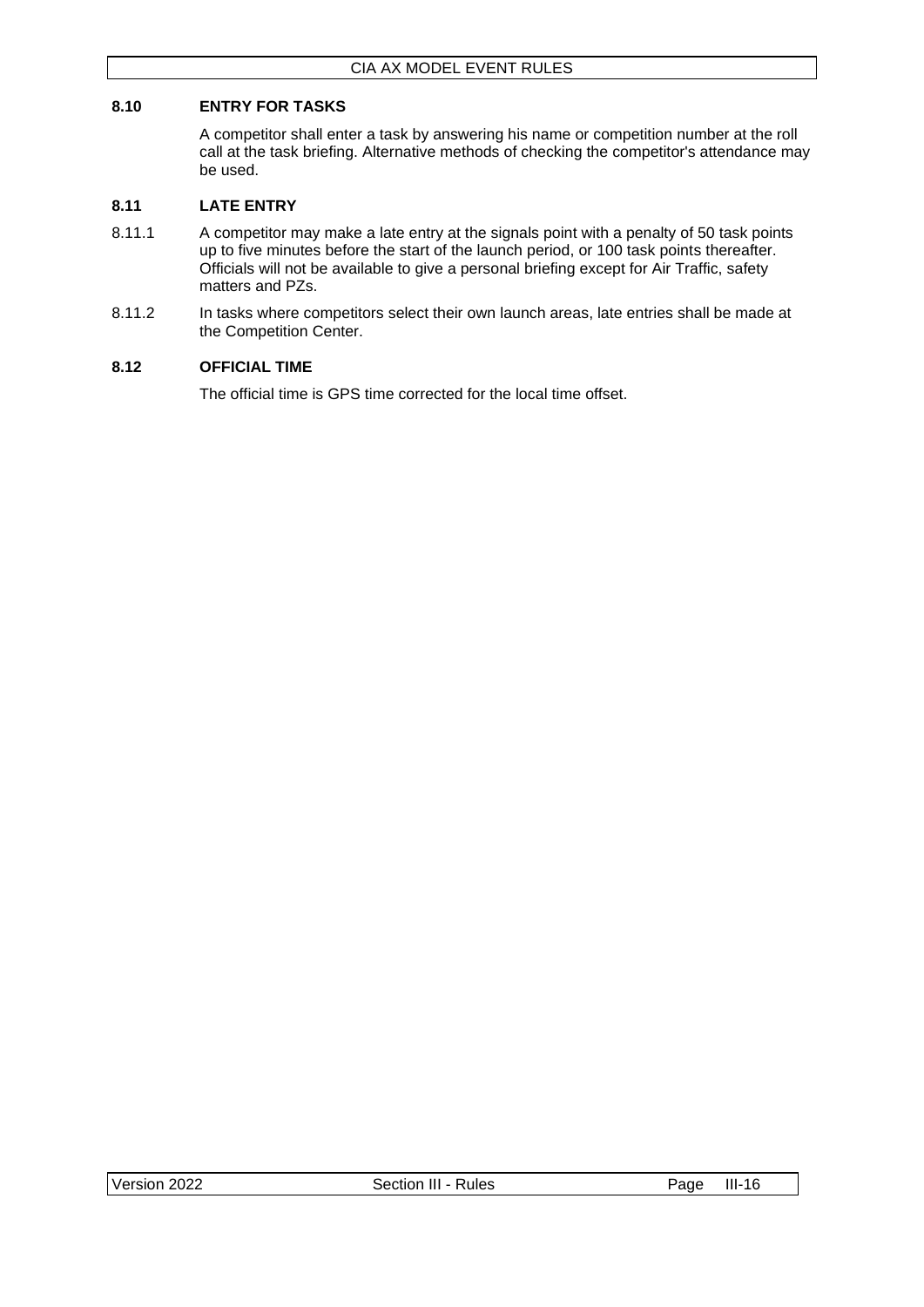### 8.10 ENTRY FOR TASKS

A competitor shall enter a task by answering his name or competition number at the roll call at the task briefing. Alternative methods of checking the competitor's attendance may be used.

### 8.11 LATE ENTRY

8.11.1 A competitor may make a late entry at the signals point with a penalty of 50 task points up to five minutes before the start of the launch period, or 100 task points thereafter. Officials will not be available to give a personal briefing except for Air Traffic, safety matters and PZs.

8.11.2 In tasks where competitors select their own launch areas, late entries shall be made at the Competition Center.

### 8.12 OFFICIAL TIME

The official time is GPS time corrected for the local time offset.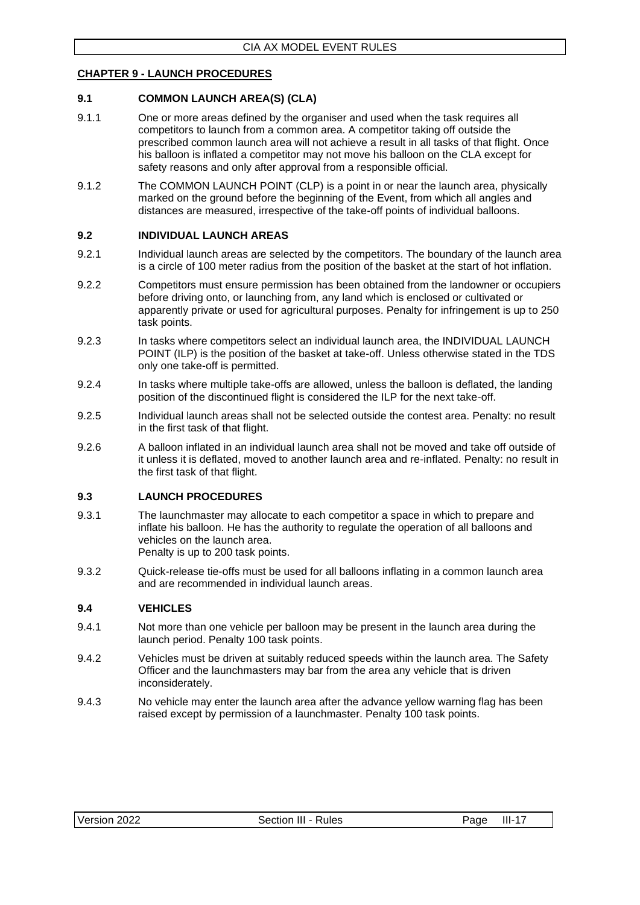## CHAPTER 9 - LAUNCH PROCEDURES

### 9.1 COMMON LAUNCH AREA(S) (CLA)

9.1.1 One or more areas defined by the organiser and used when the task requires all competitors to launch from a common area. A competitor taking off outside the prescribed common launch area will not achieve a result in all tasks of that flight. Once his balloon is inflated a competitor may not move his balloon on the CLA except for safety reasons and only after approval from a responsible official.

9.1.2 The COMMON LAUNCH POINT (CLP) is a point in or near the launch area, physically marked on the ground before the beginning of the Event, from which all angles and distances are measured, irrespective of the take-off points of individual balloons.

### 9.2 INDIVIDUAL LAUNCH AREAS

9.2.1 Individual launch areas are selected by the competitors. The boundary of the launch area is a circle of 100 meter radius from the position of the basket at the start of hot inflation.

9.2.2 Competitors must ensure permission has been obtained from the landowner or occupiers before driving onto, or launching from, any land which is enclosed or cultivated or apparently private or used for agricultural purposes. Penalty for infringement is up to 250 task points.

9.2.3 In tasks where competitors select an individual launch area, the INDIVIDUAL LAUNCH POINT (ILP) is the position of the basket at take-off. Unless otherwise stated in the TDS only one take-off is permitted.

9.2.4 In tasks where multiple take-offs are allowed, unless the balloon is deflated, the landing position of the discontinued flight is considered the ILP for the next take-off.

9.2.5 Individual launch areas shall not be selected outside the contest area. Penalty: no result in the first task of that flight.

9.2.6 A balloon inflated in an individual launch area shall not be moved and take off outside of it unless it is deflated, moved to another launch area and re-inflated. Penalty: no result in the first task of that flight.

### 9.3 LAUNCH PROCEDURES

9.3.1 The launchmaster may allocate to each competitor a space in which to prepare and inflate his balloon. He has the authority to regulate the operation of all balloons and vehicles on the launch area.
Penalty is up to 200 task points.

9.3.2 Quick-release tie-offs must be used for all balloons inflating in a common launch area and are recommended in individual launch areas.

### 9.4 VEHICLES

9.4.1 Not more than one vehicle per balloon may be present in the launch area during the launch period. Penalty 100 task points.

9.4.2 Vehicles must be driven at suitably reduced speeds within the launch area. The Safety Officer and the launchmasters may bar from the area any vehicle that is driven inconsiderately.

9.4.3 No vehicle may enter the launch area after the advance yellow warning flag has been raised except by permission of a launchmaster. Penalty 100 task points.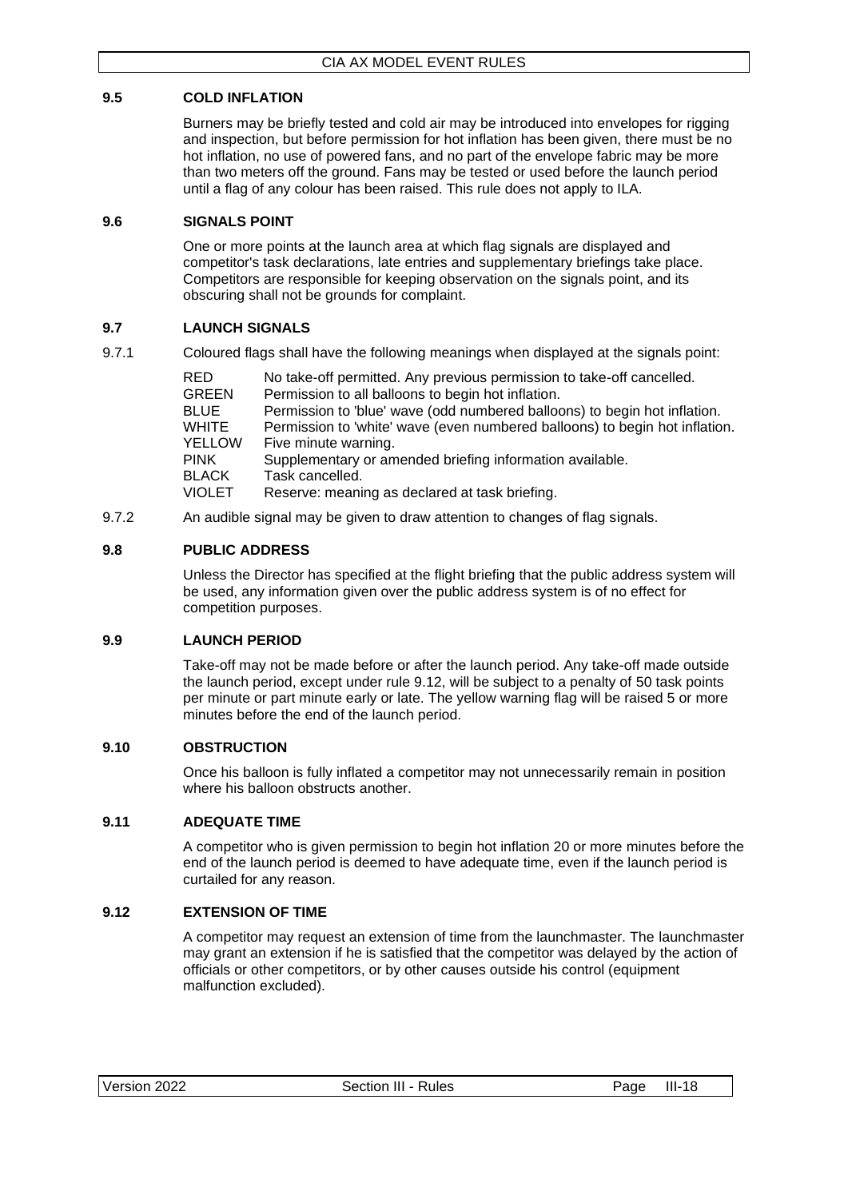### 9.5 COLD INFLATION

Burners may be briefly tested and cold air may be introduced into envelopes for rigging and inspection, but before permission for hot inflation has been given, there must be no hot inflation, no use of powered fans, and no part of the envelope fabric may be more than two meters off the ground. Fans may be tested or used before the launch period until a flag of any colour has been raised. This rule does not apply to ILA.

### 9.6 SIGNALS POINT

One or more points at the launch area at which flag signals are displayed and competitor's task declarations, late entries and supplementary briefings take place. Competitors are responsible for keeping observation on the signals point, and its obscuring shall not be grounds for complaint.

### 9.7 LAUNCH SIGNALS

9.7.1 Coloured flags shall have the following meanings when displayed at the signals point:

| | |
|---|---|
| RED | No take-off permitted. Any previous permission to take-off cancelled. |
| GREEN | Permission to all balloons to begin hot inflation. |
| BLUE | Permission to 'blue' wave (odd numbered balloons) to begin hot inflation. |
| WHITE | Permission to 'white' wave (even numbered balloons) to begin hot inflation. |
| YELLOW | Five minute warning. |
| PINK | Supplementary or amended briefing information available. |
| BLACK | Task cancelled. |
| VIOLET | Reserve: meaning as declared at task briefing. |

9.7.2 An audible signal may be given to draw attention to changes of flag signals.

### 9.8 PUBLIC ADDRESS

Unless the Director has specified at the flight briefing that the public address system will be used, any information given over the public address system is of no effect for competition purposes.

### 9.9 LAUNCH PERIOD

Take-off may not be made before or after the launch period. Any take-off made outside the launch period, except under rule 9.12, will be subject to a penalty of 50 task points per minute or part minute early or late. The yellow warning flag will be raised 5 or more minutes before the end of the launch period.

### 9.10 OBSTRUCTION

Once his balloon is fully inflated a competitor may not unnecessarily remain in position where his balloon obstructs another.

### 9.11 ADEQUATE TIME

A competitor who is given permission to begin hot inflation 20 or more minutes before the end of the launch period is deemed to have adequate time, even if the launch period is curtailed for any reason.

### 9.12 EXTENSION OF TIME

A competitor may request an extension of time from the launchmaster. The launchmaster may grant an extension if he is satisfied that the competitor was delayed by the action of officials or other competitors, or by other causes outside his control (equipment malfunction excluded).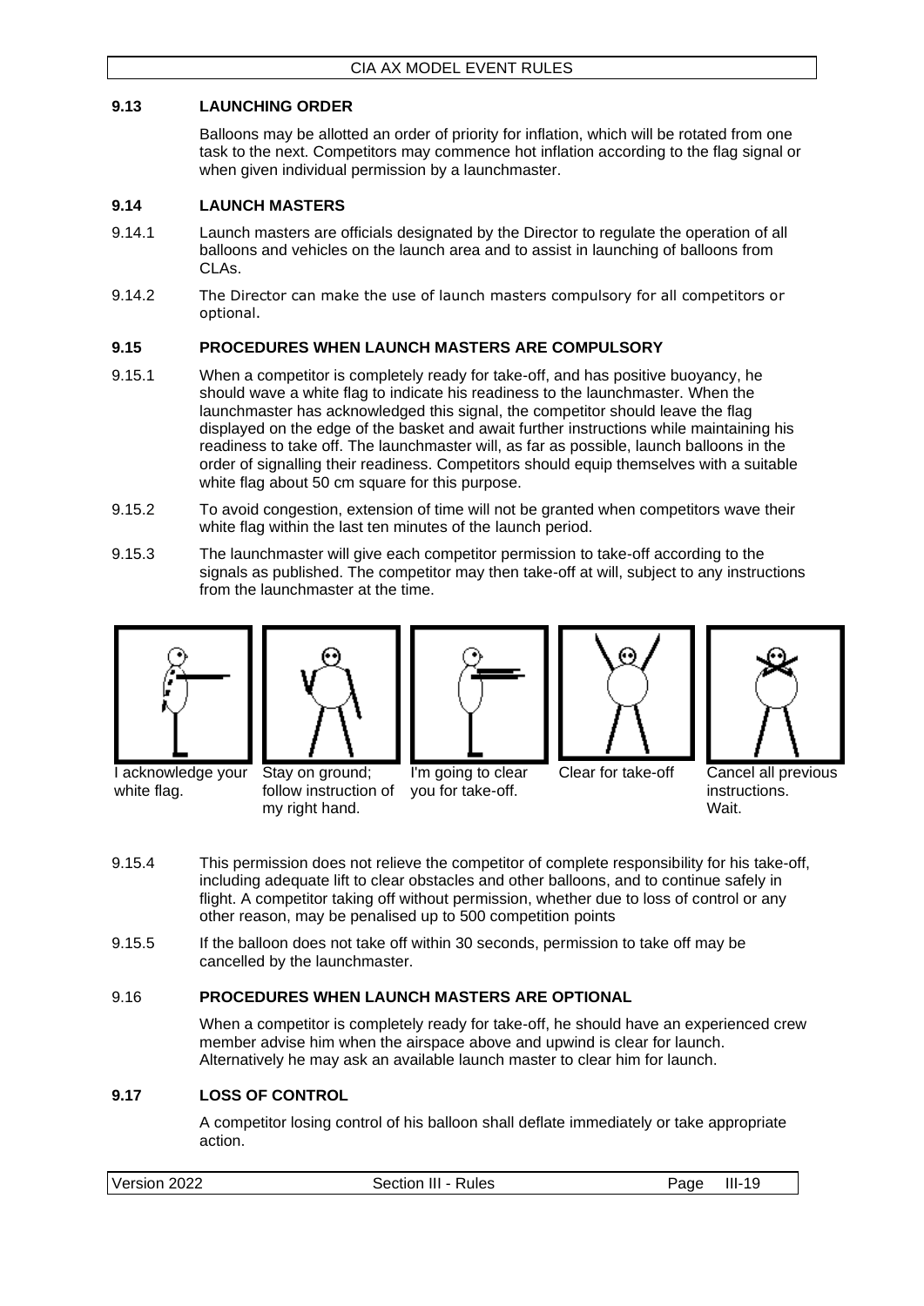## 9.13 LAUNCHING ORDER

Balloons may be allotted an order of priority for inflation, which will be rotated from one task to the next. Competitors may commence hot inflation according to the flag signal or when given individual permission by a launchmaster.

## 9.14 LAUNCH MASTERS

9.14.1 Launch masters are officials designated by the Director to regulate the operation of all balloons and vehicles on the launch area and to assist in launching of balloons from CLAs.

9.14.2 The Director can make the use of launch masters compulsory for all competitors or optional.

## 9.15 PROCEDURES WHEN LAUNCH MASTERS ARE COMPULSORY

9.15.1 When a competitor is completely ready for take-off, and has positive buoyancy, he should wave a white flag to indicate his readiness to the launchmaster. When the launchmaster has acknowledged this signal, the competitor should leave the flag displayed on the edge of the basket and await further instructions while maintaining his readiness to take off. The launchmaster will, as far as possible, launch balloons in the order of signalling their readiness. Competitors should equip themselves with a suitable white flag about 50 cm square for this purpose.

9.15.2 To avoid congestion, extension of time will not be granted when competitors wave their white flag within the last ten minutes of the launch period.

9.15.3 The launchmaster will give each competitor permission to take-off according to the signals as published. The competitor may then take-off at will, subject to any instructions from the launchmaster at the time.

I acknowledge your white flag.

Stay on ground; follow instruction of my right hand.

I'm going to clear you for take-off.

Clear for take-off

Cancel all previous instructions. Wait.

9.15.4 This permission does not relieve the competitor of complete responsibility for his take-off, including adequate lift to clear obstacles and other balloons, and to continue safely in flight. A competitor taking off without permission, whether due to loss of control or any other reason, may be penalised up to 500 competition points

9.15.5 If the balloon does not take off within 30 seconds, permission to take off may be cancelled by the launchmaster.

## 9.16 PROCEDURES WHEN LAUNCH MASTERS ARE OPTIONAL

When a competitor is completely ready for take-off, he should have an experienced crew member advise him when the airspace above and upwind is clear for launch. Alternatively he may ask an available launch master to clear him for launch.

## 9.17 LOSS OF CONTROL

A competitor losing control of his balloon shall deflate immediately or take appropriate action.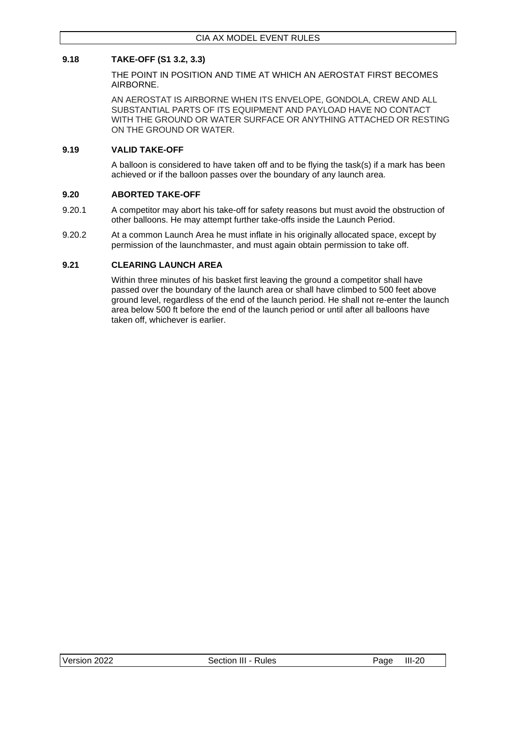### 9.18 TAKE-OFF (S1 3.2, 3.3)

THE POINT IN POSITION AND TIME AT WHICH AN AEROSTAT FIRST BECOMES AIRBORNE.

AN AEROSTAT IS AIRBORNE WHEN ITS ENVELOPE, GONDOLA, CREW AND ALL SUBSTANTIAL PARTS OF ITS EQUIPMENT AND PAYLOAD HAVE NO CONTACT WITH THE GROUND OR WATER SURFACE OR ANYTHING ATTACHED OR RESTING ON THE GROUND OR WATER.

### 9.19 VALID TAKE-OFF

A balloon is considered to have taken off and to be flying the task(s) if a mark has been achieved or if the balloon passes over the boundary of any launch area.

### 9.20 ABORTED TAKE-OFF

9.20.1 A competitor may abort his take-off for safety reasons but must avoid the obstruction of other balloons. He may attempt further take-offs inside the Launch Period.

9.20.2 At a common Launch Area he must inflate in his originally allocated space, except by permission of the launchmaster, and must again obtain permission to take off.

### 9.21 CLEARING LAUNCH AREA

Within three minutes of his basket first leaving the ground a competitor shall have passed over the boundary of the launch area or shall have climbed to 500 feet above ground level, regardless of the end of the launch period. He shall not re-enter the launch area below 500 ft before the end of the launch period or until after all balloons have taken off, whichever is earlier.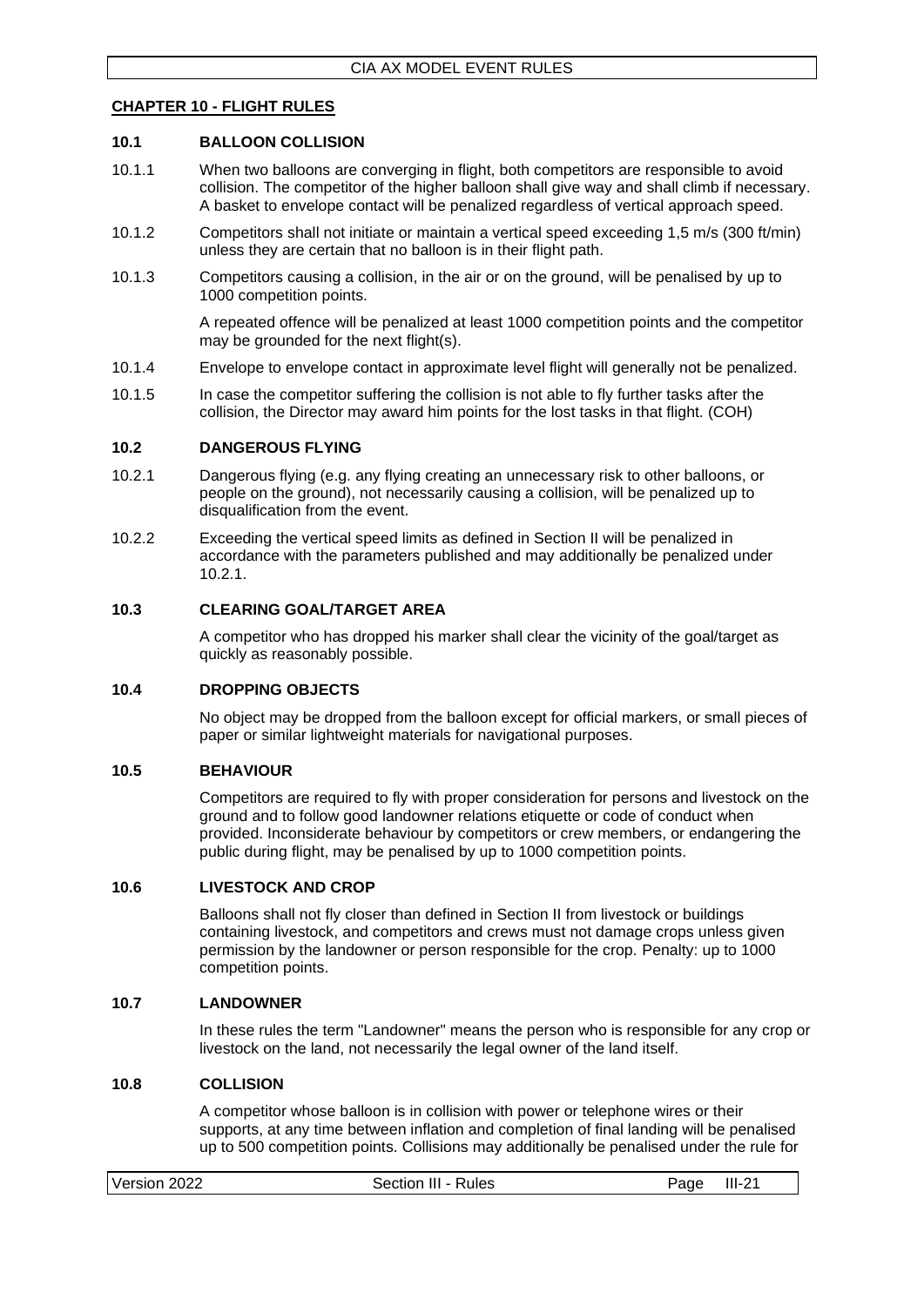## CHAPTER 10 - FLIGHT RULES

### 10.1 BALLOON COLLISION

10.1.1 When two balloons are converging in flight, both competitors are responsible to avoid collision. The competitor of the higher balloon shall give way and shall climb if necessary. A basket to envelope contact will be penalized regardless of vertical approach speed.

10.1.2 Competitors shall not initiate or maintain a vertical speed exceeding 1,5 m/s (300 ft/min) unless they are certain that no balloon is in their flight path.

10.1.3 Competitors causing a collision, in the air or on the ground, will be penalised by up to 1000 competition points.

A repeated offence will be penalized at least 1000 competition points and the competitor may be grounded for the next flight(s).

10.1.4 Envelope to envelope contact in approximate level flight will generally not be penalized.

10.1.5 In case the competitor suffering the collision is not able to fly further tasks after the collision, the Director may award him points for the lost tasks in that flight. (COH)

### 10.2 DANGEROUS FLYING

10.2.1 Dangerous flying (e.g. any flying creating an unnecessary risk to other balloons, or people on the ground), not necessarily causing a collision, will be penalized up to disqualification from the event.

10.2.2 Exceeding the vertical speed limits as defined in Section II will be penalized in accordance with the parameters published and may additionally be penalized under 10.2.1.

### 10.3 CLEARING GOAL/TARGET AREA

A competitor who has dropped his marker shall clear the vicinity of the goal/target as quickly as reasonably possible.

### 10.4 DROPPING OBJECTS

No object may be dropped from the balloon except for official markers, or small pieces of paper or similar lightweight materials for navigational purposes.

### 10.5 BEHAVIOUR

Competitors are required to fly with proper consideration for persons and livestock on the ground and to follow good landowner relations etiquette or code of conduct when provided. Inconsiderate behaviour by competitors or crew members, or endangering the public during flight, may be penalised by up to 1000 competition points.

### 10.6 LIVESTOCK AND CROP

Balloons shall not fly closer than defined in Section II from livestock or buildings containing livestock, and competitors and crews must not damage crops unless given permission by the landowner or person responsible for the crop. Penalty: up to 1000 competition points.

### 10.7 LANDOWNER

In these rules the term "Landowner" means the person who is responsible for any crop or livestock on the land, not necessarily the legal owner of the land itself.

### 10.8 COLLISION

A competitor whose balloon is in collision with power or telephone wires or their supports, at any time between inflation and completion of final landing will be penalised up to 500 competition points. Collisions may additionally be penalised under the rule for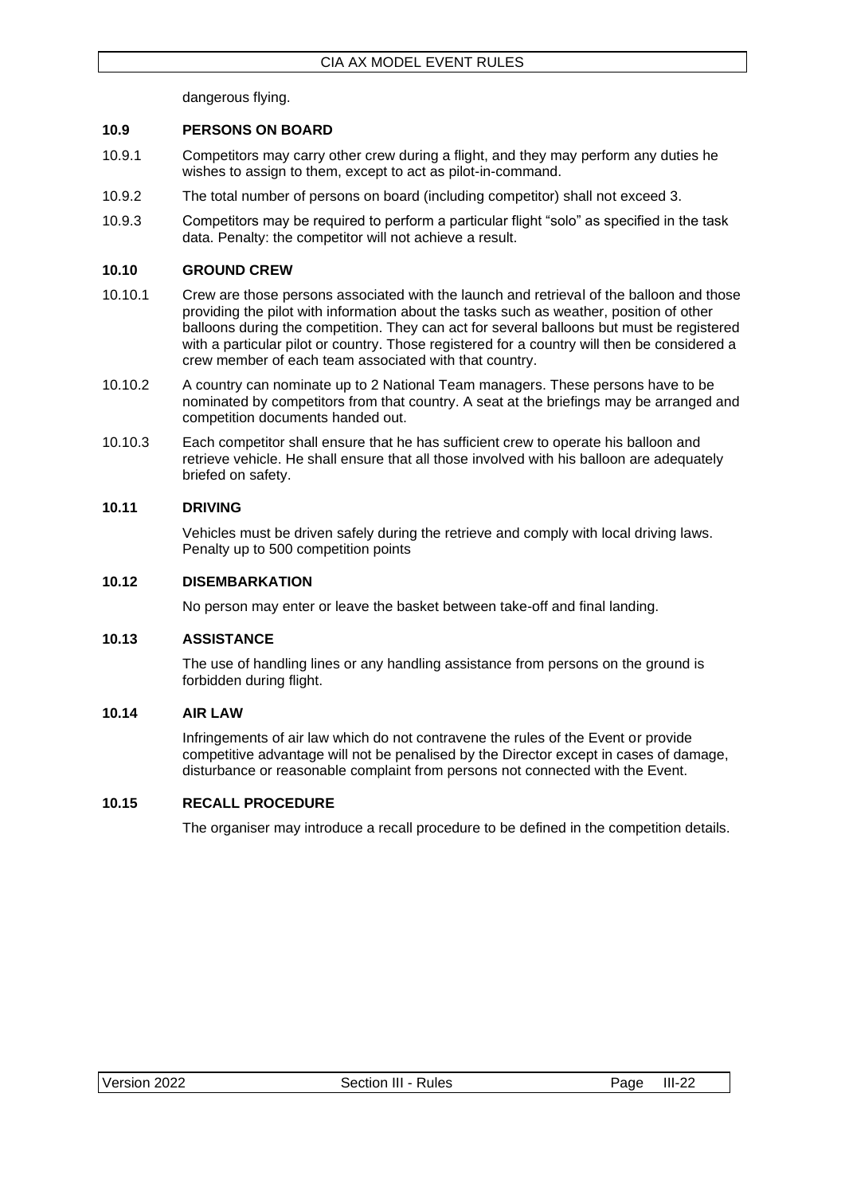dangerous flying.

### 10.9 PERSONS ON BOARD

10.9.1 Competitors may carry other crew during a flight, and they may perform any duties he wishes to assign to them, except to act as pilot-in-command.

10.9.2 The total number of persons on board (including competitor) shall not exceed 3.

10.9.3 Competitors may be required to perform a particular flight "solo" as specified in the task data. Penalty: the competitor will not achieve a result.

### 10.10 GROUND CREW

10.10.1 Crew are those persons associated with the launch and retrieval of the balloon and those providing the pilot with information about the tasks such as weather, position of other balloons during the competition. They can act for several balloons but must be registered with a particular pilot or country. Those registered for a country will then be considered a crew member of each team associated with that country.

10.10.2 A country can nominate up to 2 National Team managers. These persons have to be nominated by competitors from that country. A seat at the briefings may be arranged and competition documents handed out.

10.10.3 Each competitor shall ensure that he has sufficient crew to operate his balloon and retrieve vehicle. He shall ensure that all those involved with his balloon are adequately briefed on safety.

### 10.11 DRIVING

Vehicles must be driven safely during the retrieve and comply with local driving laws. Penalty up to 500 competition points

### 10.12 DISEMBARKATION

No person may enter or leave the basket between take-off and final landing.

### 10.13 ASSISTANCE

The use of handling lines or any handling assistance from persons on the ground is forbidden during flight.

### 10.14 AIR LAW

Infringements of air law which do not contravene the rules of the Event or provide competitive advantage will not be penalised by the Director except in cases of damage, disturbance or reasonable complaint from persons not connected with the Event.

### 10.15 RECALL PROCEDURE

The organiser may introduce a recall procedure to be defined in the competition details.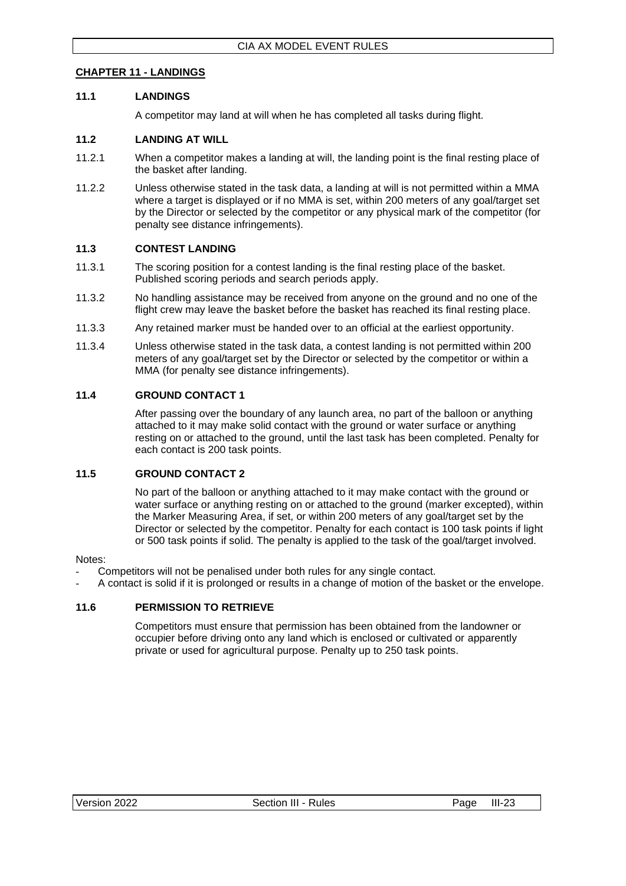## CHAPTER 11 - LANDINGS

### 11.1 LANDINGS

A competitor may land at will when he has completed all tasks during flight.

### 11.2 LANDING AT WILL

11.2.1 When a competitor makes a landing at will, the landing point is the final resting place of the basket after landing.

11.2.2 Unless otherwise stated in the task data, a landing at will is not permitted within a MMA where a target is displayed or if no MMA is set, within 200 meters of any goal/target set by the Director or selected by the competitor or any physical mark of the competitor (for penalty see distance infringements).

### 11.3 CONTEST LANDING

11.3.1 The scoring position for a contest landing is the final resting place of the basket. Published scoring periods and search periods apply.

11.3.2 No handling assistance may be received from anyone on the ground and no one of the flight crew may leave the basket before the basket has reached its final resting place.

11.3.3 Any retained marker must be handed over to an official at the earliest opportunity.

11.3.4 Unless otherwise stated in the task data, a contest landing is not permitted within 200 meters of any goal/target set by the Director or selected by the competitor or within a MMA (for penalty see distance infringements).

### 11.4 GROUND CONTACT 1

After passing over the boundary of any launch area, no part of the balloon or anything attached to it may make solid contact with the ground or water surface or anything resting on or attached to the ground, until the last task has been completed. Penalty for each contact is 200 task points.

### 11.5 GROUND CONTACT 2

No part of the balloon or anything attached to it may make contact with the ground or water surface or anything resting on or attached to the ground (marker excepted), within the Marker Measuring Area, if set, or within 200 meters of any goal/target set by the Director or selected by the competitor. Penalty for each contact is 100 task points if light or 500 task points if solid. The penalty is applied to the task of the goal/target involved.

Notes:

- Competitors will not be penalised under both rules for any single contact.
- A contact is solid if it is prolonged or results in a change of motion of the basket or the envelope.

### 11.6 PERMISSION TO RETRIEVE

Competitors must ensure that permission has been obtained from the landowner or occupier before driving onto any land which is enclosed or cultivated or apparently private or used for agricultural purpose. Penalty up to 250 task points.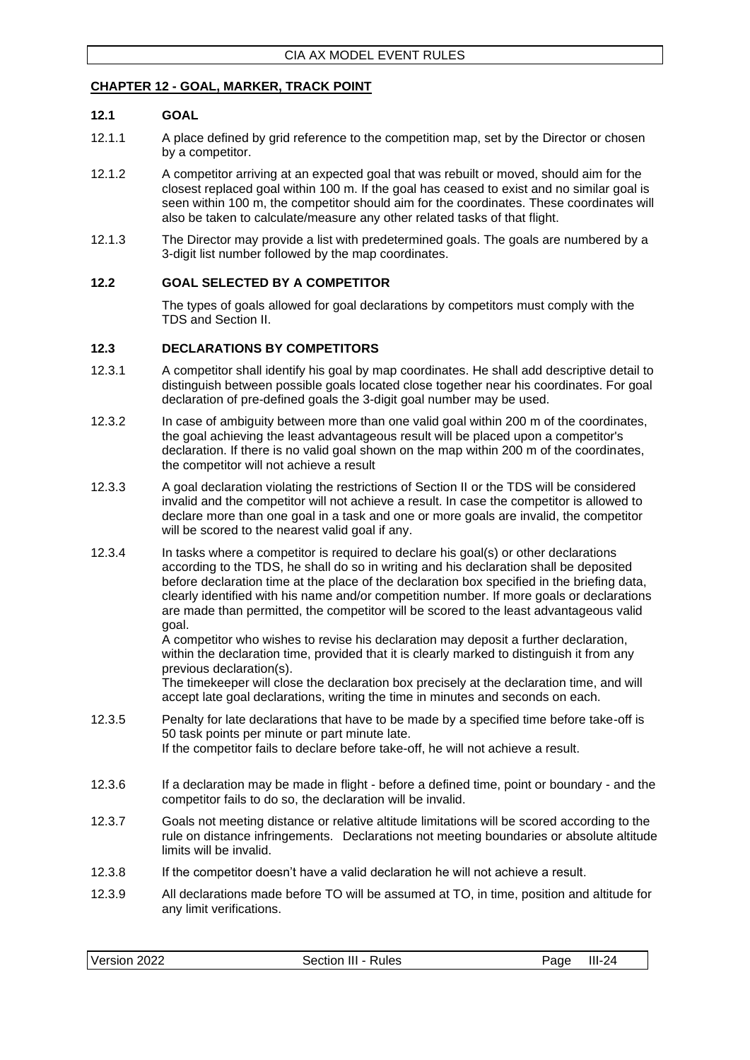## CHAPTER 12 - GOAL, MARKER, TRACK POINT

### 12.1 GOAL

12.1.1 A place defined by grid reference to the competition map, set by the Director or chosen by a competitor.

12.1.2 A competitor arriving at an expected goal that was rebuilt or moved, should aim for the closest replaced goal within 100 m. If the goal has ceased to exist and no similar goal is seen within 100 m, the competitor should aim for the coordinates. These coordinates will also be taken to calculate/measure any other related tasks of that flight.

12.1.3 The Director may provide a list with predetermined goals. The goals are numbered by a 3-digit list number followed by the map coordinates.

### 12.2 GOAL SELECTED BY A COMPETITOR

The types of goals allowed for goal declarations by competitors must comply with the TDS and Section II.

### 12.3 DECLARATIONS BY COMPETITORS

12.3.1 A competitor shall identify his goal by map coordinates. He shall add descriptive detail to distinguish between possible goals located close together near his coordinates. For goal declaration of pre-defined goals the 3-digit goal number may be used.

12.3.2 In case of ambiguity between more than one valid goal within 200 m of the coordinates, the goal achieving the least advantageous result will be placed upon a competitor's declaration. If there is no valid goal shown on the map within 200 m of the coordinates, the competitor will not achieve a result

12.3.3 A goal declaration violating the restrictions of Section II or the TDS will be considered invalid and the competitor will not achieve a result. In case the competitor is allowed to declare more than one goal in a task and one or more goals are invalid, the competitor will be scored to the nearest valid goal if any.

12.3.4 In tasks where a competitor is required to declare his goal(s) or other declarations according to the TDS, he shall do so in writing and his declaration shall be deposited before declaration time at the place of the declaration box specified in the briefing data, clearly identified with his name and/or competition number. If more goals or declarations are made than permitted, the competitor will be scored to the least advantageous valid goal.

A competitor who wishes to revise his declaration may deposit a further declaration, within the declaration time, provided that it is clearly marked to distinguish it from any previous declaration(s).

The timekeeper will close the declaration box precisely at the declaration time, and will accept late goal declarations, writing the time in minutes and seconds on each.

12.3.5 Penalty for late declarations that have to be made by a specified time before take-off is 50 task points per minute or part minute late.

If the competitor fails to declare before take-off, he will not achieve a result.

12.3.6 If a declaration may be made in flight - before a defined time, point or boundary - and the competitor fails to do so, the declaration will be invalid.

12.3.7 Goals not meeting distance or relative altitude limitations will be scored according to the rule on distance infringements. Declarations not meeting boundaries or absolute altitude limits will be invalid.

12.3.8 If the competitor doesn't have a valid declaration he will not achieve a result.

12.3.9 All declarations made before TO will be assumed at TO, in time, position and altitude for any limit verifications.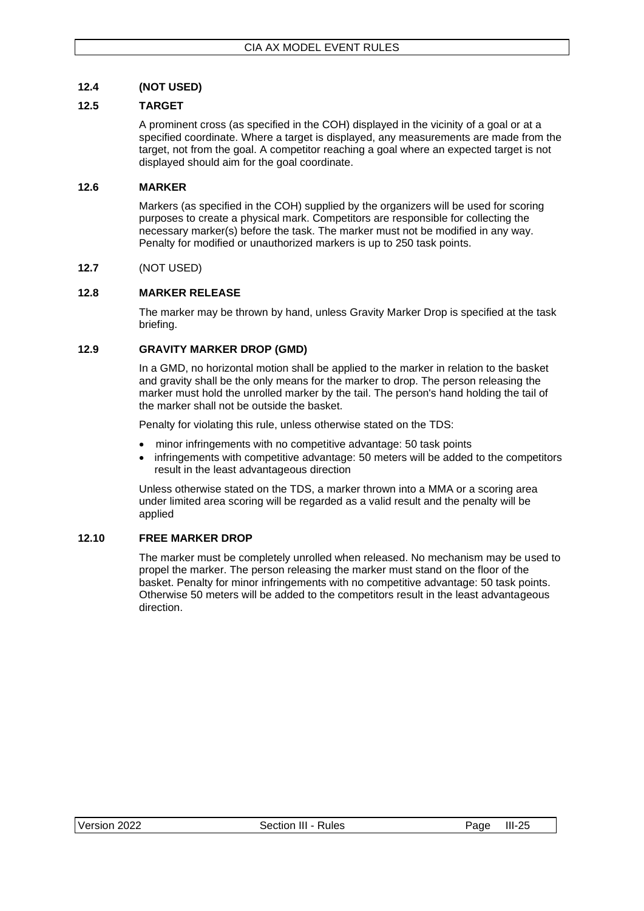### 12.4 (NOT USED)

### 12.5 TARGET

A prominent cross (as specified in the COH) displayed in the vicinity of a goal or at a specified coordinate. Where a target is displayed, any measurements are made from the target, not from the goal. A competitor reaching a goal where an expected target is not displayed should aim for the goal coordinate.

### 12.6 MARKER

Markers (as specified in the COH) supplied by the organizers will be used for scoring purposes to create a physical mark. Competitors are responsible for collecting the necessary marker(s) before the task. The marker must not be modified in any way. Penalty for modified or unauthorized markers is up to 250 task points.

**12.7** (NOT USED)

### 12.8 MARKER RELEASE

The marker may be thrown by hand, unless Gravity Marker Drop is specified at the task briefing.

### 12.9 GRAVITY MARKER DROP (GMD)

In a GMD, no horizontal motion shall be applied to the marker in relation to the basket and gravity shall be the only means for the marker to drop. The person releasing the marker must hold the unrolled marker by the tail. The person's hand holding the tail of the marker shall not be outside the basket.

Penalty for violating this rule, unless otherwise stated on the TDS:

- minor infringements with no competitive advantage: 50 task points
- infringements with competitive advantage: 50 meters will be added to the competitors result in the least advantageous direction

Unless otherwise stated on the TDS, a marker thrown into a MMA or a scoring area under limited area scoring will be regarded as a valid result and the penalty will be applied

### 12.10 FREE MARKER DROP

The marker must be completely unrolled when released. No mechanism may be used to propel the marker. The person releasing the marker must stand on the floor of the basket. Penalty for minor infringements with no competitive advantage: 50 task points. Otherwise 50 meters will be added to the competitors result in the least advantageous direction.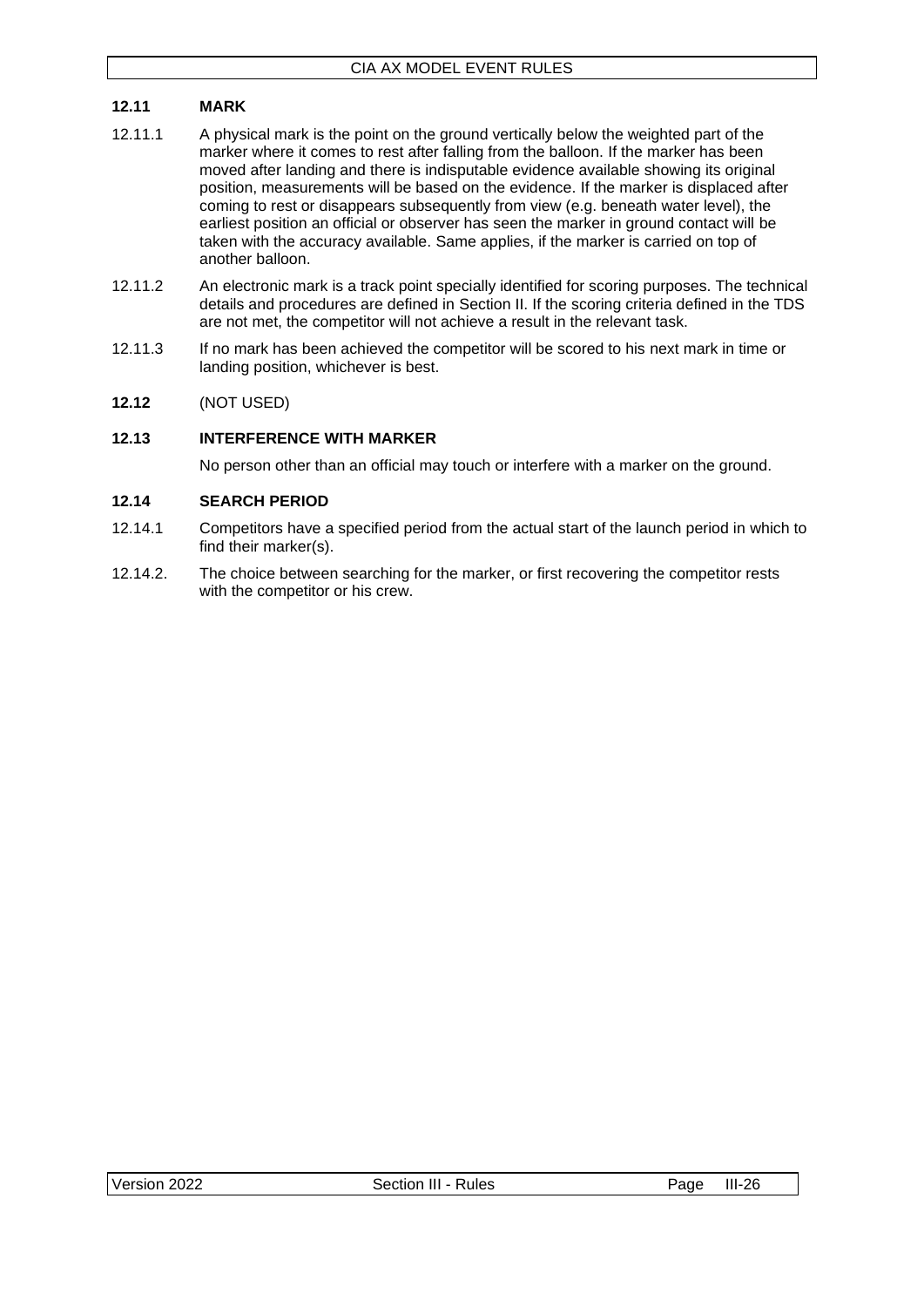### 12.11 MARK

12.11.1 A physical mark is the point on the ground vertically below the weighted part of the marker where it comes to rest after falling from the balloon. If the marker has been moved after landing and there is indisputable evidence available showing its original position, measurements will be based on the evidence. If the marker is displaced after coming to rest or disappears subsequently from view (e.g. beneath water level), the earliest position an official or observer has seen the marker in ground contact will be taken with the accuracy available. Same applies, if the marker is carried on top of another balloon.

12.11.2 An electronic mark is a track point specially identified for scoring purposes. The technical details and procedures are defined in Section II. If the scoring criteria defined in the TDS are not met, the competitor will not achieve a result in the relevant task.

12.11.3 If no mark has been achieved the competitor will be scored to his next mark in time or landing position, whichever is best.

### 12.12 (NOT USED)

### 12.13 INTERFERENCE WITH MARKER

No person other than an official may touch or interfere with a marker on the ground.

### 12.14 SEARCH PERIOD

12.14.1 Competitors have a specified period from the actual start of the launch period in which to find their marker(s).

12.14.2. The choice between searching for the marker, or first recovering the competitor rests with the competitor or his crew.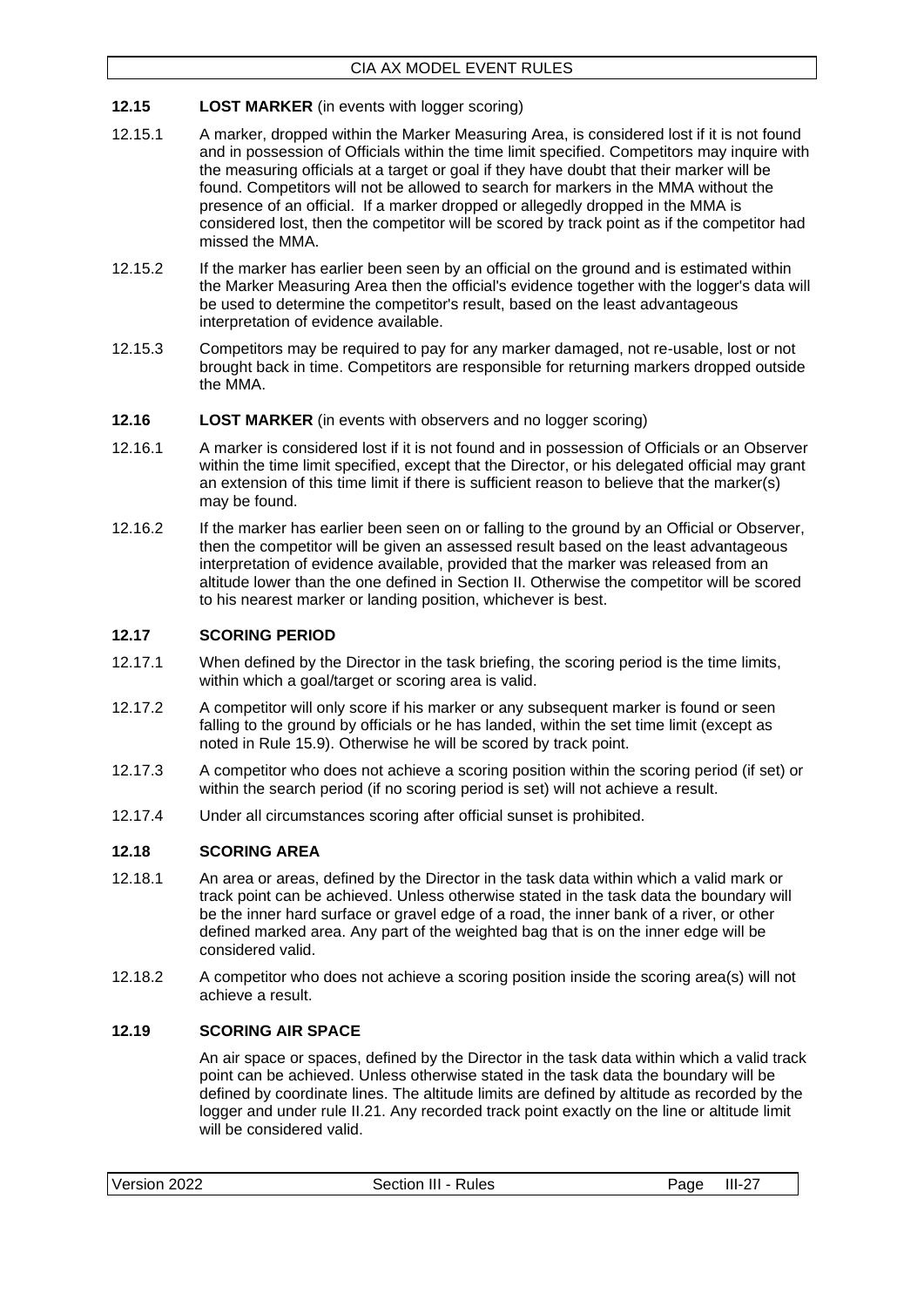### 12.15 LOST MARKER (in events with logger scoring)

12.15.1 A marker, dropped within the Marker Measuring Area, is considered lost if it is not found and in possession of Officials within the time limit specified. Competitors may inquire with the measuring officials at a target or goal if they have doubt that their marker will be found. Competitors will not be allowed to search for markers in the MMA without the presence of an official. If a marker dropped or allegedly dropped in the MMA is considered lost, then the competitor will be scored by track point as if the competitor had missed the MMA.

12.15.2 If the marker has earlier been seen by an official on the ground and is estimated within the Marker Measuring Area then the official's evidence together with the logger's data will be used to determine the competitor's result, based on the least advantageous interpretation of evidence available.

12.15.3 Competitors may be required to pay for any marker damaged, not re-usable, lost or not brought back in time. Competitors are responsible for returning markers dropped outside the MMA.

### 12.16 LOST MARKER (in events with observers and no logger scoring)

12.16.1 A marker is considered lost if it is not found and in possession of Officials or an Observer within the time limit specified, except that the Director, or his delegated official may grant an extension of this time limit if there is sufficient reason to believe that the marker(s) may be found.

12.16.2 If the marker has earlier been seen on or falling to the ground by an Official or Observer, then the competitor will be given an assessed result based on the least advantageous interpretation of evidence available, provided that the marker was released from an altitude lower than the one defined in Section II. Otherwise the competitor will be scored to his nearest marker or landing position, whichever is best.

### 12.17 SCORING PERIOD

12.17.1 When defined by the Director in the task briefing, the scoring period is the time limits, within which a goal/target or scoring area is valid.

12.17.2 A competitor will only score if his marker or any subsequent marker is found or seen falling to the ground by officials or he has landed, within the set time limit (except as noted in Rule 15.9). Otherwise he will be scored by track point.

12.17.3 A competitor who does not achieve a scoring position within the scoring period (if set) or within the search period (if no scoring period is set) will not achieve a result.

12.17.4 Under all circumstances scoring after official sunset is prohibited.

### 12.18 SCORING AREA

12.18.1 An area or areas, defined by the Director in the task data within which a valid mark or track point can be achieved. Unless otherwise stated in the task data the boundary will be the inner hard surface or gravel edge of a road, the inner bank of a river, or other defined marked area. Any part of the weighted bag that is on the inner edge will be considered valid.

12.18.2 A competitor who does not achieve a scoring position inside the scoring area(s) will not achieve a result.

### 12.19 SCORING AIR SPACE

An air space or spaces, defined by the Director in the task data within which a valid track point can be achieved. Unless otherwise stated in the task data the boundary will be defined by coordinate lines. The altitude limits are defined by altitude as recorded by the logger and under rule II.21. Any recorded track point exactly on the line or altitude limit will be considered valid.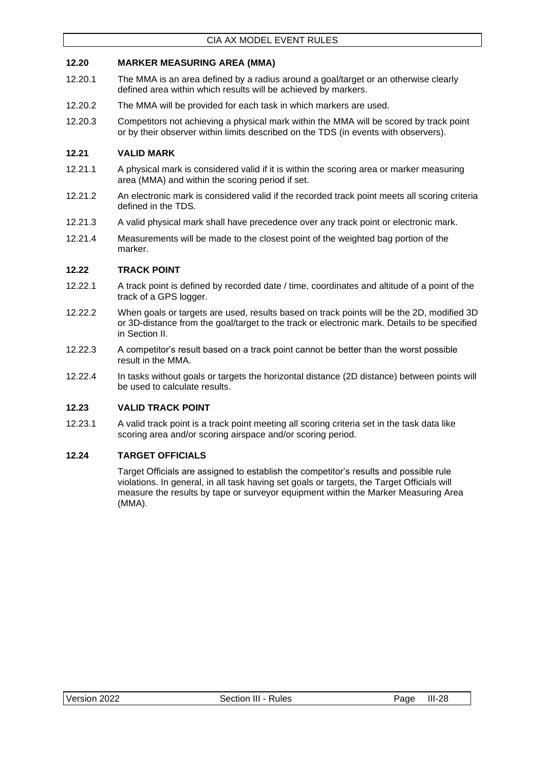### 12.20 MARKER MEASURING AREA (MMA)

12.20.1 The MMA is an area defined by a radius around a goal/target or an otherwise clearly defined area within which results will be achieved by markers.

12.20.2 The MMA will be provided for each task in which markers are used.

12.20.3 Competitors not achieving a physical mark within the MMA will be scored by track point or by their observer within limits described on the TDS (in events with observers).

### 12.21 VALID MARK

12.21.1 A physical mark is considered valid if it is within the scoring area or marker measuring area (MMA) and within the scoring period if set.

12.21.2 An electronic mark is considered valid if the recorded track point meets all scoring criteria defined in the TDS.

12.21.3 A valid physical mark shall have precedence over any track point or electronic mark.

12.21.4 Measurements will be made to the closest point of the weighted bag portion of the marker.

### 12.22 TRACK POINT

12.22.1 A track point is defined by recorded date / time, coordinates and altitude of a point of the track of a GPS logger.

12.22.2 When goals or targets are used, results based on track points will be the 2D, modified 3D or 3D-distance from the goal/target to the track or electronic mark. Details to be specified in Section II.

12.22.3 A competitor's result based on a track point cannot be better than the worst possible result in the MMA.

12.22.4 In tasks without goals or targets the horizontal distance (2D distance) between points will be used to calculate results.

### 12.23 VALID TRACK POINT

12.23.1 A valid track point is a track point meeting all scoring criteria set in the task data like scoring area and/or scoring airspace and/or scoring period.

### 12.24 TARGET OFFICIALS

Target Officials are assigned to establish the competitor's results and possible rule violations. In general, in all task having set goals or targets, the Target Officials will measure the results by tape or surveyor equipment within the Marker Measuring Area (MMA).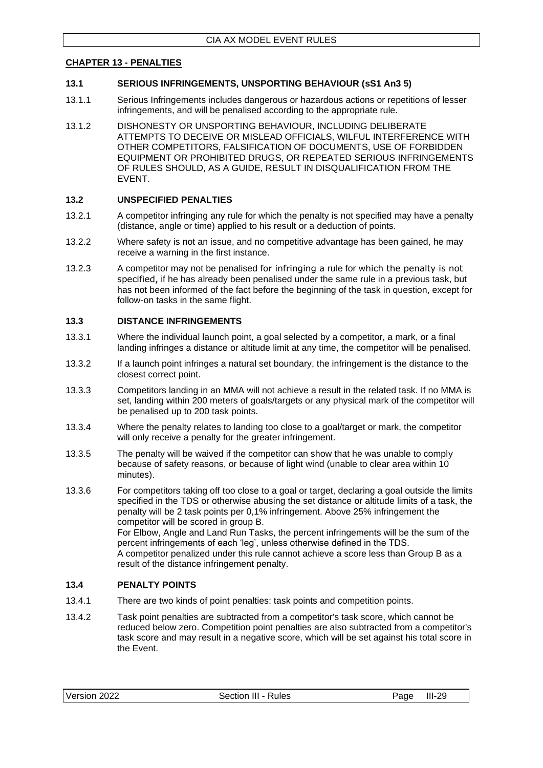## CHAPTER 13 - PENALTIES

### 13.1 SERIOUS INFRINGEMENTS, UNSPORTING BEHAVIOUR (sS1 An3 5)

13.1.1 Serious Infringements includes dangerous or hazardous actions or repetitions of lesser infringements, and will be penalised according to the appropriate rule.

13.1.2 DISHONESTY OR UNSPORTING BEHAVIOUR, INCLUDING DELIBERATE ATTEMPTS TO DECEIVE OR MISLEAD OFFICIALS, WILFUL INTERFERENCE WITH OTHER COMPETITORS, FALSIFICATION OF DOCUMENTS, USE OF FORBIDDEN EQUIPMENT OR PROHIBITED DRUGS, OR REPEATED SERIOUS INFRINGEMENTS OF RULES SHOULD, AS A GUIDE, RESULT IN DISQUALIFICATION FROM THE EVENT.

### 13.2 UNSPECIFIED PENALTIES

13.2.1 A competitor infringing any rule for which the penalty is not specified may have a penalty (distance, angle or time) applied to his result or a deduction of points.

13.2.2 Where safety is not an issue, and no competitive advantage has been gained, he may receive a warning in the first instance.

13.2.3 A competitor may not be penalised for infringing a rule for which the penalty is not specified, if he has already been penalised under the same rule in a previous task, but has not been informed of the fact before the beginning of the task in question, except for follow-on tasks in the same flight.

### 13.3 DISTANCE INFRINGEMENTS

13.3.1 Where the individual launch point, a goal selected by a competitor, a mark, or a final landing infringes a distance or altitude limit at any time, the competitor will be penalised.

13.3.2 If a launch point infringes a natural set boundary, the infringement is the distance to the closest correct point.

13.3.3 Competitors landing in an MMA will not achieve a result in the related task. If no MMA is set, landing within 200 meters of goals/targets or any physical mark of the competitor will be penalised up to 200 task points.

13.3.4 Where the penalty relates to landing too close to a goal/target or mark, the competitor will only receive a penalty for the greater infringement.

13.3.5 The penalty will be waived if the competitor can show that he was unable to comply because of safety reasons, or because of light wind (unable to clear area within 10 minutes).

13.3.6 For competitors taking off too close to a goal or target, declaring a goal outside the limits specified in the TDS or otherwise abusing the set distance or altitude limits of a task, the penalty will be 2 task points per 0,1% infringement. Above 25% infringement the competitor will be scored in group B.
For Elbow, Angle and Land Run Tasks, the percent infringements will be the sum of the percent infringements of each 'leg', unless otherwise defined in the TDS.
A competitor penalized under this rule cannot achieve a score less than Group B as a result of the distance infringement penalty.

### 13.4 PENALTY POINTS

13.4.1 There are two kinds of point penalties: task points and competition points.

13.4.2 Task point penalties are subtracted from a competitor's task score, which cannot be reduced below zero. Competition point penalties are also subtracted from a competitor's task score and may result in a negative score, which will be set against his total score in the Event.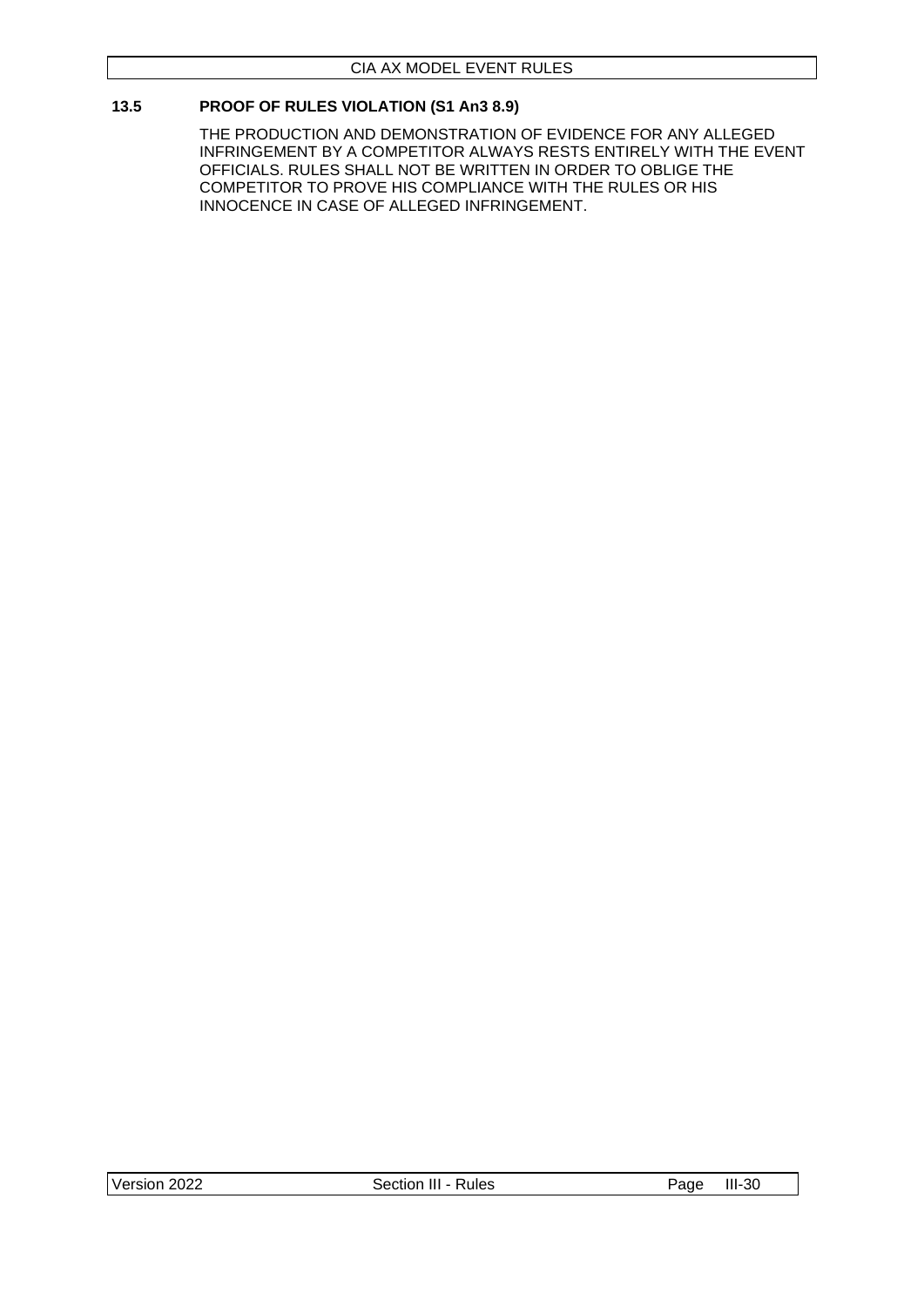### 13.5 PROOF OF RULES VIOLATION (S1 An3 8.9)

THE PRODUCTION AND DEMONSTRATION OF EVIDENCE FOR ANY ALLEGED INFRINGEMENT BY A COMPETITOR ALWAYS RESTS ENTIRELY WITH THE EVENT OFFICIALS. RULES SHALL NOT BE WRITTEN IN ORDER TO OBLIGE THE COMPETITOR TO PROVE HIS COMPLIANCE WITH THE RULES OR HIS INNOCENCE IN CASE OF ALLEGED INFRINGEMENT.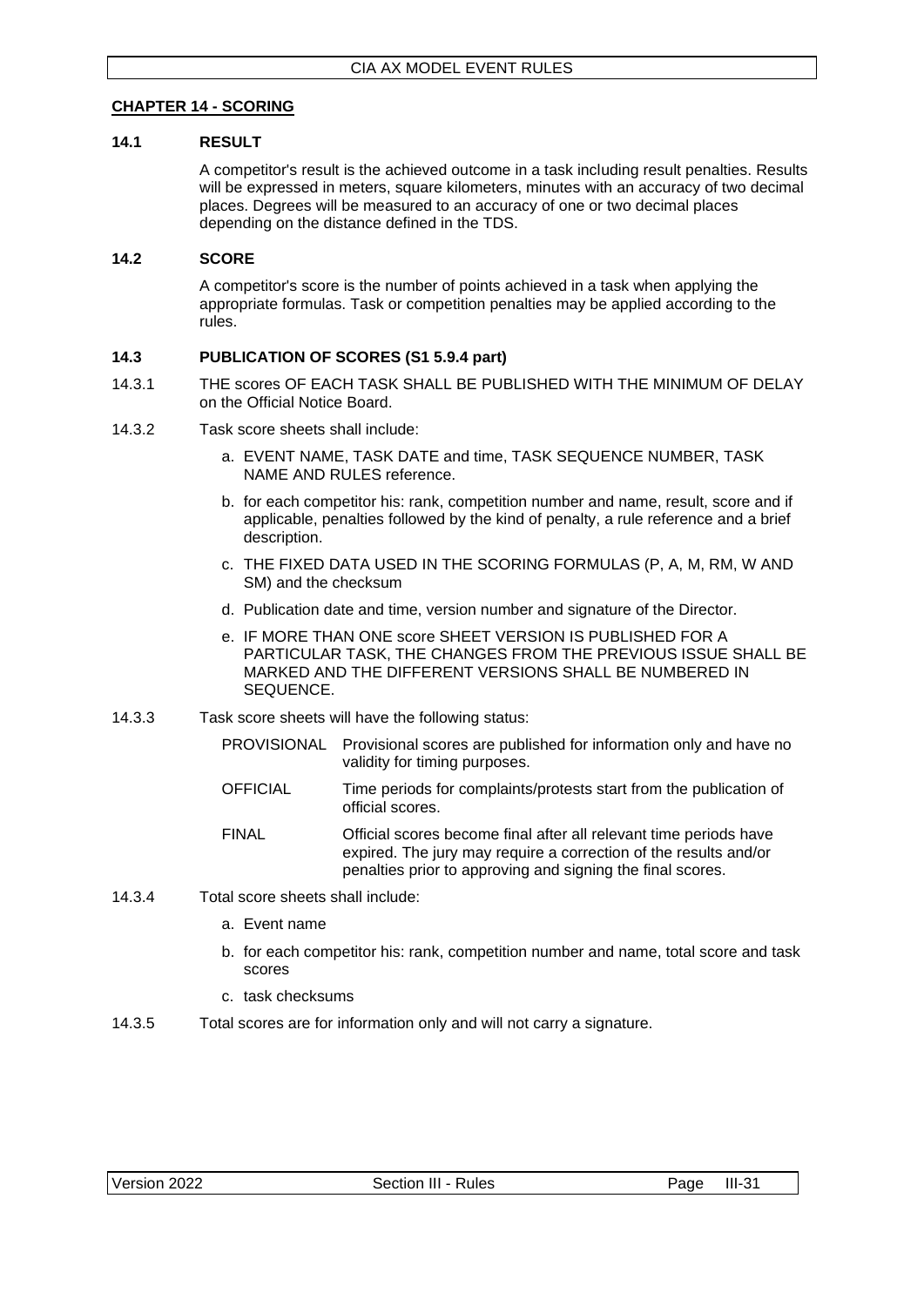## CHAPTER 14 - SCORING

### 14.1 RESULT

A competitor's result is the achieved outcome in a task including result penalties. Results will be expressed in meters, square kilometers, minutes with an accuracy of two decimal places. Degrees will be measured to an accuracy of one or two decimal places depending on the distance defined in the TDS.

### 14.2 SCORE

A competitor's score is the number of points achieved in a task when applying the appropriate formulas. Task or competition penalties may be applied according to the rules.

### 14.3 PUBLICATION OF SCORES (S1 5.9.4 part)

14.3.1 THE scores OF EACH TASK SHALL BE PUBLISHED WITH THE MINIMUM OF DELAY on the Official Notice Board.

14.3.2 Task score sheets shall include:

a. EVENT NAME, TASK DATE and time, TASK SEQUENCE NUMBER, TASK NAME AND RULES reference.

b. for each competitor his: rank, competition number and name, result, score and if applicable, penalties followed by the kind of penalty, a rule reference and a brief description.

c. THE FIXED DATA USED IN THE SCORING FORMULAS (P, A, M, RM, W AND SM) and the checksum

d. Publication date and time, version number and signature of the Director.

e. IF MORE THAN ONE score SHEET VERSION IS PUBLISHED FOR A PARTICULAR TASK, THE CHANGES FROM THE PREVIOUS ISSUE SHALL BE MARKED AND THE DIFFERENT VERSIONS SHALL BE NUMBERED IN SEQUENCE.

14.3.3 Task score sheets will have the following status:

| | |
|---|---|
| PROVISIONAL | Provisional scores are published for information only and have no validity for timing purposes. |
| OFFICIAL | Time periods for complaints/protests start from the publication of official scores. |
| FINAL | Official scores become final after all relevant time periods have expired. The jury may require a correction of the results and/or penalties prior to approving and signing the final scores. |

14.3.4 Total score sheets shall include:

a. Event name

b. for each competitor his: rank, competition number and name, total score and task scores

c. task checksums

14.3.5 Total scores are for information only and will not carry a signature.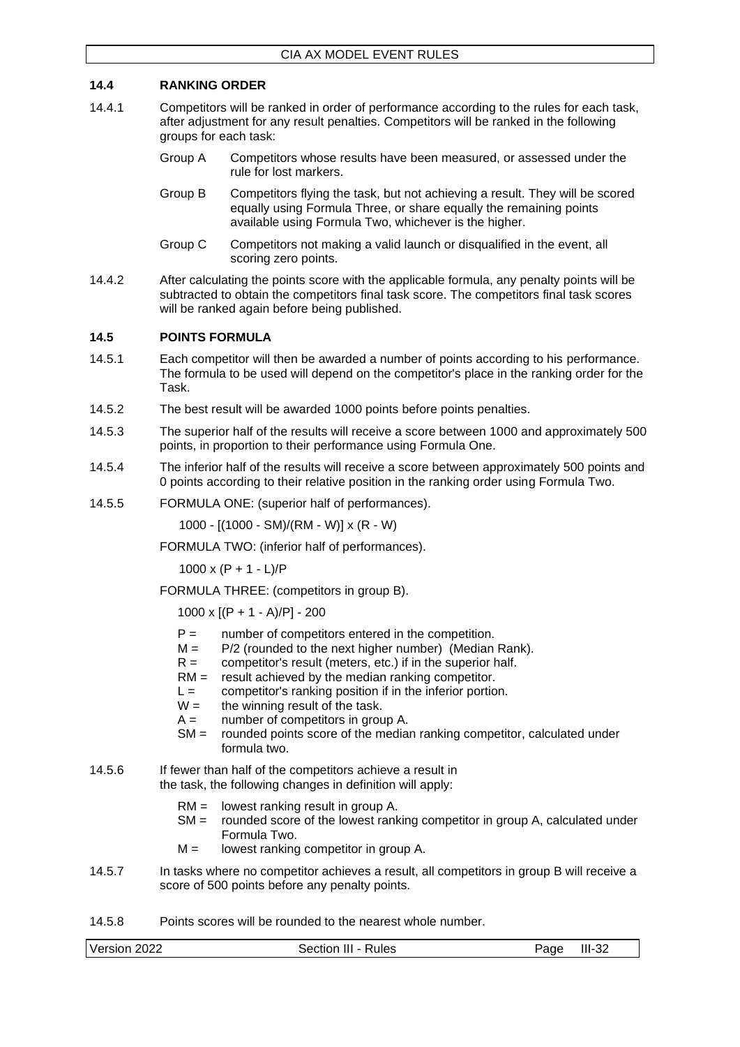## 14.4 RANKING ORDER

14.4.1 Competitors will be ranked in order of performance according to the rules for each task, after adjustment for any result penalties. Competitors will be ranked in the following groups for each task:

- Group A — Competitors whose results have been measured, or assessed under the rule for lost markers.
- Group B — Competitors flying the task, but not achieving a result. They will be scored equally using Formula Three, or share equally the remaining points available using Formula Two, whichever is the higher.
- Group C — Competitors not making a valid launch or disqualified in the event, all scoring zero points.

14.4.2 After calculating the points score with the applicable formula, any penalty points will be subtracted to obtain the competitors final task score. The competitors final task scores will be ranked again before being published.

## 14.5 POINTS FORMULA

14.5.1 Each competitor will then be awarded a number of points according to his performance. The formula to be used will depend on the competitor's place in the ranking order for the Task.

14.5.2 The best result will be awarded 1000 points before points penalties.

14.5.3 The superior half of the results will receive a score between 1000 and approximately 500 points, in proportion to their performance using Formula One.

14.5.4 The inferior half of the results will receive a score between approximately 500 points and 0 points according to their relative position in the ranking order using Formula Two.

14.5.5 FORMULA ONE: (superior half of performances).

$$1000 - [(1000 - SM)/(RM - W)] \times (R - W)$$

FORMULA TWO: (inferior half of performances).

$$1000 \times (P + 1 - L)/P$$

FORMULA THREE: (competitors in group B).

$$1000 \times [(P + 1 - A)/P] - 200$$

- $P$ = number of competitors entered in the competition.
- $M$ = P/2 (rounded to the next higher number) (Median Rank).
- $R$ = competitor's result (meters, etc.) if in the superior half.
- $RM$ = result achieved by the median ranking competitor.
- $L$ = competitor's ranking position if in the inferior portion.
- $W$ = the winning result of the task.
- $A$ = number of competitors in group A.
- $SM$ = rounded points score of the median ranking competitor, calculated under formula two.

14.5.6 If fewer than half of the competitors achieve a result in the task, the following changes in definition will apply:

- $RM$ = lowest ranking result in group A.
- $SM$ = rounded score of the lowest ranking competitor in group A, calculated under Formula Two.
- $M$ = lowest ranking competitor in group A.

14.5.7 In tasks where no competitor achieves a result, all competitors in group B will receive a score of 500 points before any penalty points.

14.5.8 Points scores will be rounded to the nearest whole number.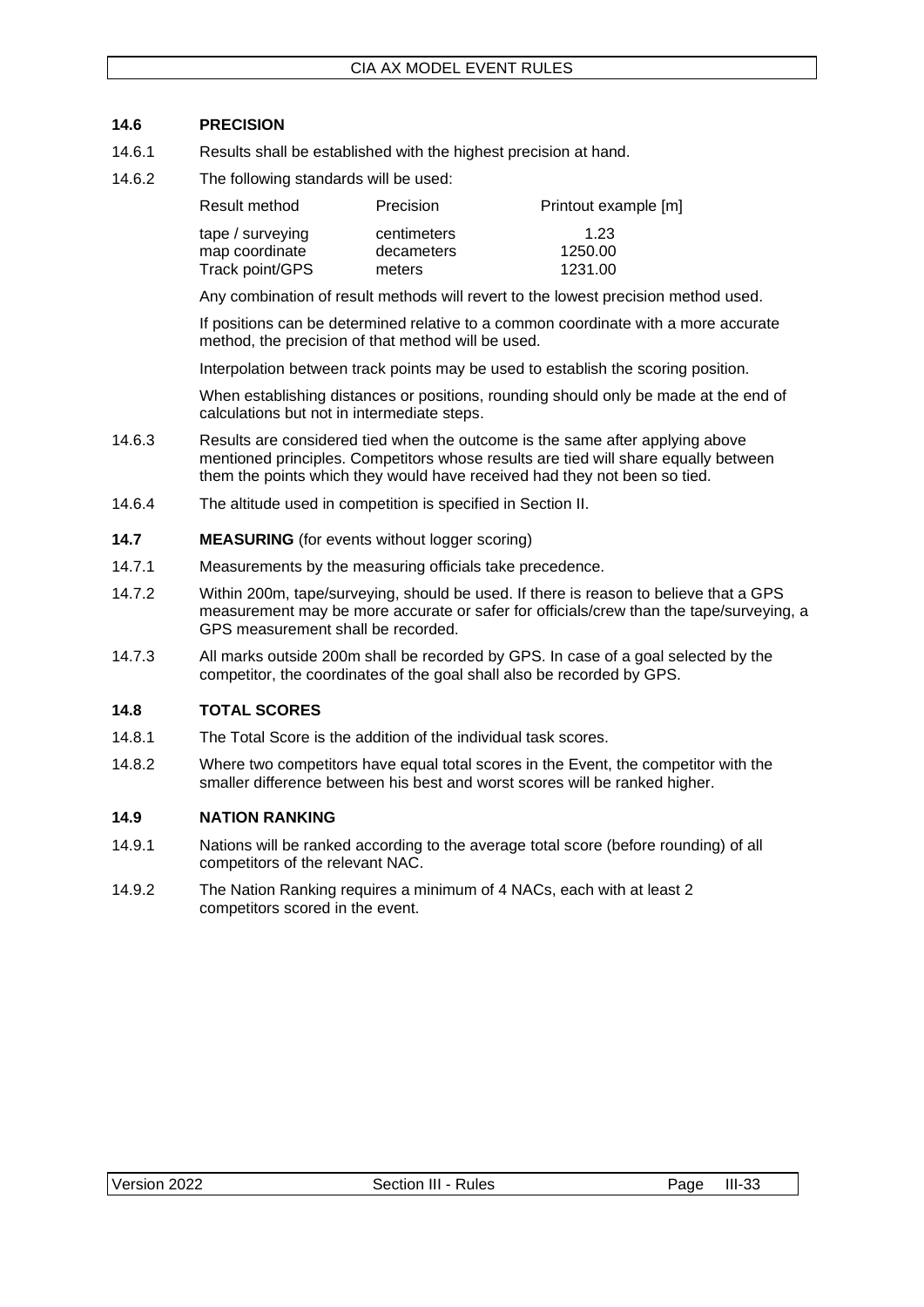### 14.6 PRECISION

14.6.1 Results shall be established with the highest precision at hand.

14.6.2 The following standards will be used:

| Result method | Precision | Printout example [m] |
|---|---|---|
| tape / surveying | centimeters | 1.23 |
| map coordinate | decameters | 1250.00 |
| Track point/GPS | meters | 1231.00 |

Any combination of result methods will revert to the lowest precision method used.

If positions can be determined relative to a common coordinate with a more accurate method, the precision of that method will be used.

Interpolation between track points may be used to establish the scoring position.

When establishing distances or positions, rounding should only be made at the end of calculations but not in intermediate steps.

14.6.3 Results are considered tied when the outcome is the same after applying above mentioned principles. Competitors whose results are tied will share equally between them the points which they would have received had they not been so tied.

14.6.4 The altitude used in competition is specified in Section II.

### 14.7 MEASURING (for events without logger scoring)

14.7.1 Measurements by the measuring officials take precedence.

14.7.2 Within 200m, tape/surveying, should be used. If there is reason to believe that a GPS measurement may be more accurate or safer for officials/crew than the tape/surveying, a GPS measurement shall be recorded.

14.7.3 All marks outside 200m shall be recorded by GPS. In case of a goal selected by the competitor, the coordinates of the goal shall also be recorded by GPS.

### 14.8 TOTAL SCORES

14.8.1 The Total Score is the addition of the individual task scores.

14.8.2 Where two competitors have equal total scores in the Event, the competitor with the smaller difference between his best and worst scores will be ranked higher.

### 14.9 NATION RANKING

14.9.1 Nations will be ranked according to the average total score (before rounding) of all competitors of the relevant NAC.

14.9.2 The Nation Ranking requires a minimum of 4 NACs, each with at least 2 competitors scored in the event.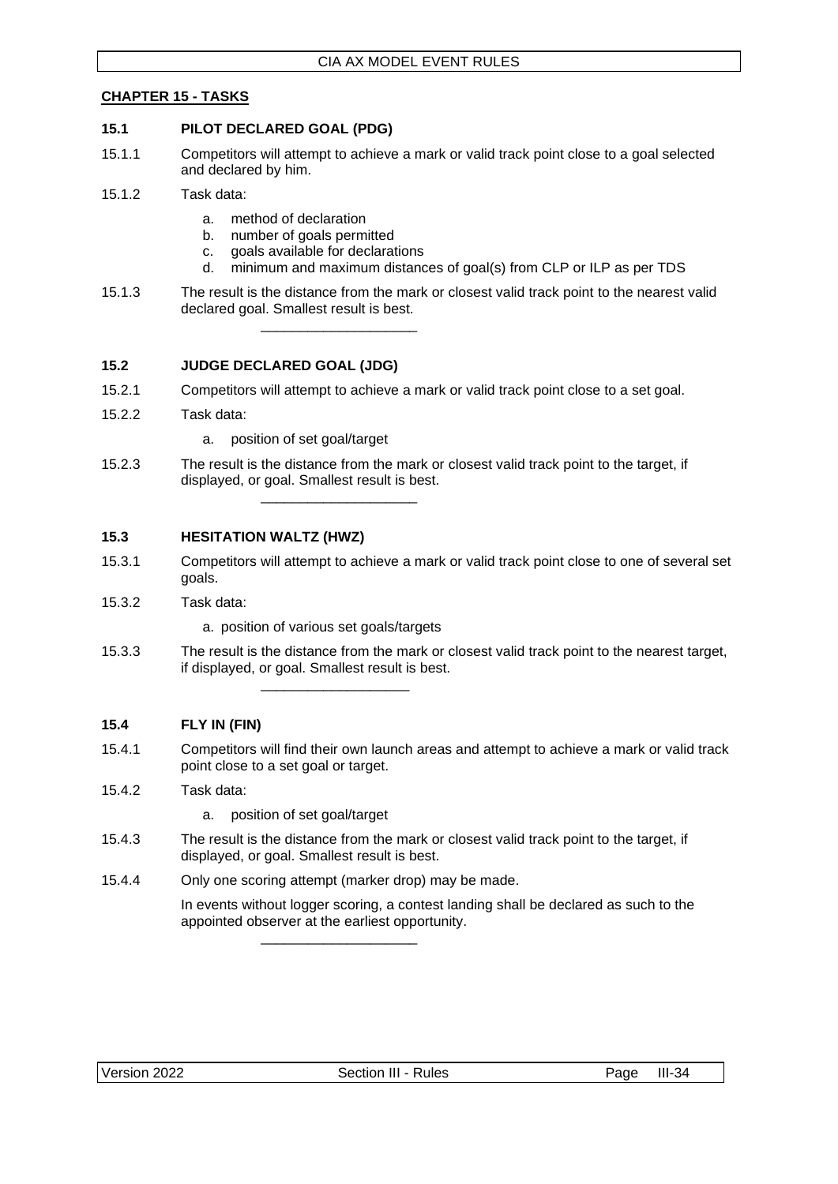## CHAPTER 15 - TASKS

### 15.1 PILOT DECLARED GOAL (PDG)

15.1.1 Competitors will attempt to achieve a mark or valid track point close to a goal selected and declared by him.

15.1.2 Task data:

- a. method of declaration
- b. number of goals permitted
- c. goals available for declarations
- d. minimum and maximum distances of goal(s) from CLP or ILP as per TDS

15.1.3 The result is the distance from the mark or closest valid track point to the nearest valid declared goal. Smallest result is best.

---

### 15.2 JUDGE DECLARED GOAL (JDG)

15.2.1 Competitors will attempt to achieve a mark or valid track point close to a set goal.

15.2.2 Task data:

- a. position of set goal/target

15.2.3 The result is the distance from the mark or closest valid track point to the target, if displayed, or goal. Smallest result is best.

---

### 15.3 HESITATION WALTZ (HWZ)

15.3.1 Competitors will attempt to achieve a mark or valid track point close to one of several set goals.

15.3.2 Task data:

- a. position of various set goals/targets

15.3.3 The result is the distance from the mark or closest valid track point to the nearest target, if displayed, or goal. Smallest result is best.

---

### 15.4 FLY IN (FIN)

15.4.1 Competitors will find their own launch areas and attempt to achieve a mark or valid track point close to a set goal or target.

15.4.2 Task data:

- a. position of set goal/target

15.4.3 The result is the distance from the mark or closest valid track point to the target, if displayed, or goal. Smallest result is best.

15.4.4 Only one scoring attempt (marker drop) may be made.

In events without logger scoring, a contest landing shall be declared as such to the appointed observer at the earliest opportunity.

---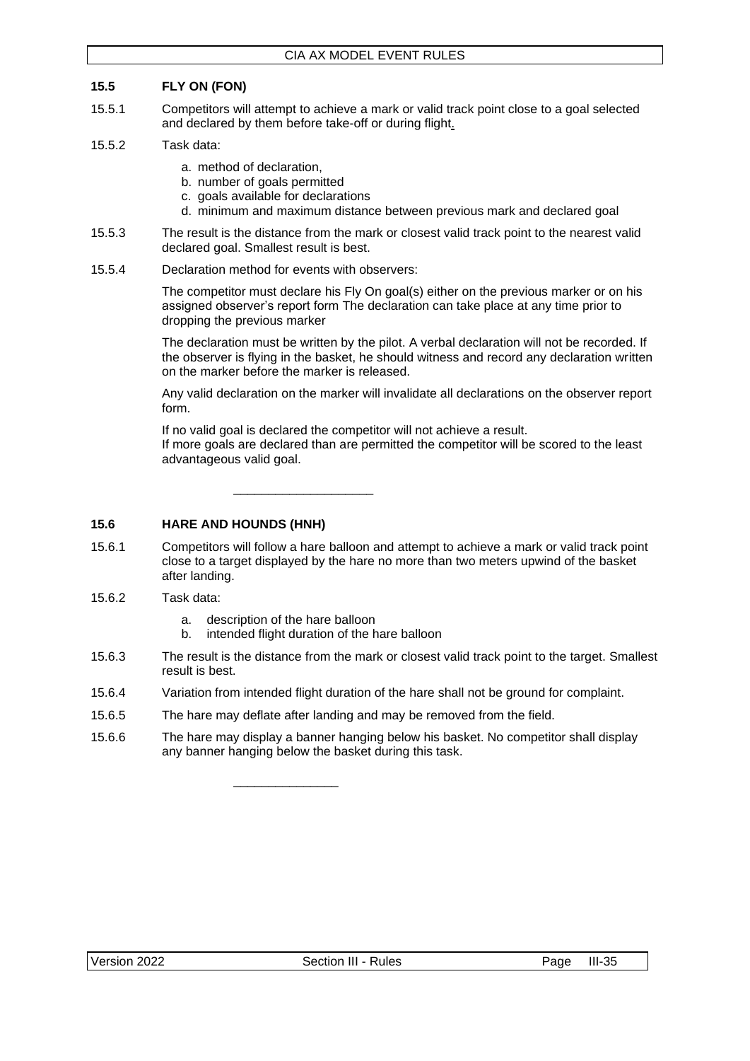### 15.5 FLY ON (FON)

15.5.1 Competitors will attempt to achieve a mark or valid track point close to a goal selected and declared by them before take-off or during flight.

15.5.2 Task data:

a. method of declaration,
b. number of goals permitted
c. goals available for declarations
d. minimum and maximum distance between previous mark and declared goal

15.5.3 The result is the distance from the mark or closest valid track point to the nearest valid declared goal. Smallest result is best.

15.5.4 Declaration method for events with observers:

The competitor must declare his Fly On goal(s) either on the previous marker or on his assigned observer's report form The declaration can take place at any time prior to dropping the previous marker

The declaration must be written by the pilot. A verbal declaration will not be recorded. If the observer is flying in the basket, he should witness and record any declaration written on the marker before the marker is released.

Any valid declaration on the marker will invalidate all declarations on the observer report form.

If no valid goal is declared the competitor will not achieve a result.
If more goals are declared than are permitted the competitor will be scored to the least advantageous valid goal.

---

### 15.6 HARE AND HOUNDS (HNH)

15.6.1 Competitors will follow a hare balloon and attempt to achieve a mark or valid track point close to a target displayed by the hare no more than two meters upwind of the basket after landing.

15.6.2 Task data:

a. description of the hare balloon
b. intended flight duration of the hare balloon

15.6.3 The result is the distance from the mark or closest valid track point to the target. Smallest result is best.

15.6.4 Variation from intended flight duration of the hare shall not be ground for complaint.

15.6.5 The hare may deflate after landing and may be removed from the field.

15.6.6 The hare may display a banner hanging below his basket. No competitor shall display any banner hanging below the basket during this task.

---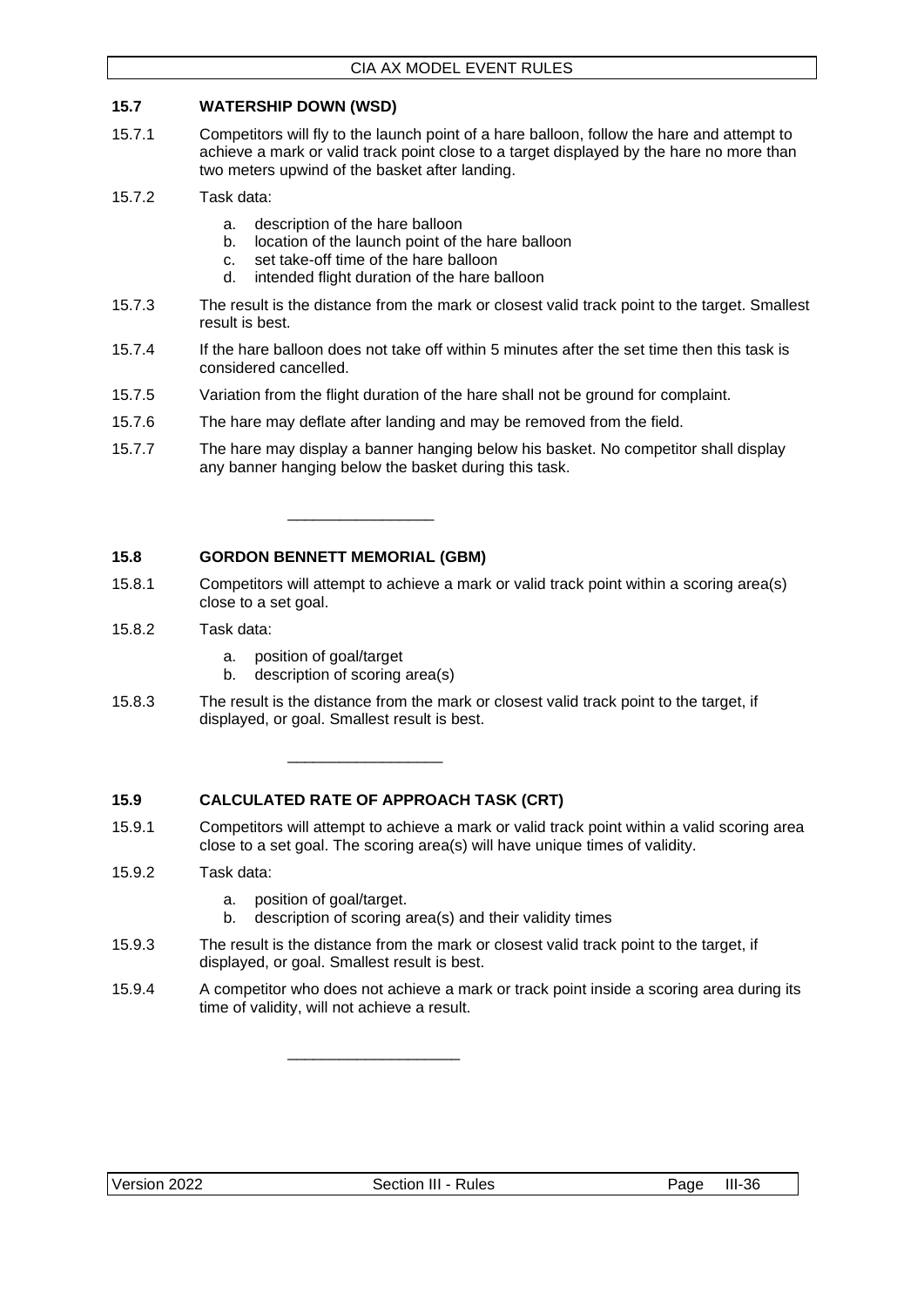### 15.7 WATERSHIP DOWN (WSD)

15.7.1 Competitors will fly to the launch point of a hare balloon, follow the hare and attempt to achieve a mark or valid track point close to a target displayed by the hare no more than two meters upwind of the basket after landing.

15.7.2 Task data:

a. description of the hare balloon
b. location of the launch point of the hare balloon
c. set take-off time of the hare balloon
d. intended flight duration of the hare balloon

15.7.3 The result is the distance from the mark or closest valid track point to the target. Smallest result is best.

15.7.4 If the hare balloon does not take off within 5 minutes after the set time then this task is considered cancelled.

15.7.5 Variation from the flight duration of the hare shall not be ground for complaint.

15.7.6 The hare may deflate after landing and may be removed from the field.

15.7.7 The hare may display a banner hanging below his basket. No competitor shall display any banner hanging below the basket during this task.

---

### 15.8 GORDON BENNETT MEMORIAL (GBM)

15.8.1 Competitors will attempt to achieve a mark or valid track point within a scoring area(s) close to a set goal.

15.8.2 Task data:

a. position of goal/target
b. description of scoring area(s)

15.8.3 The result is the distance from the mark or closest valid track point to the target, if displayed, or goal. Smallest result is best.

---

### 15.9 CALCULATED RATE OF APPROACH TASK (CRT)

15.9.1 Competitors will attempt to achieve a mark or valid track point within a valid scoring area close to a set goal. The scoring area(s) will have unique times of validity.

15.9.2 Task data:

a. position of goal/target.
b. description of scoring area(s) and their validity times

15.9.3 The result is the distance from the mark or closest valid track point to the target, if displayed, or goal. Smallest result is best.

15.9.4 A competitor who does not achieve a mark or track point inside a scoring area during its time of validity, will not achieve a result.

---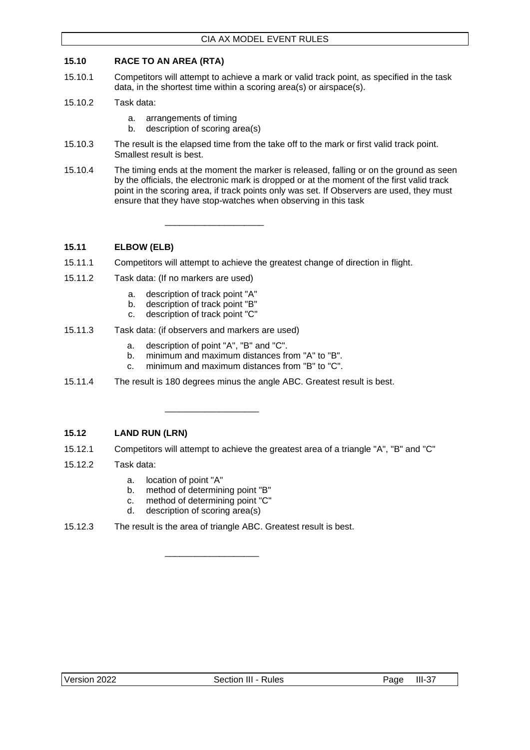## 15.10 RACE TO AN AREA (RTA)

15.10.1 Competitors will attempt to achieve a mark or valid track point, as specified in the task data, in the shortest time within a scoring area(s) or airspace(s).

15.10.2 Task data:

- a. arrangements of timing
- b. description of scoring area(s)

15.10.3 The result is the elapsed time from the take off to the mark or first valid track point. Smallest result is best.

15.10.4 The timing ends at the moment the marker is released, falling or on the ground as seen by the officials, the electronic mark is dropped or at the moment of the first valid track point in the scoring area, if track points only was set. If Observers are used, they must ensure that they have stop-watches when observing in this task

---

## 15.11 ELBOW (ELB)

15.11.1 Competitors will attempt to achieve the greatest change of direction in flight.

15.11.2 Task data: (If no markers are used)

- a. description of track point "A"
- b. description of track point "B"
- c. description of track point "C"

15.11.3 Task data: (if observers and markers are used)

- a. description of point "A", "B" and "C".
- b. minimum and maximum distances from "A" to "B".
- c. minimum and maximum distances from "B" to "C".

15.11.4 The result is 180 degrees minus the angle ABC. Greatest result is best.

---

## 15.12 LAND RUN (LRN)

15.12.1 Competitors will attempt to achieve the greatest area of a triangle "A", "B" and "C"

15.12.2 Task data:

- a. location of point "A"
- b. method of determining point "B"
- c. method of determining point "C"
- d. description of scoring area(s)

15.12.3 The result is the area of triangle ABC. Greatest result is best.

---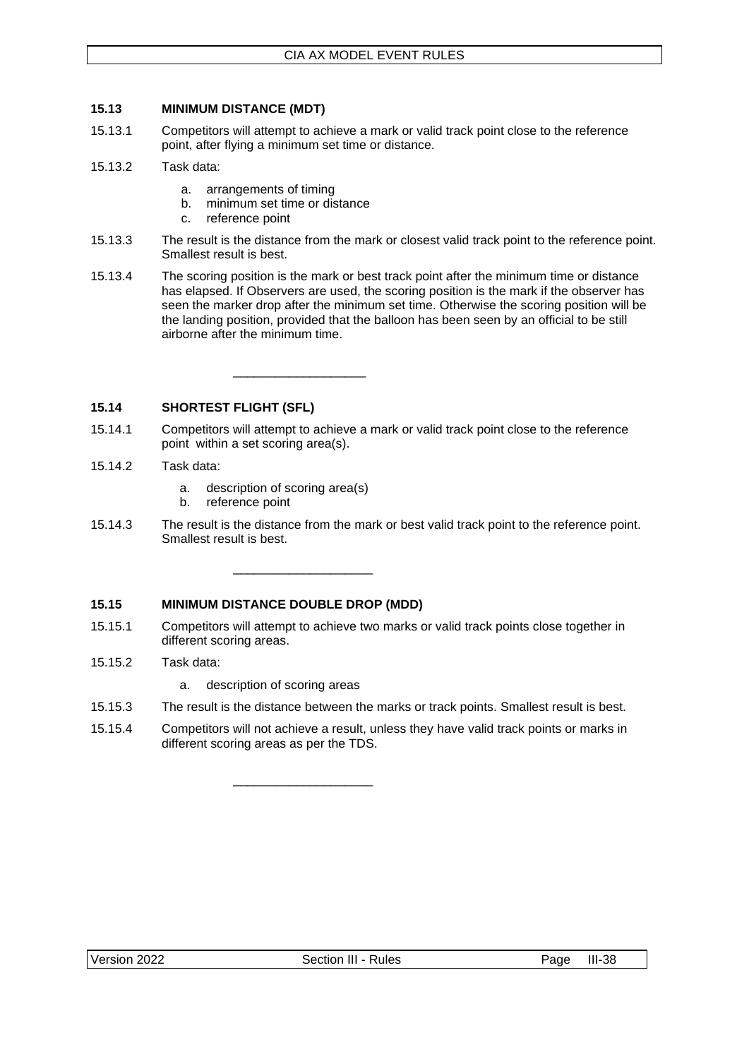### 15.13 MINIMUM DISTANCE (MDT)

15.13.1 Competitors will attempt to achieve a mark or valid track point close to the reference point, after flying a minimum set time or distance.

15.13.2 Task data:

a. arrangements of timing
b. minimum set time or distance
c. reference point

15.13.3 The result is the distance from the mark or closest valid track point to the reference point. Smallest result is best.

15.13.4 The scoring position is the mark or best track point after the minimum time or distance has elapsed. If Observers are used, the scoring position is the mark if the observer has seen the marker drop after the minimum set time. Otherwise the scoring position will be the landing position, provided that the balloon has been seen by an official to be still airborne after the minimum time.

---

### 15.14 SHORTEST FLIGHT (SFL)

15.14.1 Competitors will attempt to achieve a mark or valid track point close to the reference point within a set scoring area(s).

15.14.2 Task data:

a. description of scoring area(s)
b. reference point

15.14.3 The result is the distance from the mark or best valid track point to the reference point. Smallest result is best.

---

### 15.15 MINIMUM DISTANCE DOUBLE DROP (MDD)

15.15.1 Competitors will attempt to achieve two marks or valid track points close together in different scoring areas.

15.15.2 Task data:

a. description of scoring areas

15.15.3 The result is the distance between the marks or track points. Smallest result is best.

15.15.4 Competitors will not achieve a result, unless they have valid track points or marks in different scoring areas as per the TDS.

---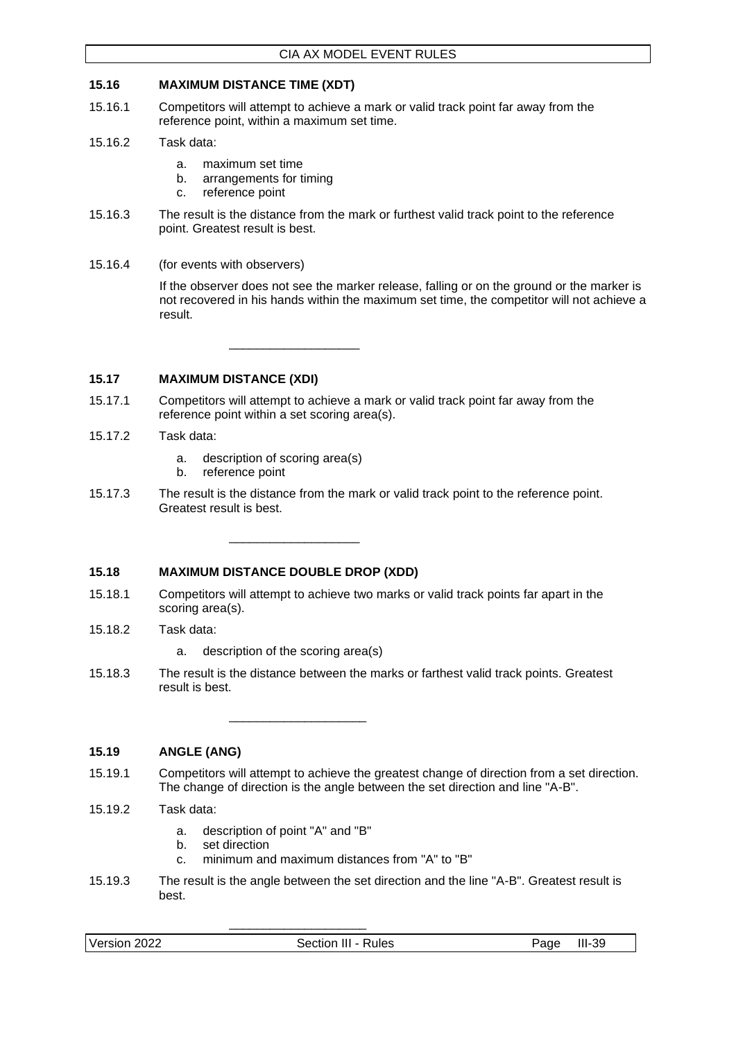## 15.16 MAXIMUM DISTANCE TIME (XDT)

15.16.1 Competitors will attempt to achieve a mark or valid track point far away from the reference point, within a maximum set time.

15.16.2 Task data:

- a. maximum set time
- b. arrangements for timing
- c. reference point

15.16.3 The result is the distance from the mark or furthest valid track point to the reference point. Greatest result is best.

15.16.4 (for events with observers)

If the observer does not see the marker release, falling or on the ground or the marker is not recovered in his hands within the maximum set time, the competitor will not achieve a result.

___________________

## 15.17 MAXIMUM DISTANCE (XDI)

15.17.1 Competitors will attempt to achieve a mark or valid track point far away from the reference point within a set scoring area(s).

15.17.2 Task data:

- a. description of scoring area(s)
- b. reference point

15.17.3 The result is the distance from the mark or valid track point to the reference point. Greatest result is best.

___________________

## 15.18 MAXIMUM DISTANCE DOUBLE DROP (XDD)

15.18.1 Competitors will attempt to achieve two marks or valid track points far apart in the scoring area(s).

15.18.2 Task data:

- a. description of the scoring area(s)

15.18.3 The result is the distance between the marks or farthest valid track points. Greatest result is best.

___________________

## 15.19 ANGLE (ANG)

15.19.1 Competitors will attempt to achieve the greatest change of direction from a set direction. The change of direction is the angle between the set direction and line "A-B".

15.19.2 Task data:

- a. description of point "A" and "B"
- b. set direction
- c. minimum and maximum distances from "A" to "B"

15.19.3 The result is the angle between the set direction and the line "A-B". Greatest result is best.

___________________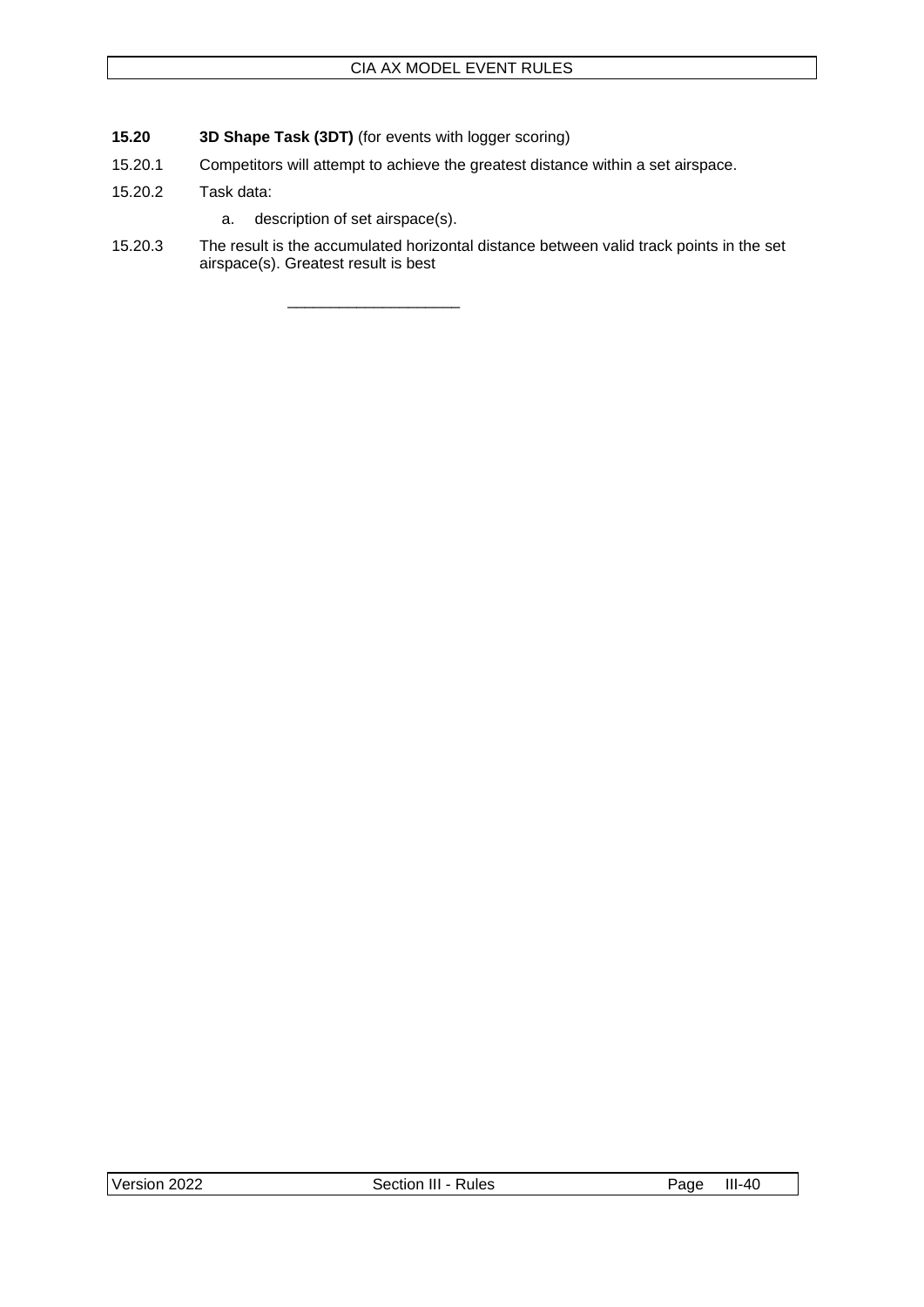**15.20 3D Shape Task (3DT)** (for events with logger scoring)

15.20.1 Competitors will attempt to achieve the greatest distance within a set airspace.

15.20.2 Task data:

a. description of set airspace(s).

15.20.3 The result is the accumulated horizontal distance between valid track points in the set airspace(s). Greatest result is best

\_\_\_\_\_\_\_\_\_\_\_\_\_\_\_\_\_\_\_\_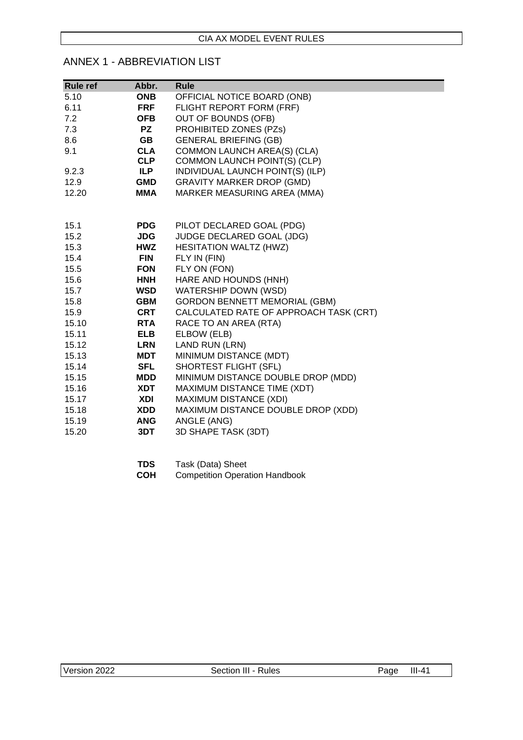## ANNEX 1 - ABBREVIATION LIST

| Rule ref | Abbr. | Rule |
|---|---|---|
| 5.10 | **ONB** | OFFICIAL NOTICE BOARD (ONB) |
| 6.11 | **FRF** | FLIGHT REPORT FORM (FRF) |
| 7.2 | **OFB** | OUT OF BOUNDS (OFB) |
| 7.3 | **PZ** | PROHIBITED ZONES (PZs) |
| 8.6 | **GB** | GENERAL BRIEFING (GB) |
| 9.1 | **CLA** | COMMON LAUNCH AREA(S) (CLA) |
| | **CLP** | COMMON LAUNCH POINT(S) (CLP) |
| 9.2.3 | **ILP** | INDIVIDUAL LAUNCH POINT(S) (ILP) |
| 12.9 | **GMD** | GRAVITY MARKER DROP (GMD) |
| 12.20 | **MMA** | MARKER MEASURING AREA (MMA) |
| | | |
| 15.1 | **PDG** | PILOT DECLARED GOAL (PDG) |
| 15.2 | **JDG** | JUDGE DECLARED GOAL (JDG) |
| 15.3 | **HWZ** | HESITATION WALTZ (HWZ) |
| 15.4 | **FIN** | FLY IN (FIN) |
| 15.5 | **FON** | FLY ON (FON) |
| 15.6 | **HNH** | HARE AND HOUNDS (HNH) |
| 15.7 | **WSD** | WATERSHIP DOWN (WSD) |
| 15.8 | **GBM** | GORDON BENNETT MEMORIAL (GBM) |
| 15.9 | **CRT** | CALCULATED RATE OF APPROACH TASK (CRT) |
| 15.10 | **RTA** | RACE TO AN AREA (RTA) |
| 15.11 | **ELB** | ELBOW (ELB) |
| 15.12 | **LRN** | LAND RUN (LRN) |
| 15.13 | **MDT** | MINIMUM DISTANCE (MDT) |
| 15.14 | **SFL** | SHORTEST FLIGHT (SFL) |
| 15.15 | **MDD** | MINIMUM DISTANCE DOUBLE DROP (MDD) |
| 15.16 | **XDT** | MAXIMUM DISTANCE TIME (XDT) |
| 15.17 | **XDI** | MAXIMUM DISTANCE (XDI) |
| 15.18 | **XDD** | MAXIMUM DISTANCE DOUBLE DROP (XDD) |
| 15.19 | **ANG** | ANGLE (ANG) |
| 15.20 | **3DT** | 3D SHAPE TASK (3DT) |
| | | |
| | **TDS** | Task (Data) Sheet |
| | **COH** | Competition Operation Handbook |